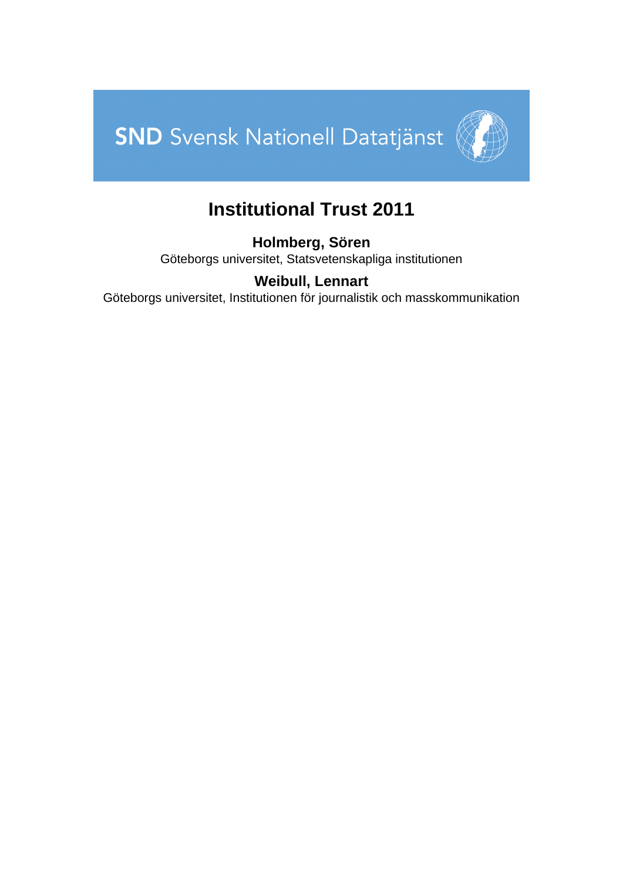SND Svensk Nationell Datatjänst

# Institutional Trust 2011

**Holmberg, Sören**
Göteborgs universitet, Statsvetenskapliga institutionen

**Weibull, Lennart**
Göteborgs universitet, Institutionen för journalistik och masskommunikation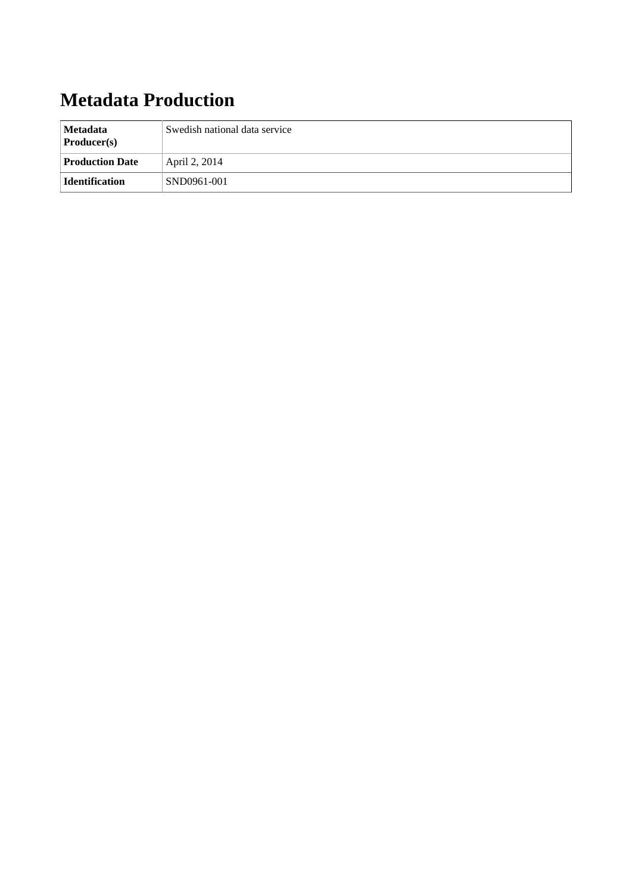# Metadata Production

| | |
|---|---|
| **Metadata Producer(s)** | Swedish national data service |
| **Production Date** | April 2, 2014 |
| **Identification** | SND0961-001 |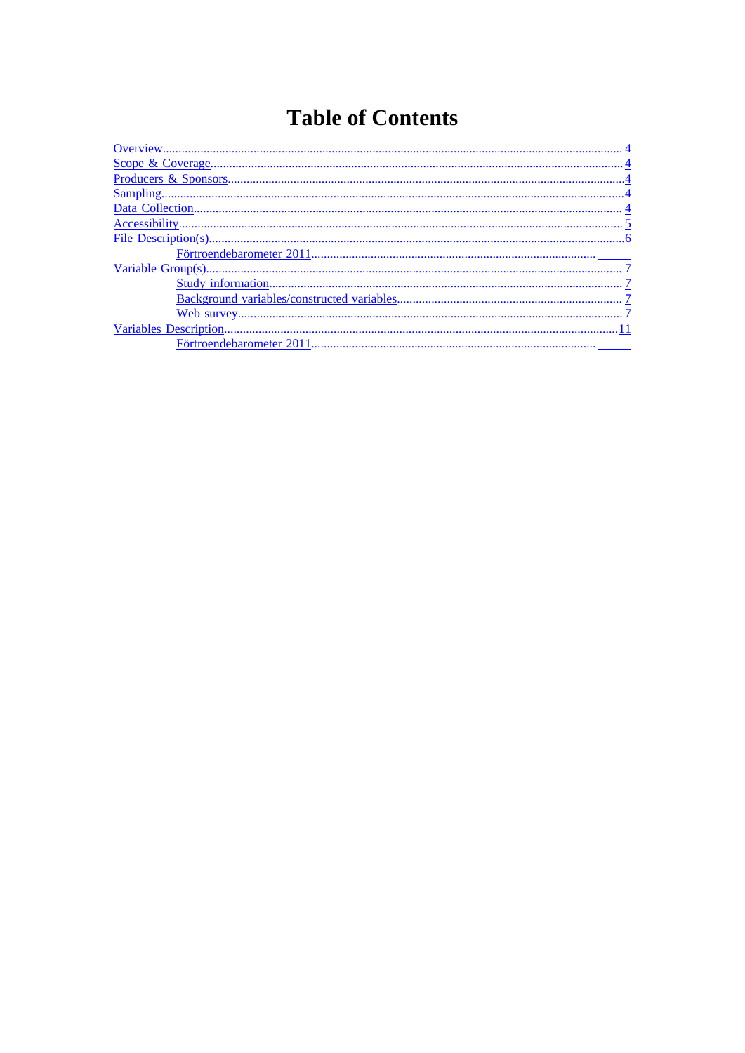# Table of Contents

- Overview ..... 4
- Scope & Coverage ..... 4
- Producers & Sponsors ..... 4
- Sampling ..... 4
- Data Collection ..... 4
- Accessibility ..... 5
- File Description(s) ..... 6
    - Förtroendebarometer 2011 .....
- Variable Group(s) ..... 7
    - Study information ..... 7
    - Background variables/constructed variables ..... 7
    - Web survey ..... 7
- Variables Description ..... 11
    - Förtroendebarometer 2011 .....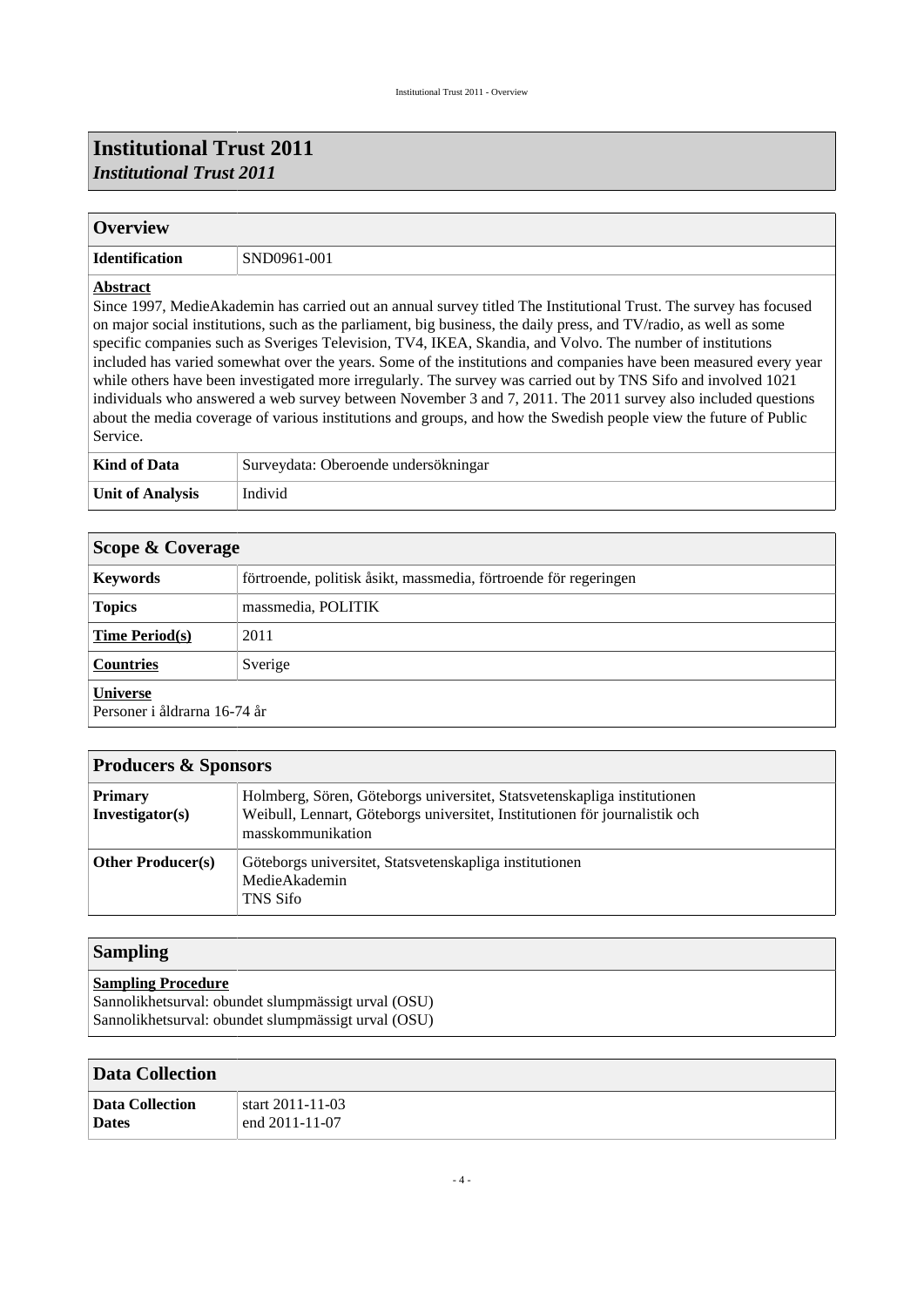# Institutional Trust 2011

*Institutional Trust 2011*

## Overview

| | |
|---|---|
| **Identification** | SND0961-001 |

**Abstract**

Since 1997, MedieAkademin has carried out an annual survey titled The Institutional Trust. The survey has focused on major social institutions, such as the parliament, big business, the daily press, and TV/radio, as well as some specific companies such as Sveriges Television, TV4, IKEA, Skandia, and Volvo. The number of institutions included has varied somewhat over the years. Some of the institutions and companies have been measured every year while others have been investigated more irregularly. The survey was carried out by TNS Sifo and involved 1021 individuals who answered a web survey between November 3 and 7, 2011. The 2011 survey also included questions about the media coverage of various institutions and groups, and how the Swedish people view the future of Public Service.

| | |
|---|---|
| **Kind of Data** | Surveydata: Oberoende undersökningar |
| **Unit of Analysis** | Individ |

## Scope & Coverage

| | |
|---|---|
| **Keywords** | förtroende, politisk åsikt, massmedia, förtroende för regeringen |
| **Topics** | massmedia, POLITIK |
| **Time Period(s)** | 2011 |
| **Countries** | Sverige |

**Universe**

Personer i åldrarna 16-74 år

## Producers & Sponsors

| | |
|---|---|
| **Primary Investigator(s)** | Holmberg, Sören, Göteborgs universitet, Statsvetenskapliga institutionen<br>Weibull, Lennart, Göteborgs universitet, Institutionen för journalistik och masskommunikation |
| **Other Producer(s)** | Göteborgs universitet, Statsvetenskapliga institutionen<br>MedieAkademin<br>TNS Sifo |

## Sampling

**Sampling Procedure**

Sannolikhetsurval: obundet slumpmässigt urval (OSU)
Sannolikhetsurval: obundet slumpmässigt urval (OSU)

## Data Collection

| | |
|---|---|
| **Data Collection Dates** | start 2011-11-03<br>end 2011-11-07 |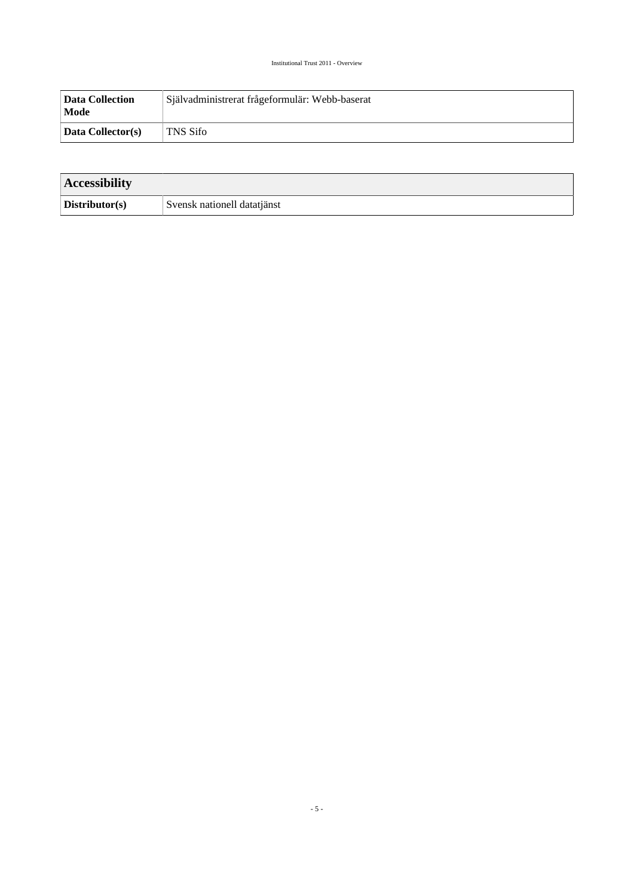| Data Collection Mode | Självadministrerat frågeformulär: Webb-baserat |
| --- | --- |
| Data Collector(s) | TNS Sifo |

| Accessibility | |
| --- | --- |
| Distributor(s) | Svensk nationell datatjänst |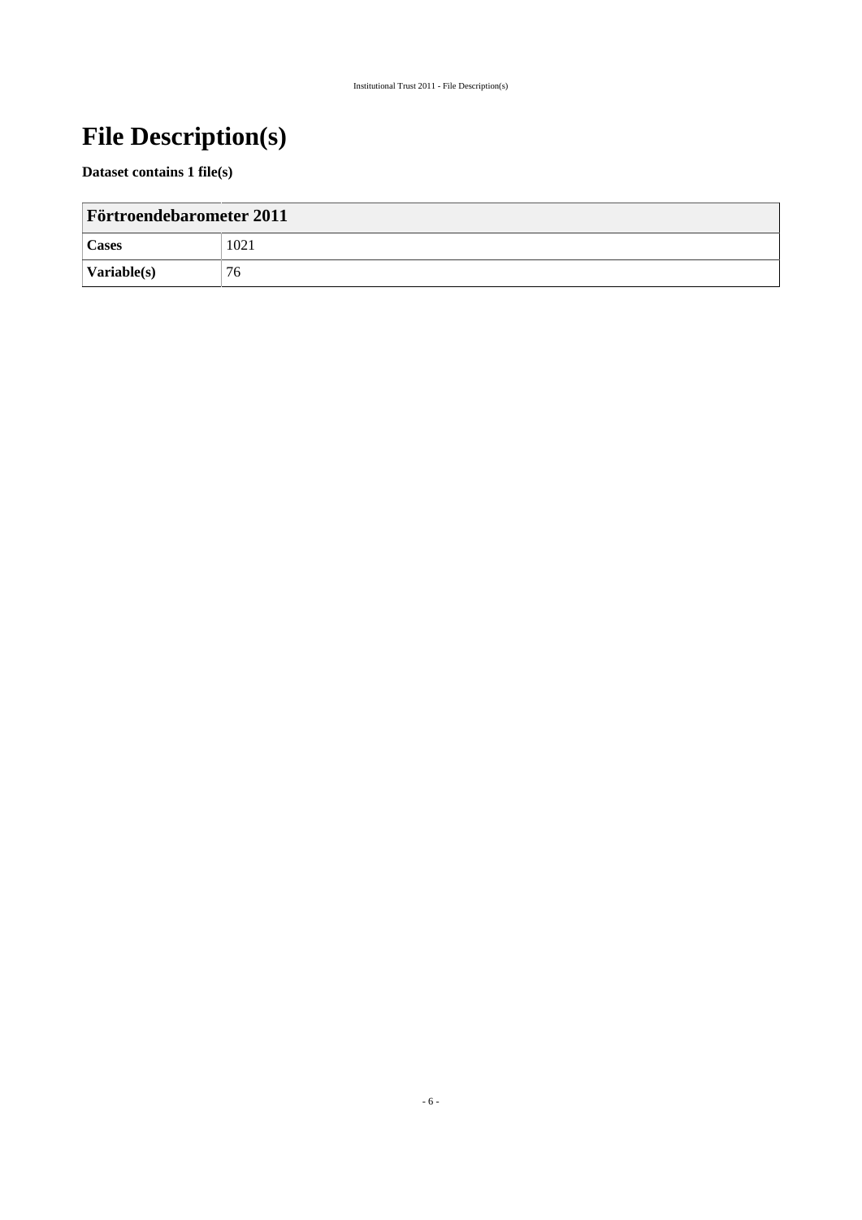# File Description(s)

**Dataset contains 1 file(s)**

| Förtroendebarometer 2011 | |
|---|---|
| **Cases** | 1021 |
| **Variable(s)** | 76 |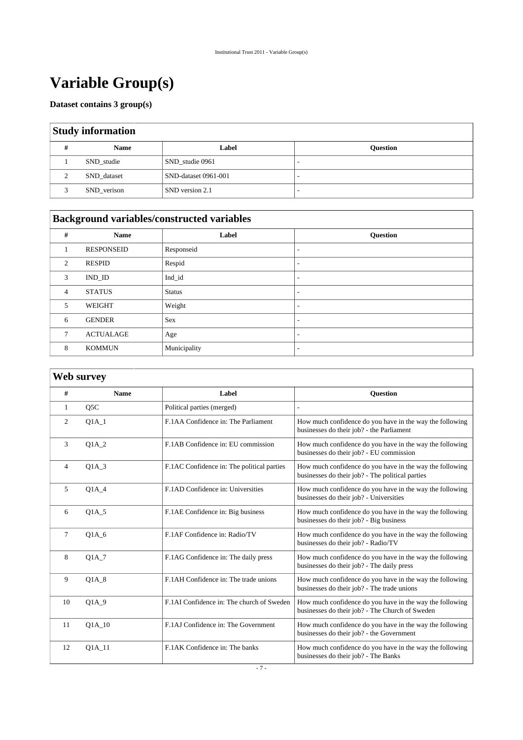# Variable Group(s)

**Dataset contains 3 group(s)**

## Study information

| # | Name | Label | Question |
|---|---|---|---|
| 1 | SND_studie | SND_studie 0961 | - |
| 2 | SND_dataset | SND-dataset 0961-001 | - |
| 3 | SND_verison | SND version 2.1 | - |

## Background variables/constructed variables

| # | Name | Label | Question |
|---|---|---|---|
| 1 | RESPONSEID | Responseid | - |
| 2 | RESPID | Respid | - |
| 3 | IND_ID | Ind_id | - |
| 4 | STATUS | Status | - |
| 5 | WEIGHT | Weight | - |
| 6 | GENDER | Sex | - |
| 7 | ACTUALAGE | Age | - |
| 8 | KOMMUN | Municipality | - |

## Web survey

| # | Name | Label | Question |
|---|---|---|---|
| 1 | Q5C | Political parties (merged) | - |
| 2 | Q1A_1 | F.1AA Confidence in: The Parliament | How much confidence do you have in the way the following businesses do their job? - the Parliament |
| 3 | Q1A_2 | F.1AB Confidence in: EU commission | How much confidence do you have in the way the following businesses do their job? - EU commission |
| 4 | Q1A_3 | F.1AC Confidence in: The political parties | How much confidence do you have in the way the following businesses do their job? - The political parties |
| 5 | Q1A_4 | F.1AD Confidence in: Universities | How much confidence do you have in the way the following businesses do their job? - Universities |
| 6 | Q1A_5 | F.1AE Confidence in: Big business | How much confidence do you have in the way the following businesses do their job? - Big business |
| 7 | Q1A_6 | F.1AF Confidence in: Radio/TV | How much confidence do you have in the way the following businesses do their job? - Radio/TV |
| 8 | Q1A_7 | F.1AG Confidence in: The daily press | How much confidence do you have in the way the following businesses do their job? - The daily press |
| 9 | Q1A_8 | F.1AH Confidence in: The trade unions | How much confidence do you have in the way the following businesses do their job? - The trade unions |
| 10 | Q1A_9 | F.1AI Confidence in: The church of Sweden | How much confidence do you have in the way the following businesses do their job? - The Church of Sweden |
| 11 | Q1A_10 | F.1AJ Confidence in: The Government | How much confidence do you have in the way the following businesses do their job? - the Government |
| 12 | Q1A_11 | F.1AK Confidence in: The banks | How much confidence do you have in the way the following businesses do their job? - The Banks |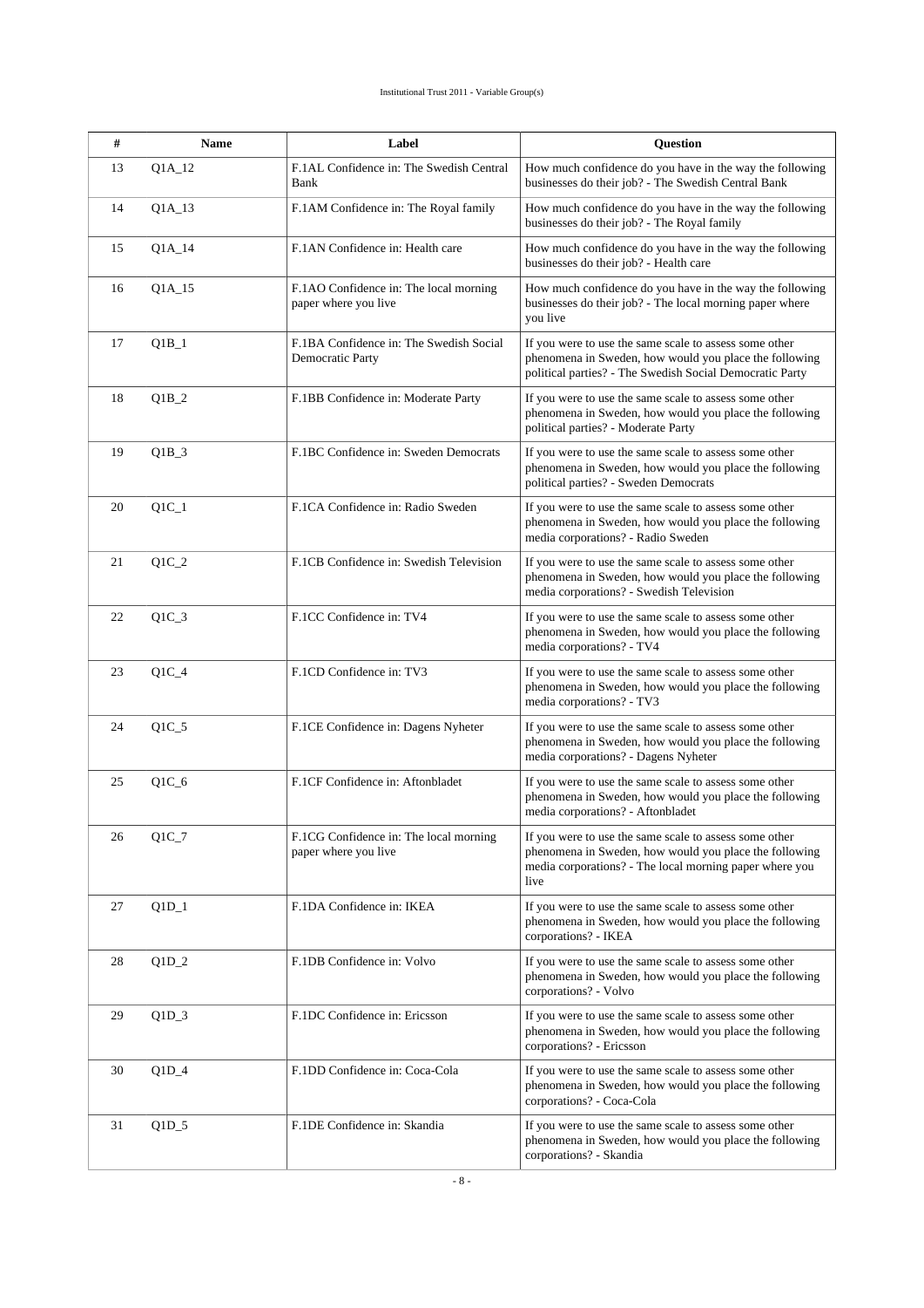| # | Name | Label | Question |
|---|---|---|---|
| 13 | Q1A_12 | F.1AL Confidence in: The Swedish Central Bank | How much confidence do you have in the way the following businesses do their job? - The Swedish Central Bank |
| 14 | Q1A_13 | F.1AM Confidence in: The Royal family | How much confidence do you have in the way the following businesses do their job? - The Royal family |
| 15 | Q1A_14 | F.1AN Confidence in: Health care | How much confidence do you have in the way the following businesses do their job? - Health care |
| 16 | Q1A_15 | F.1AO Confidence in: The local morning paper where you live | How much confidence do you have in the way the following businesses do their job? - The local morning paper where you live |
| 17 | Q1B_1 | F.1BA Confidence in: The Swedish Social Democratic Party | If you were to use the same scale to assess some other phenomena in Sweden, how would you place the following political parties? - The Swedish Social Democratic Party |
| 18 | Q1B_2 | F.1BB Confidence in: Moderate Party | If you were to use the same scale to assess some other phenomena in Sweden, how would you place the following political parties? - Moderate Party |
| 19 | Q1B_3 | F.1BC Confidence in: Sweden Democrats | If you were to use the same scale to assess some other phenomena in Sweden, how would you place the following political parties? - Sweden Democrats |
| 20 | Q1C_1 | F.1CA Confidence in: Radio Sweden | If you were to use the same scale to assess some other phenomena in Sweden, how would you place the following media corporations? - Radio Sweden |
| 21 | Q1C_2 | F.1CB Confidence in: Swedish Television | If you were to use the same scale to assess some other phenomena in Sweden, how would you place the following media corporations? - Swedish Television |
| 22 | Q1C_3 | F.1CC Confidence in: TV4 | If you were to use the same scale to assess some other phenomena in Sweden, how would you place the following media corporations? - TV4 |
| 23 | Q1C_4 | F.1CD Confidence in: TV3 | If you were to use the same scale to assess some other phenomena in Sweden, how would you place the following media corporations? - TV3 |
| 24 | Q1C_5 | F.1CE Confidence in: Dagens Nyheter | If you were to use the same scale to assess some other phenomena in Sweden, how would you place the following media corporations? - Dagens Nyheter |
| 25 | Q1C_6 | F.1CF Confidence in: Aftonbladet | If you were to use the same scale to assess some other phenomena in Sweden, how would you place the following media corporations? - Aftonbladet |
| 26 | Q1C_7 | F.1CG Confidence in: The local morning paper where you live | If you were to use the same scale to assess some other phenomena in Sweden, how would you place the following media corporations? - The local morning paper where you live |
| 27 | Q1D_1 | F.1DA Confidence in: IKEA | If you were to use the same scale to assess some other phenomena in Sweden, how would you place the following corporations? - IKEA |
| 28 | Q1D_2 | F.1DB Confidence in: Volvo | If you were to use the same scale to assess some other phenomena in Sweden, how would you place the following corporations? - Volvo |
| 29 | Q1D_3 | F.1DC Confidence in: Ericsson | If you were to use the same scale to assess some other phenomena in Sweden, how would you place the following corporations? - Ericsson |
| 30 | Q1D_4 | F.1DD Confidence in: Coca-Cola | If you were to use the same scale to assess some other phenomena in Sweden, how would you place the following corporations? - Coca-Cola |
| 31 | Q1D_5 | F.1DE Confidence in: Skandia | If you were to use the same scale to assess some other phenomena in Sweden, how would you place the following corporations? - Skandia |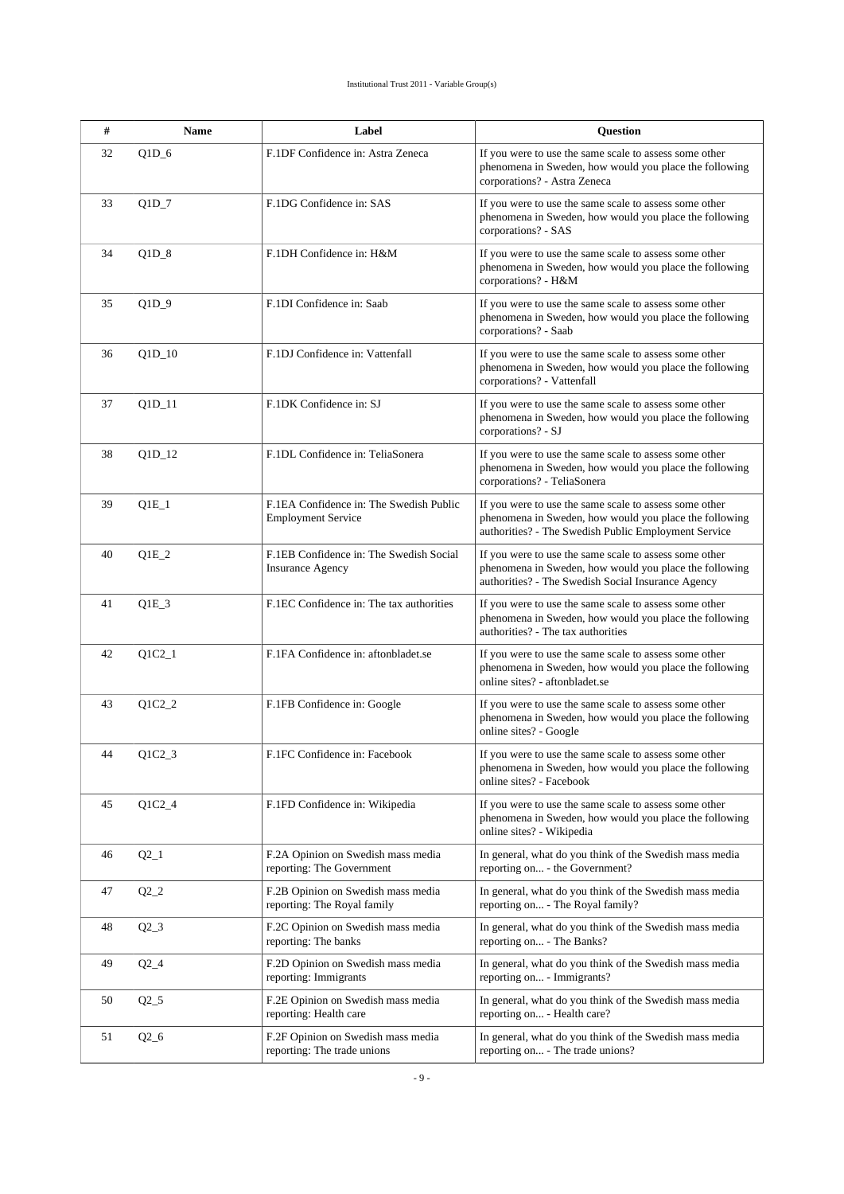| # | Name | Label | Question |
|---|---|---|---|
| 32 | Q1D_6 | F.1DF Confidence in: Astra Zeneca | If you were to use the same scale to assess some other phenomena in Sweden, how would you place the following corporations? - Astra Zeneca |
| 33 | Q1D_7 | F.1DG Confidence in: SAS | If you were to use the same scale to assess some other phenomena in Sweden, how would you place the following corporations? - SAS |
| 34 | Q1D_8 | F.1DH Confidence in: H&M | If you were to use the same scale to assess some other phenomena in Sweden, how would you place the following corporations? - H&M |
| 35 | Q1D_9 | F.1DI Confidence in: Saab | If you were to use the same scale to assess some other phenomena in Sweden, how would you place the following corporations? - Saab |
| 36 | Q1D_10 | F.1DJ Confidence in: Vattenfall | If you were to use the same scale to assess some other phenomena in Sweden, how would you place the following corporations? - Vattenfall |
| 37 | Q1D_11 | F.1DK Confidence in: SJ | If you were to use the same scale to assess some other phenomena in Sweden, how would you place the following corporations? - SJ |
| 38 | Q1D_12 | F.1DL Confidence in: TeliaSonera | If you were to use the same scale to assess some other phenomena in Sweden, how would you place the following corporations? - TeliaSonera |
| 39 | Q1E_1 | F.1EA Confidence in: The Swedish Public Employment Service | If you were to use the same scale to assess some other phenomena in Sweden, how would you place the following authorities? - The Swedish Public Employment Service |
| 40 | Q1E_2 | F.1EB Confidence in: The Swedish Social Insurance Agency | If you were to use the same scale to assess some other phenomena in Sweden, how would you place the following authorities? - The Swedish Social Insurance Agency |
| 41 | Q1E_3 | F.1EC Confidence in: The tax authorities | If you were to use the same scale to assess some other phenomena in Sweden, how would you place the following authorities? - The tax authorities |
| 42 | Q1C2_1 | F.1FA Confidence in: aftonbladet.se | If you were to use the same scale to assess some other phenomena in Sweden, how would you place the following online sites? - aftonbladet.se |
| 43 | Q1C2_2 | F.1FB Confidence in: Google | If you were to use the same scale to assess some other phenomena in Sweden, how would you place the following online sites? - Google |
| 44 | Q1C2_3 | F.1FC Confidence in: Facebook | If you were to use the same scale to assess some other phenomena in Sweden, how would you place the following online sites? - Facebook |
| 45 | Q1C2_4 | F.1FD Confidence in: Wikipedia | If you were to use the same scale to assess some other phenomena in Sweden, how would you place the following online sites? - Wikipedia |
| 46 | Q2_1 | F.2A Opinion on Swedish mass media reporting: The Government | In general, what do you think of the Swedish mass media reporting on... - the Government? |
| 47 | Q2_2 | F.2B Opinion on Swedish mass media reporting: The Royal family | In general, what do you think of the Swedish mass media reporting on... - The Royal family? |
| 48 | Q2_3 | F.2C Opinion on Swedish mass media reporting: The banks | In general, what do you think of the Swedish mass media reporting on... - The Banks? |
| 49 | Q2_4 | F.2D Opinion on Swedish mass media reporting: Immigrants | In general, what do you think of the Swedish mass media reporting on... - Immigrants? |
| 50 | Q2_5 | F.2E Opinion on Swedish mass media reporting: Health care | In general, what do you think of the Swedish mass media reporting on... - Health care? |
| 51 | Q2_6 | F.2F Opinion on Swedish mass media reporting: The trade unions | In general, what do you think of the Swedish mass media reporting on... - The trade unions? |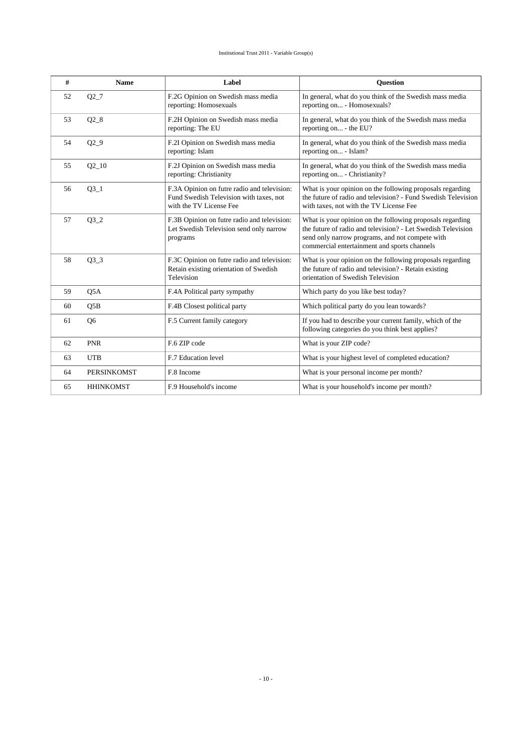| # | Name | Label | Question |
|---|---|---|---|
| 52 | Q2_7 | F.2G Opinion on Swedish mass media reporting: Homosexuals | In general, what do you think of the Swedish mass media reporting on... - Homosexuals? |
| 53 | Q2_8 | F.2H Opinion on Swedish mass media reporting: The EU | In general, what do you think of the Swedish mass media reporting on... - the EU? |
| 54 | Q2_9 | F.2I Opinion on Swedish mass media reporting: Islam | In general, what do you think of the Swedish mass media reporting on... - Islam? |
| 55 | Q2_10 | F.2J Opinion on Swedish mass media reporting: Christianity | In general, what do you think of the Swedish mass media reporting on... - Christianity? |
| 56 | Q3_1 | F.3A Opinion on futre radio and television: Fund Swedish Television with taxes, not with the TV License Fee | What is your opinion on the following proposals regarding the future of radio and television? - Fund Swedish Television with taxes, not with the TV License Fee |
| 57 | Q3_2 | F.3B Opinion on futre radio and television: Let Swedish Television send only narrow programs | What is your opinion on the following proposals regarding the future of radio and television? - Let Swedish Television send only narrow programs, and not compete with commercial entertainment and sports channels |
| 58 | Q3_3 | F.3C Opinion on futre radio and television: Retain existing orientation of Swedish Television | What is your opinion on the following proposals regarding the future of radio and television? - Retain existing orientation of Swedish Television |
| 59 | Q5A | F.4A Political party sympathy | Which party do you like best today? |
| 60 | Q5B | F.4B Closest political party | Which political party do you lean towards? |
| 61 | Q6 | F.5 Current family category | If you had to describe your current family, which of the following categories do you think best applies? |
| 62 | PNR | F.6 ZIP code | What is your ZIP code? |
| 63 | UTB | F.7 Education level | What is your highest level of completed education? |
| 64 | PERSINKOMST | F.8 Income | What is your personal income per month? |
| 65 | HHINKOMST | F.9 Household's income | What is your household's income per month? |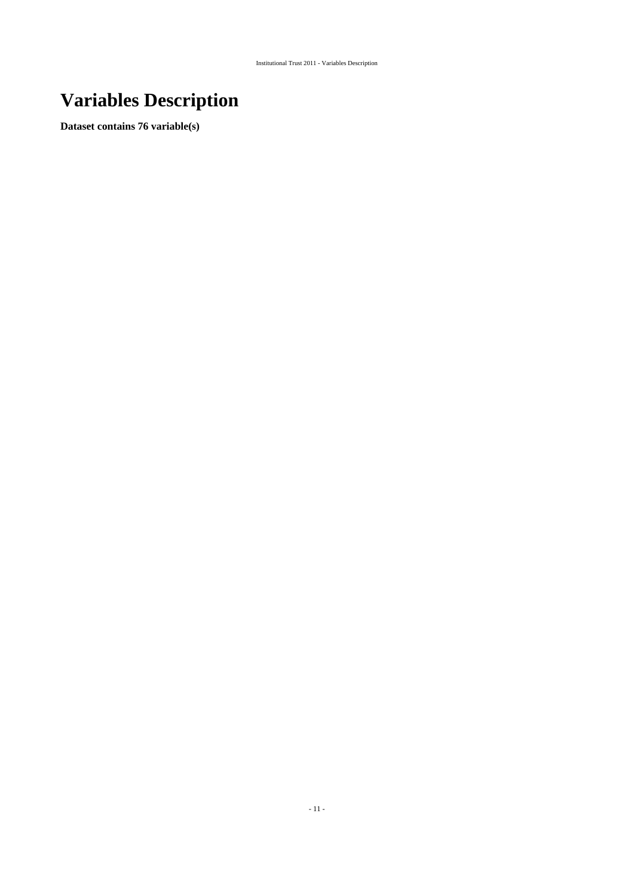# Variables Description

**Dataset contains 76 variable(s)**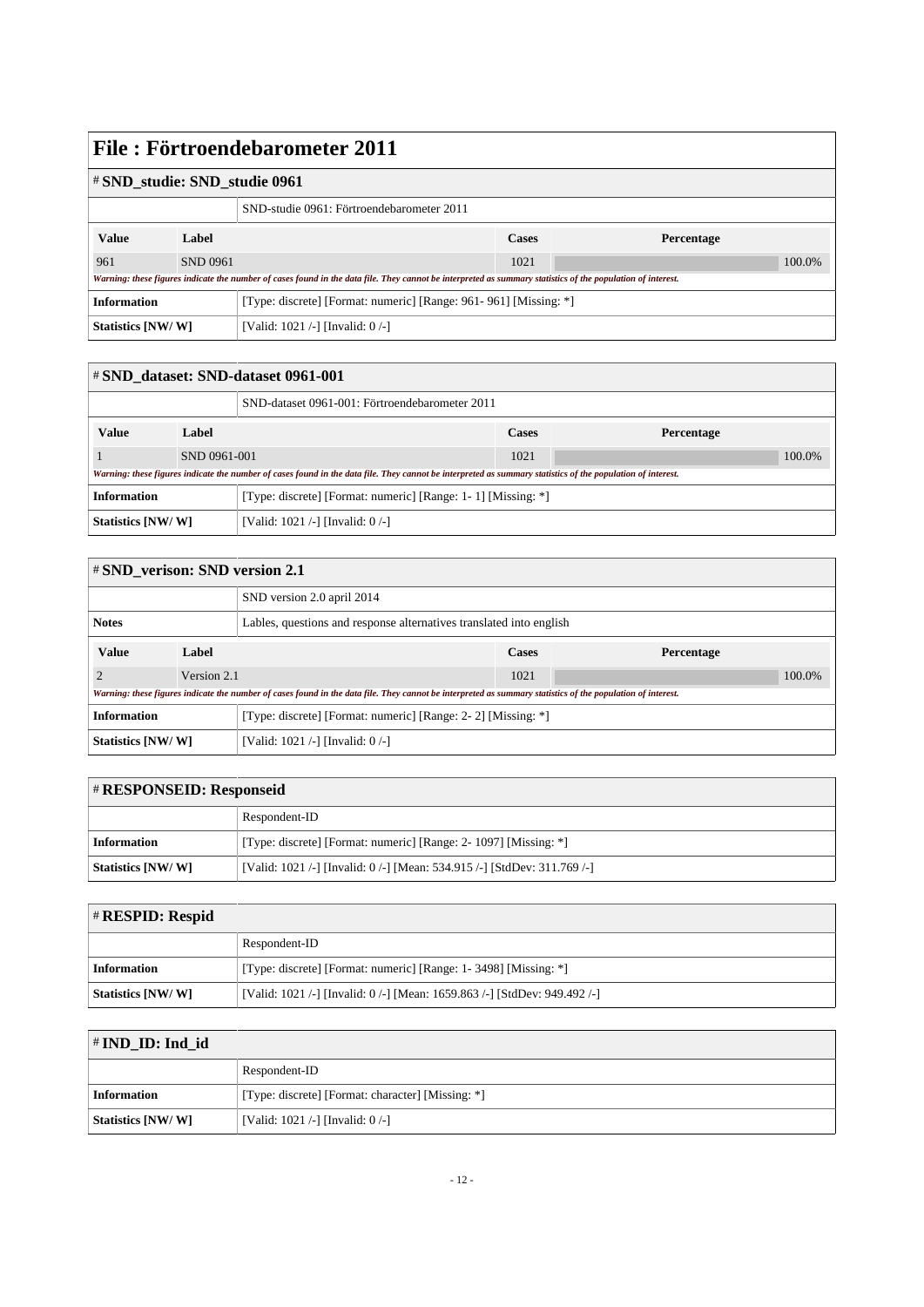# File : Förtroendebarometer 2011

## # SND_studie: SND_studie 0961

SND-studie 0961: Förtroendebarometer 2011

| Value | Label | Cases | Percentage |
|---|---|---|---|
| 961 | SND 0961 | 1021 | 100.0% |

*Warning: these figures indicate the number of cases found in the data file. They cannot be interpreted as summary statistics of the population of interest.*

| | |
|---|---|
| **Information** | [Type: discrete] [Format: numeric] [Range: 961- 961] [Missing: *] |
| **Statistics [NW/ W]** | [Valid: 1021 /-] [Invalid: 0 /-] |

## # SND_dataset: SND-dataset 0961-001

SND-dataset 0961-001: Förtroendebarometer 2011

| Value | Label | Cases | Percentage |
|---|---|---|---|
| 1 | SND 0961-001 | 1021 | 100.0% |

*Warning: these figures indicate the number of cases found in the data file. They cannot be interpreted as summary statistics of the population of interest.*

| | |
|---|---|
| **Information** | [Type: discrete] [Format: numeric] [Range: 1- 1] [Missing: *] |
| **Statistics [NW/ W]** | [Valid: 1021 /-] [Invalid: 0 /-] |

## # SND_verison: SND version 2.1

SND version 2.0 april 2014

| | |
|---|---|
| **Notes** | Lables, questions and response alternatives translated into english |

| Value | Label | Cases | Percentage |
|---|---|---|---|
| 2 | Version 2.1 | 1021 | 100.0% |

*Warning: these figures indicate the number of cases found in the data file. They cannot be interpreted as summary statistics of the population of interest.*

| | |
|---|---|
| **Information** | [Type: discrete] [Format: numeric] [Range: 2- 2] [Missing: *] |
| **Statistics [NW/ W]** | [Valid: 1021 /-] [Invalid: 0 /-] |

## # RESPONSEID: Responseid

Respondent-ID

| | |
|---|---|
| **Information** | [Type: discrete] [Format: numeric] [Range: 2- 1097] [Missing: *] |
| **Statistics [NW/ W]** | [Valid: 1021 /-] [Invalid: 0 /-] [Mean: 534.915 /-] [StdDev: 311.769 /-] |

## # RESPID: Respid

Respondent-ID

| | |
|---|---|
| **Information** | [Type: discrete] [Format: numeric] [Range: 1- 3498] [Missing: *] |
| **Statistics [NW/ W]** | [Valid: 1021 /-] [Invalid: 0 /-] [Mean: 1659.863 /-] [StdDev: 949.492 /-] |

## # IND_ID: Ind_id

Respondent-ID

| | |
|---|---|
| **Information** | [Type: discrete] [Format: character] [Missing: *] |
| **Statistics [NW/ W]** | [Valid: 1021 /-] [Invalid: 0 /-] |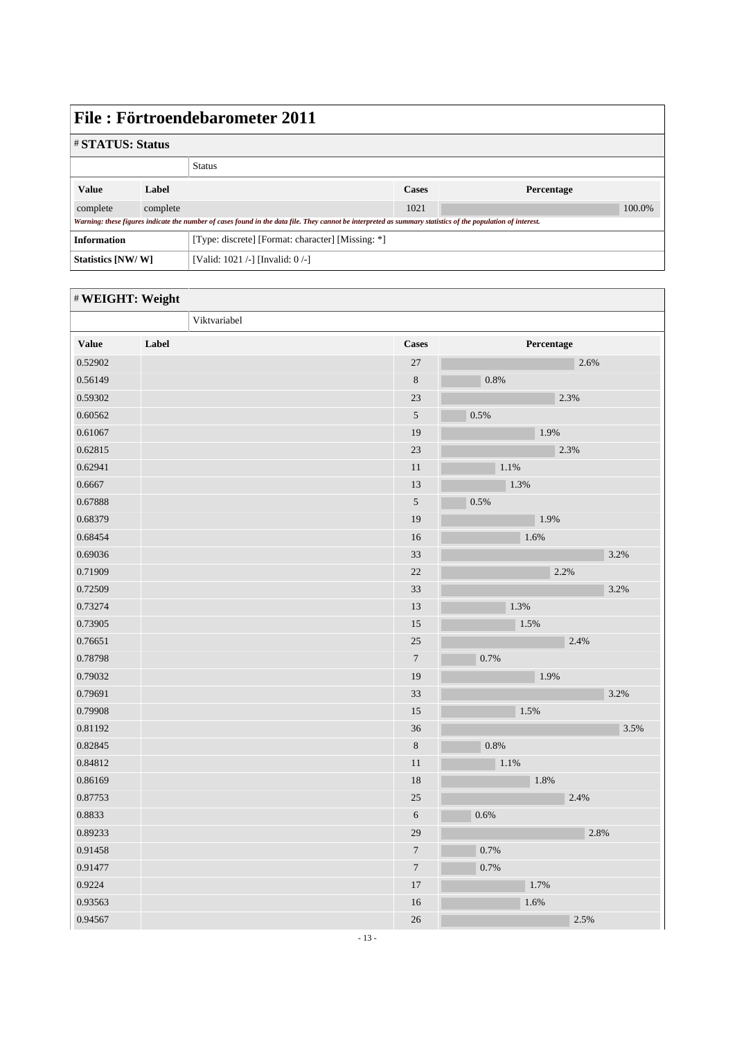# File : Förtroendebarometer 2011

## # STATUS: Status

Status

| Value | Label | Cases | Percentage |
|---|---|---|---|
| complete | complete | 1021 | 100.0% |

*Warning: these figures indicate the number of cases found in the data file. They cannot be interpreted as summary statistics of the population of interest.*

| | |
|---|---|
| **Information** | [Type: discrete] [Format: character] [Missing: *] |
| **Statistics [NW/ W]** | [Valid: 1021 /-] [Invalid: 0 /-] |

## # WEIGHT: Weight

Viktvariabel

| Value | Label | Cases | Percentage |
|---|---|---|---|
| 0.52902 | | 27 | 2.6% |
| 0.56149 | | 8 | 0.8% |
| 0.59302 | | 23 | 2.3% |
| 0.60562 | | 5 | 0.5% |
| 0.61067 | | 19 | 1.9% |
| 0.62815 | | 23 | 2.3% |
| 0.62941 | | 11 | 1.1% |
| 0.6667 | | 13 | 1.3% |
| 0.67888 | | 5 | 0.5% |
| 0.68379 | | 19 | 1.9% |
| 0.68454 | | 16 | 1.6% |
| 0.69036 | | 33 | 3.2% |
| 0.71909 | | 22 | 2.2% |
| 0.72509 | | 33 | 3.2% |
| 0.73274 | | 13 | 1.3% |
| 0.73905 | | 15 | 1.5% |
| 0.76651 | | 25 | 2.4% |
| 0.78798 | | 7 | 0.7% |
| 0.79032 | | 19 | 1.9% |
| 0.79691 | | 33 | 3.2% |
| 0.79908 | | 15 | 1.5% |
| 0.81192 | | 36 | 3.5% |
| 0.82845 | | 8 | 0.8% |
| 0.84812 | | 11 | 1.1% |
| 0.86169 | | 18 | 1.8% |
| 0.87753 | | 25 | 2.4% |
| 0.8833 | | 6 | 0.6% |
| 0.89233 | | 29 | 2.8% |
| 0.91458 | | 7 | 0.7% |
| 0.91477 | | 7 | 0.7% |
| 0.9224 | | 17 | 1.7% |
| 0.93563 | | 16 | 1.6% |
| 0.94567 | | 26 | 2.5% |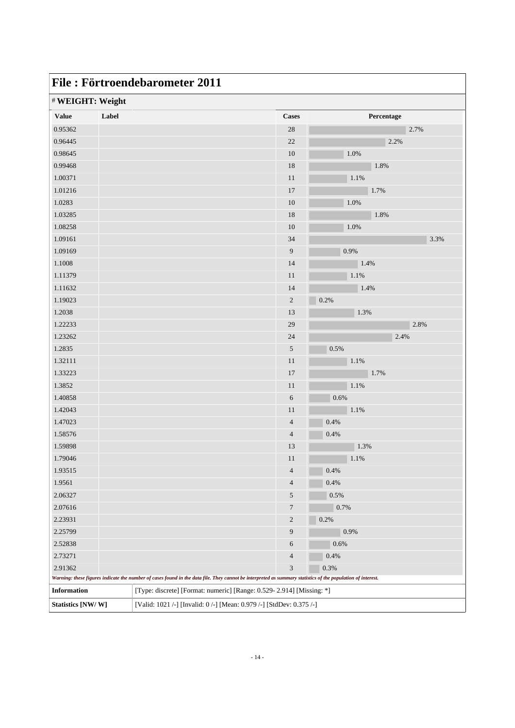# File : Förtroendebarometer 2011

## # WEIGHT: Weight

| Value | Label | Cases | Percentage |
|---|---|---|---|
| 0.95362 | | 28 | 2.7% |
| 0.96445 | | 22 | 2.2% |
| 0.98645 | | 10 | 1.0% |
| 0.99468 | | 18 | 1.8% |
| 1.00371 | | 11 | 1.1% |
| 1.01216 | | 17 | 1.7% |
| 1.0283 | | 10 | 1.0% |
| 1.03285 | | 18 | 1.8% |
| 1.08258 | | 10 | 1.0% |
| 1.09161 | | 34 | 3.3% |
| 1.09169 | | 9 | 0.9% |
| 1.1008 | | 14 | 1.4% |
| 1.11379 | | 11 | 1.1% |
| 1.11632 | | 14 | 1.4% |
| 1.19023 | | 2 | 0.2% |
| 1.2038 | | 13 | 1.3% |
| 1.22233 | | 29 | 2.8% |
| 1.23262 | | 24 | 2.4% |
| 1.2835 | | 5 | 0.5% |
| 1.32111 | | 11 | 1.1% |
| 1.33223 | | 17 | 1.7% |
| 1.3852 | | 11 | 1.1% |
| 1.40858 | | 6 | 0.6% |
| 1.42043 | | 11 | 1.1% |
| 1.47023 | | 4 | 0.4% |
| 1.58576 | | 4 | 0.4% |
| 1.59898 | | 13 | 1.3% |
| 1.79046 | | 11 | 1.1% |
| 1.93515 | | 4 | 0.4% |
| 1.9561 | | 4 | 0.4% |
| 2.06327 | | 5 | 0.5% |
| 2.07616 | | 7 | 0.7% |
| 2.23931 | | 2 | 0.2% |
| 2.25799 | | 9 | 0.9% |
| 2.52838 | | 6 | 0.6% |
| 2.73271 | | 4 | 0.4% |
| 2.91362 | | 3 | 0.3% |

*Warning: these figures indicate the number of cases found in the data file. They cannot be interpreted as summary statistics of the population of interest.*

| | |
|---|---|
| **Information** | [Type: discrete] [Format: numeric] [Range: 0.529- 2.914] [Missing: *] |
| **Statistics [NW/ W]** | [Valid: 1021 /-] [Invalid: 0 /-] [Mean: 0.979 /-] [StdDev: 0.375 /-] |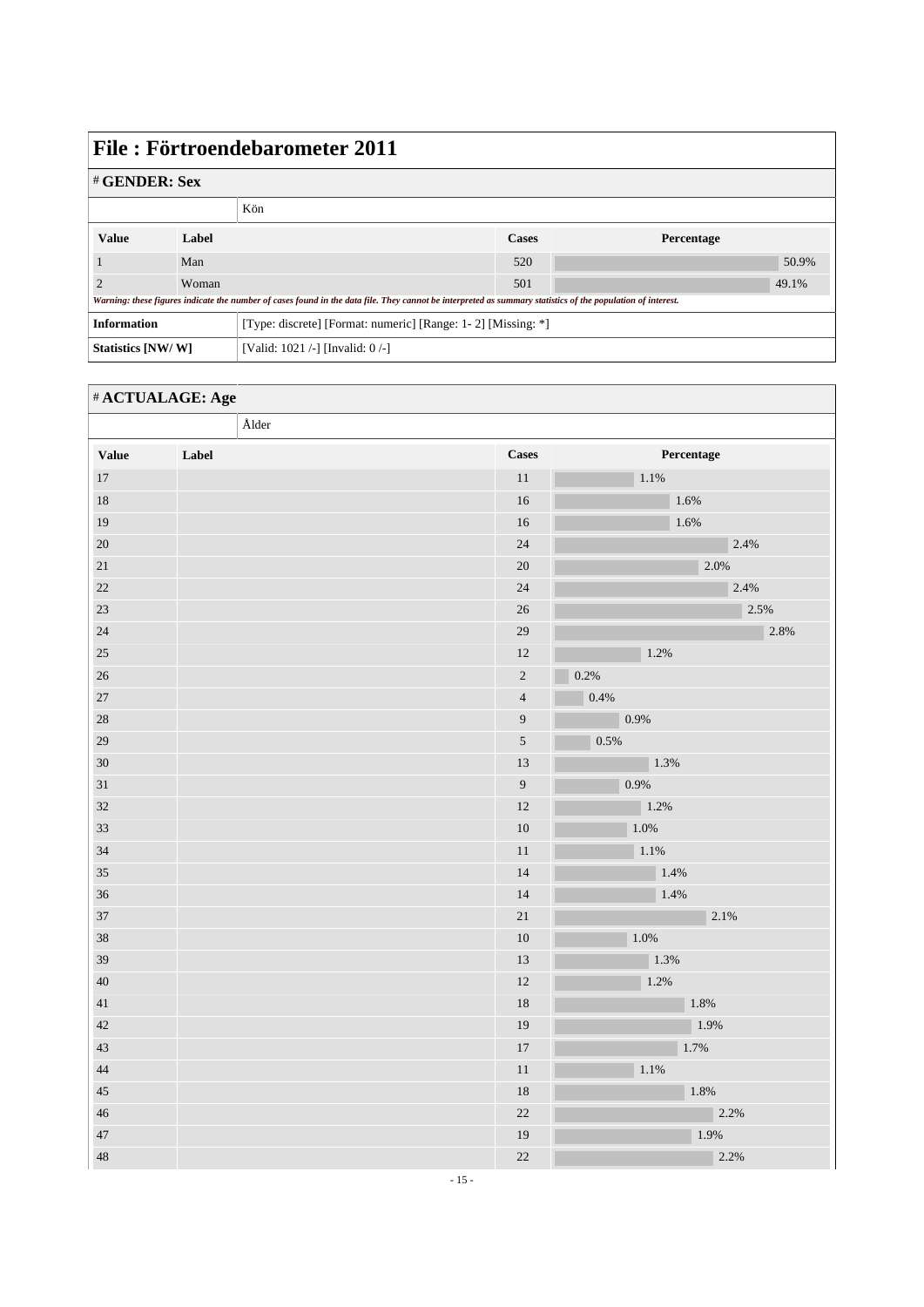# File : Förtroendebarometer 2011

## # GENDER: Sex

Kön

| Value | Label | Cases | Percentage |
|---|---|---|---|
| 1 | Man | 520 | 50.9% |
| 2 | Woman | 501 | 49.1% |

*Warning: these figures indicate the number of cases found in the data file. They cannot be interpreted as summary statistics of the population of interest.*

| | |
|---|---|
| **Information** | [Type: discrete] [Format: numeric] [Range: 1- 2] [Missing: *] |
| **Statistics [NW/ W]** | [Valid: 1021 /-] [Invalid: 0 /-] |

## # ACTUALAGE: Age

Ålder

| Value | Label | Cases | Percentage |
|---|---|---|---|
| 17 | | 11 | 1.1% |
| 18 | | 16 | 1.6% |
| 19 | | 16 | 1.6% |
| 20 | | 24 | 2.4% |
| 21 | | 20 | 2.0% |
| 22 | | 24 | 2.4% |
| 23 | | 26 | 2.5% |
| 24 | | 29 | 2.8% |
| 25 | | 12 | 1.2% |
| 26 | | 2 | 0.2% |
| 27 | | 4 | 0.4% |
| 28 | | 9 | 0.9% |
| 29 | | 5 | 0.5% |
| 30 | | 13 | 1.3% |
| 31 | | 9 | 0.9% |
| 32 | | 12 | 1.2% |
| 33 | | 10 | 1.0% |
| 34 | | 11 | 1.1% |
| 35 | | 14 | 1.4% |
| 36 | | 14 | 1.4% |
| 37 | | 21 | 2.1% |
| 38 | | 10 | 1.0% |
| 39 | | 13 | 1.3% |
| 40 | | 12 | 1.2% |
| 41 | | 18 | 1.8% |
| 42 | | 19 | 1.9% |
| 43 | | 17 | 1.7% |
| 44 | | 11 | 1.1% |
| 45 | | 18 | 1.8% |
| 46 | | 22 | 2.2% |
| 47 | | 19 | 1.9% |
| 48 | | 22 | 2.2% |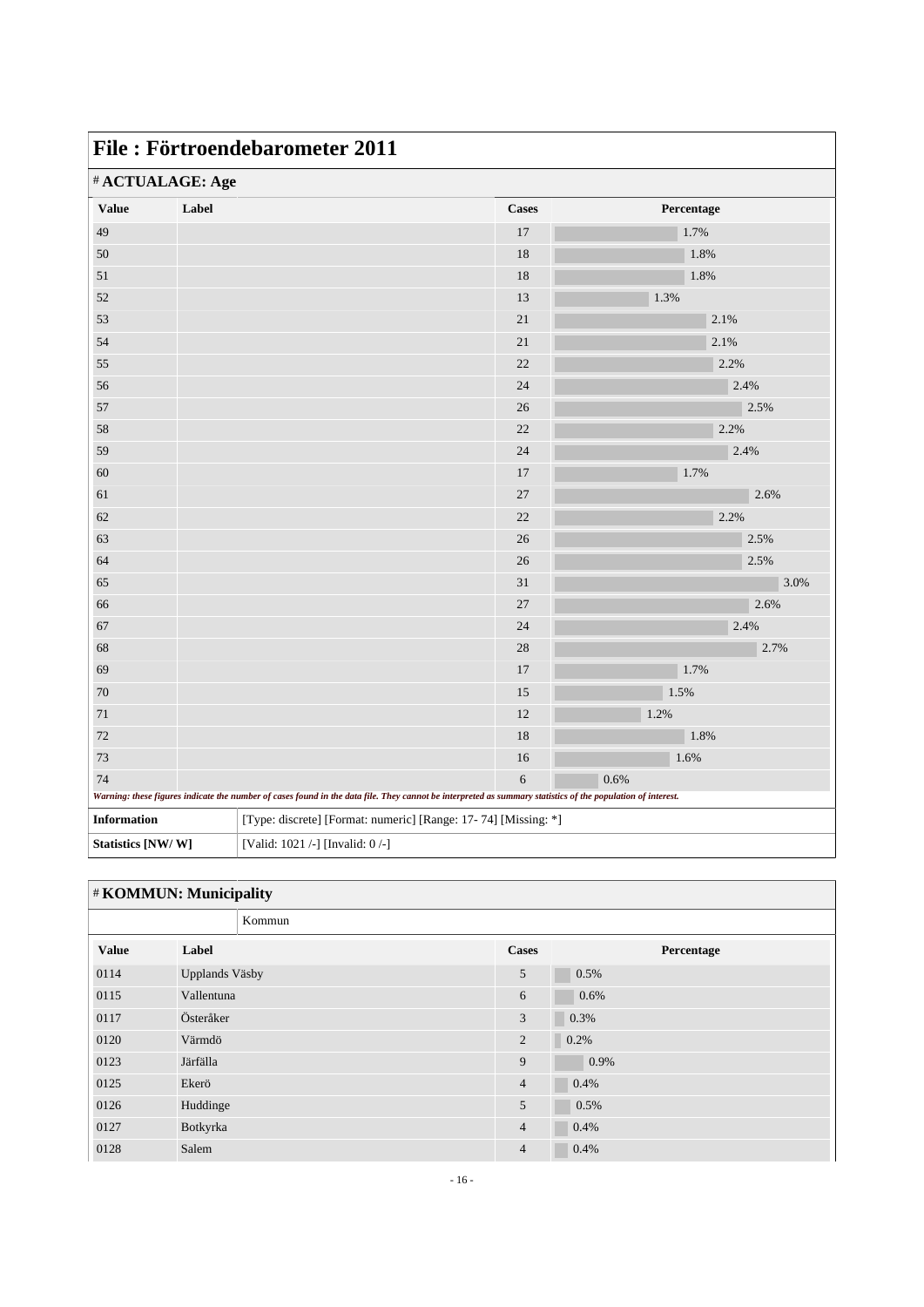# File : Förtroendebarometer 2011

## # ACTUALAGE: Age

| Value | Label | Cases | Percentage |
|---|---|---|---|
| 49 | | 17 | 1.7% |
| 50 | | 18 | 1.8% |
| 51 | | 18 | 1.8% |
| 52 | | 13 | 1.3% |
| 53 | | 21 | 2.1% |
| 54 | | 21 | 2.1% |
| 55 | | 22 | 2.2% |
| 56 | | 24 | 2.4% |
| 57 | | 26 | 2.5% |
| 58 | | 22 | 2.2% |
| 59 | | 24 | 2.4% |
| 60 | | 17 | 1.7% |
| 61 | | 27 | 2.6% |
| 62 | | 22 | 2.2% |
| 63 | | 26 | 2.5% |
| 64 | | 26 | 2.5% |
| 65 | | 31 | 3.0% |
| 66 | | 27 | 2.6% |
| 67 | | 24 | 2.4% |
| 68 | | 28 | 2.7% |
| 69 | | 17 | 1.7% |
| 70 | | 15 | 1.5% |
| 71 | | 12 | 1.2% |
| 72 | | 18 | 1.8% |
| 73 | | 16 | 1.6% |
| 74 | | 6 | 0.6% |

*Warning: these figures indicate the number of cases found in the data file. They cannot be interpreted as summary statistics of the population of interest.*

| | |
|---|---|
| **Information** | [Type: discrete] [Format: numeric] [Range: 17- 74] [Missing: *] |
| **Statistics [NW/ W]** | [Valid: 1021 /-] [Invalid: 0 /-] |

## # KOMMUN: Municipality

Kommun

| Value | Label | Cases | Percentage |
|---|---|---|---|
| 0114 | Upplands Väsby | 5 | 0.5% |
| 0115 | Vallentuna | 6 | 0.6% |
| 0117 | Österåker | 3 | 0.3% |
| 0120 | Värmdö | 2 | 0.2% |
| 0123 | Järfälla | 9 | 0.9% |
| 0125 | Ekerö | 4 | 0.4% |
| 0126 | Huddinge | 5 | 0.5% |
| 0127 | Botkyrka | 4 | 0.4% |
| 0128 | Salem | 4 | 0.4% |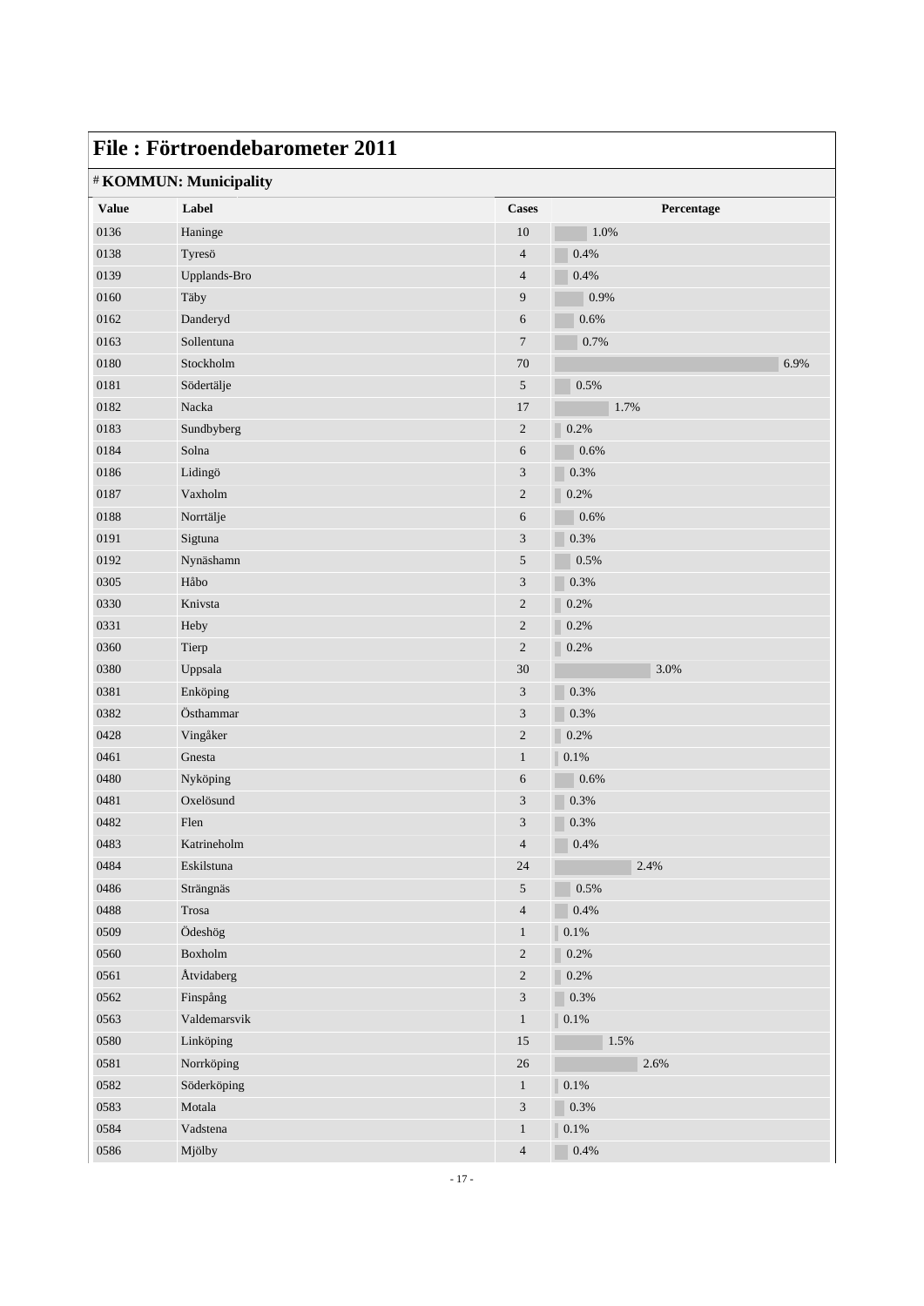# File : Förtroendebarometer 2011

## # KOMMUN: Municipality

| Value | Label | Cases | Percentage |
|---|---|---|---|
| 0136 | Haninge | 10 | 1.0% |
| 0138 | Tyresö | 4 | 0.4% |
| 0139 | Upplands-Bro | 4 | 0.4% |
| 0160 | Täby | 9 | 0.9% |
| 0162 | Danderyd | 6 | 0.6% |
| 0163 | Sollentuna | 7 | 0.7% |
| 0180 | Stockholm | 70 | 6.9% |
| 0181 | Södertälje | 5 | 0.5% |
| 0182 | Nacka | 17 | 1.7% |
| 0183 | Sundbyberg | 2 | 0.2% |
| 0184 | Solna | 6 | 0.6% |
| 0186 | Lidingö | 3 | 0.3% |
| 0187 | Vaxholm | 2 | 0.2% |
| 0188 | Norrtälje | 6 | 0.6% |
| 0191 | Sigtuna | 3 | 0.3% |
| 0192 | Nynäshamn | 5 | 0.5% |
| 0305 | Håbo | 3 | 0.3% |
| 0330 | Knivsta | 2 | 0.2% |
| 0331 | Heby | 2 | 0.2% |
| 0360 | Tierp | 2 | 0.2% |
| 0380 | Uppsala | 30 | 3.0% |
| 0381 | Enköping | 3 | 0.3% |
| 0382 | Östhammar | 3 | 0.3% |
| 0428 | Vingåker | 2 | 0.2% |
| 0461 | Gnesta | 1 | 0.1% |
| 0480 | Nyköping | 6 | 0.6% |
| 0481 | Oxelösund | 3 | 0.3% |
| 0482 | Flen | 3 | 0.3% |
| 0483 | Katrineholm | 4 | 0.4% |
| 0484 | Eskilstuna | 24 | 2.4% |
| 0486 | Strängnäs | 5 | 0.5% |
| 0488 | Trosa | 4 | 0.4% |
| 0509 | Ödeshög | 1 | 0.1% |
| 0560 | Boxholm | 2 | 0.2% |
| 0561 | Åtvidaberg | 2 | 0.2% |
| 0562 | Finspång | 3 | 0.3% |
| 0563 | Valdemarsvik | 1 | 0.1% |
| 0580 | Linköping | 15 | 1.5% |
| 0581 | Norrköping | 26 | 2.6% |
| 0582 | Söderköping | 1 | 0.1% |
| 0583 | Motala | 3 | 0.3% |
| 0584 | Vadstena | 1 | 0.1% |
| 0586 | Mjölby | 4 | 0.4% |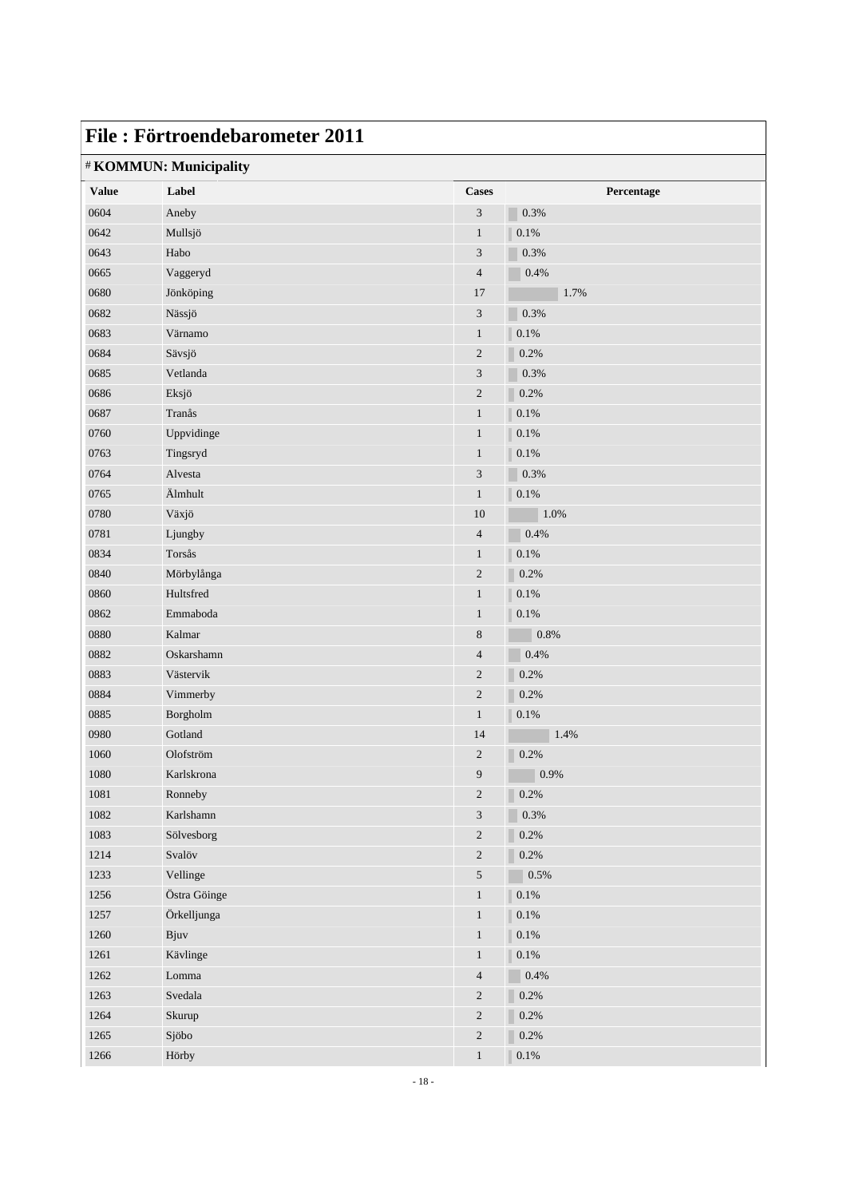# File : Förtroendebarometer 2011

## # KOMMUN: Municipality

| Value | Label | Cases | Percentage |
|---|---|---|---|
| 0604 | Aneby | 3 | 0.3% |
| 0642 | Mullsjö | 1 | 0.1% |
| 0643 | Habo | 3 | 0.3% |
| 0665 | Vaggeryd | 4 | 0.4% |
| 0680 | Jönköping | 17 | 1.7% |
| 0682 | Nässjö | 3 | 0.3% |
| 0683 | Värnamo | 1 | 0.1% |
| 0684 | Sävsjö | 2 | 0.2% |
| 0685 | Vetlanda | 3 | 0.3% |
| 0686 | Eksjö | 2 | 0.2% |
| 0687 | Tranås | 1 | 0.1% |
| 0760 | Uppvidinge | 1 | 0.1% |
| 0763 | Tingsryd | 1 | 0.1% |
| 0764 | Alvesta | 3 | 0.3% |
| 0765 | Älmhult | 1 | 0.1% |
| 0780 | Växjö | 10 | 1.0% |
| 0781 | Ljungby | 4 | 0.4% |
| 0834 | Torsås | 1 | 0.1% |
| 0840 | Mörbylånga | 2 | 0.2% |
| 0860 | Hultsfred | 1 | 0.1% |
| 0862 | Emmaboda | 1 | 0.1% |
| 0880 | Kalmar | 8 | 0.8% |
| 0882 | Oskarshamn | 4 | 0.4% |
| 0883 | Västervik | 2 | 0.2% |
| 0884 | Vimmerby | 2 | 0.2% |
| 0885 | Borgholm | 1 | 0.1% |
| 0980 | Gotland | 14 | 1.4% |
| 1060 | Olofström | 2 | 0.2% |
| 1080 | Karlskrona | 9 | 0.9% |
| 1081 | Ronneby | 2 | 0.2% |
| 1082 | Karlshamn | 3 | 0.3% |
| 1083 | Sölvesborg | 2 | 0.2% |
| 1214 | Svalöv | 2 | 0.2% |
| 1233 | Vellinge | 5 | 0.5% |
| 1256 | Östra Göinge | 1 | 0.1% |
| 1257 | Örkelljunga | 1 | 0.1% |
| 1260 | Bjuv | 1 | 0.1% |
| 1261 | Kävlinge | 1 | 0.1% |
| 1262 | Lomma | 4 | 0.4% |
| 1263 | Svedala | 2 | 0.2% |
| 1264 | Skurup | 2 | 0.2% |
| 1265 | Sjöbo | 2 | 0.2% |
| 1266 | Hörby | 1 | 0.1% |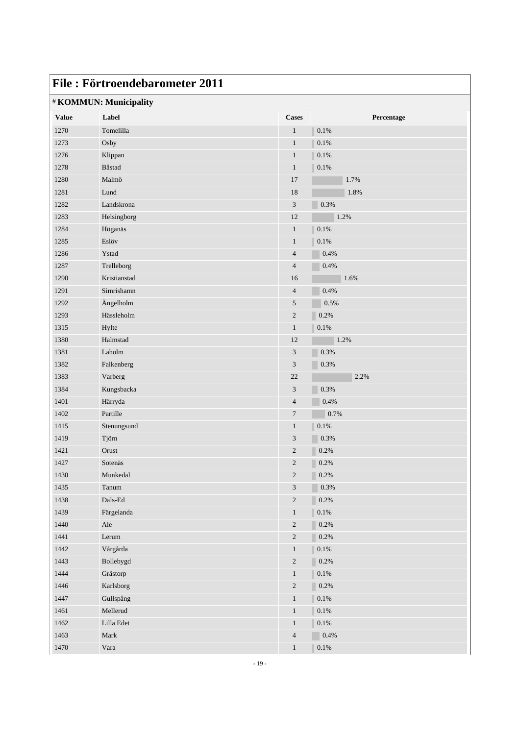# File : Förtroendebarometer 2011

## # KOMMUN: Municipality

| Value | Label | Cases | Percentage |
|---|---|---|---|
| 1270 | Tomelilla | 1 | 0.1% |
| 1273 | Osby | 1 | 0.1% |
| 1276 | Klippan | 1 | 0.1% |
| 1278 | Båstad | 1 | 0.1% |
| 1280 | Malmö | 17 | 1.7% |
| 1281 | Lund | 18 | 1.8% |
| 1282 | Landskrona | 3 | 0.3% |
| 1283 | Helsingborg | 12 | 1.2% |
| 1284 | Höganäs | 1 | 0.1% |
| 1285 | Eslöv | 1 | 0.1% |
| 1286 | Ystad | 4 | 0.4% |
| 1287 | Trelleborg | 4 | 0.4% |
| 1290 | Kristianstad | 16 | 1.6% |
| 1291 | Simrishamn | 4 | 0.4% |
| 1292 | Ängelholm | 5 | 0.5% |
| 1293 | Hässleholm | 2 | 0.2% |
| 1315 | Hylte | 1 | 0.1% |
| 1380 | Halmstad | 12 | 1.2% |
| 1381 | Laholm | 3 | 0.3% |
| 1382 | Falkenberg | 3 | 0.3% |
| 1383 | Varberg | 22 | 2.2% |
| 1384 | Kungsbacka | 3 | 0.3% |
| 1401 | Härryda | 4 | 0.4% |
| 1402 | Partille | 7 | 0.7% |
| 1415 | Stenungsund | 1 | 0.1% |
| 1419 | Tjörn | 3 | 0.3% |
| 1421 | Orust | 2 | 0.2% |
| 1427 | Sotenäs | 2 | 0.2% |
| 1430 | Munkedal | 2 | 0.2% |
| 1435 | Tanum | 3 | 0.3% |
| 1438 | Dals-Ed | 2 | 0.2% |
| 1439 | Färgelanda | 1 | 0.1% |
| 1440 | Ale | 2 | 0.2% |
| 1441 | Lerum | 2 | 0.2% |
| 1442 | Vårgårda | 1 | 0.1% |
| 1443 | Bollebygd | 2 | 0.2% |
| 1444 | Grästorp | 1 | 0.1% |
| 1446 | Karlsborg | 2 | 0.2% |
| 1447 | Gullspång | 1 | 0.1% |
| 1461 | Mellerud | 1 | 0.1% |
| 1462 | Lilla Edet | 1 | 0.1% |
| 1463 | Mark | 4 | 0.4% |
| 1470 | Vara | 1 | 0.1% |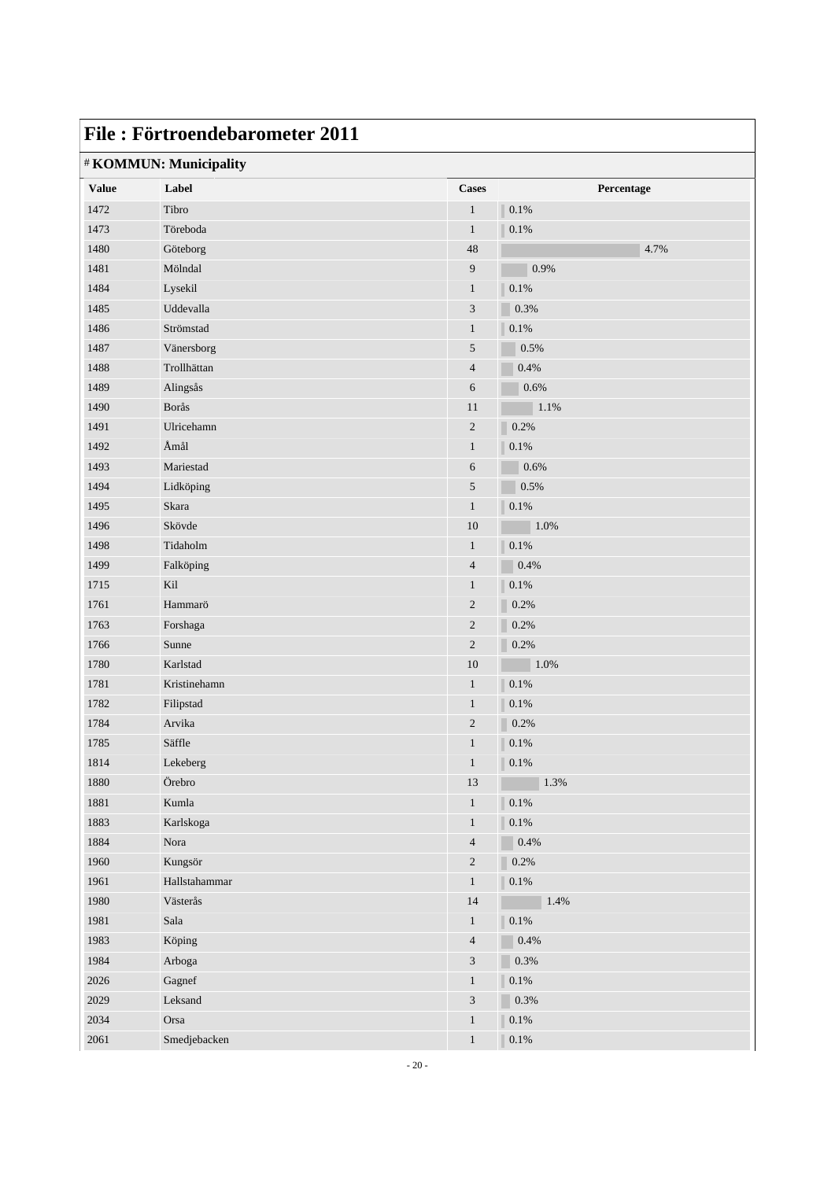# File : Förtroendebarometer 2011

## # KOMMUN: Municipality

| Value | Label | Cases | Percentage |
|---|---|---|---|
| 1472 | Tibro | 1 | 0.1% |
| 1473 | Töreboda | 1 | 0.1% |
| 1480 | Göteborg | 48 | 4.7% |
| 1481 | Mölndal | 9 | 0.9% |
| 1484 | Lysekil | 1 | 0.1% |
| 1485 | Uddevalla | 3 | 0.3% |
| 1486 | Strömstad | 1 | 0.1% |
| 1487 | Vänersborg | 5 | 0.5% |
| 1488 | Trollhättan | 4 | 0.4% |
| 1489 | Alingsås | 6 | 0.6% |
| 1490 | Borås | 11 | 1.1% |
| 1491 | Ulricehamn | 2 | 0.2% |
| 1492 | Åmål | 1 | 0.1% |
| 1493 | Mariestad | 6 | 0.6% |
| 1494 | Lidköping | 5 | 0.5% |
| 1495 | Skara | 1 | 0.1% |
| 1496 | Skövde | 10 | 1.0% |
| 1498 | Tidaholm | 1 | 0.1% |
| 1499 | Falköping | 4 | 0.4% |
| 1715 | Kil | 1 | 0.1% |
| 1761 | Hammarö | 2 | 0.2% |
| 1763 | Forshaga | 2 | 0.2% |
| 1766 | Sunne | 2 | 0.2% |
| 1780 | Karlstad | 10 | 1.0% |
| 1781 | Kristinehamn | 1 | 0.1% |
| 1782 | Filipstad | 1 | 0.1% |
| 1784 | Arvika | 2 | 0.2% |
| 1785 | Säffle | 1 | 0.1% |
| 1814 | Lekeberg | 1 | 0.1% |
| 1880 | Örebro | 13 | 1.3% |
| 1881 | Kumla | 1 | 0.1% |
| 1883 | Karlskoga | 1 | 0.1% |
| 1884 | Nora | 4 | 0.4% |
| 1960 | Kungsör | 2 | 0.2% |
| 1961 | Hallstahammar | 1 | 0.1% |
| 1980 | Västerås | 14 | 1.4% |
| 1981 | Sala | 1 | 0.1% |
| 1983 | Köping | 4 | 0.4% |
| 1984 | Arboga | 3 | 0.3% |
| 2026 | Gagnef | 1 | 0.1% |
| 2029 | Leksand | 3 | 0.3% |
| 2034 | Orsa | 1 | 0.1% |
| 2061 | Smedjebacken | 1 | 0.1% |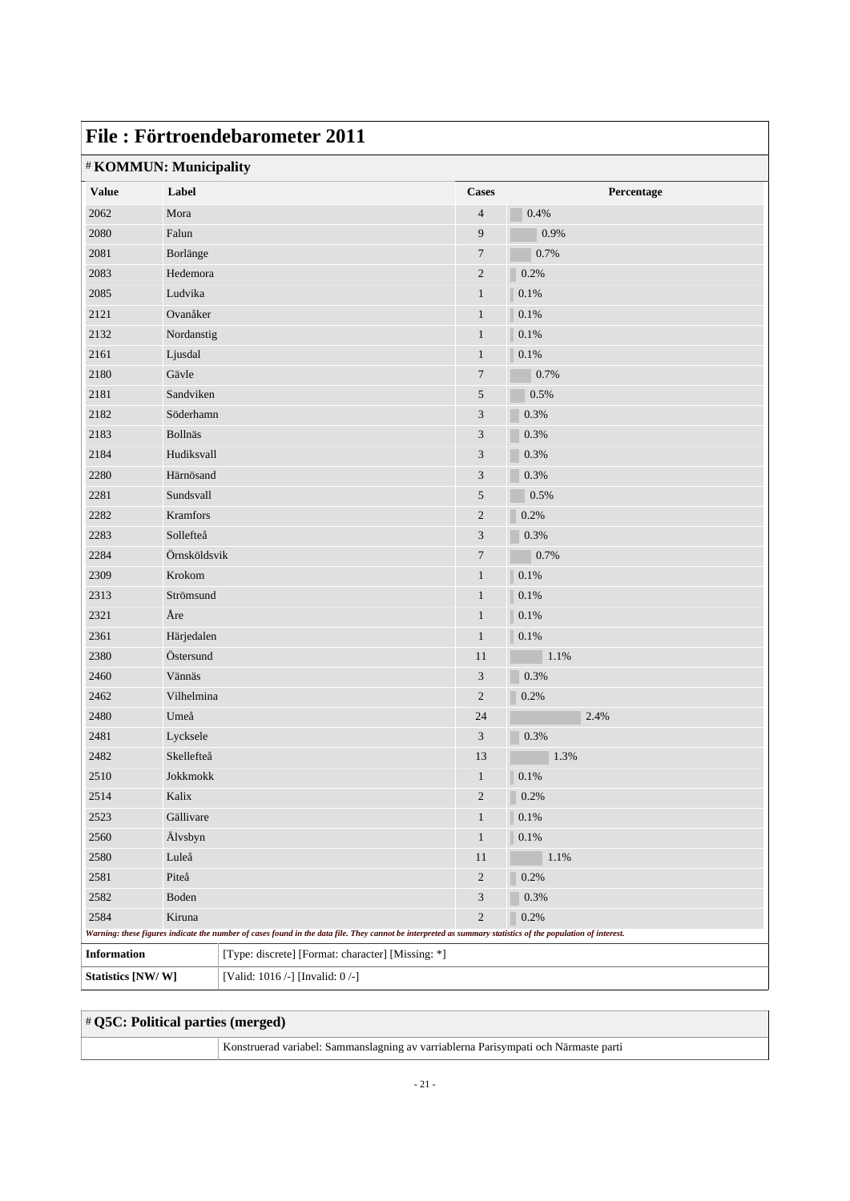# File : Förtroendebarometer 2011

## # KOMMUN: Municipality

| Value | Label | Cases | Percentage |
|---|---|---|---|
| 2062 | Mora | 4 | 0.4% |
| 2080 | Falun | 9 | 0.9% |
| 2081 | Borlänge | 7 | 0.7% |
| 2083 | Hedemora | 2 | 0.2% |
| 2085 | Ludvika | 1 | 0.1% |
| 2121 | Ovanåker | 1 | 0.1% |
| 2132 | Nordanstig | 1 | 0.1% |
| 2161 | Ljusdal | 1 | 0.1% |
| 2180 | Gävle | 7 | 0.7% |
| 2181 | Sandviken | 5 | 0.5% |
| 2182 | Söderhamn | 3 | 0.3% |
| 2183 | Bollnäs | 3 | 0.3% |
| 2184 | Hudiksvall | 3 | 0.3% |
| 2280 | Härnösand | 3 | 0.3% |
| 2281 | Sundsvall | 5 | 0.5% |
| 2282 | Kramfors | 2 | 0.2% |
| 2283 | Sollefteå | 3 | 0.3% |
| 2284 | Örnsköldsvik | 7 | 0.7% |
| 2309 | Krokom | 1 | 0.1% |
| 2313 | Strömsund | 1 | 0.1% |
| 2321 | Åre | 1 | 0.1% |
| 2361 | Härjedalen | 1 | 0.1% |
| 2380 | Östersund | 11 | 1.1% |
| 2460 | Vännäs | 3 | 0.3% |
| 2462 | Vilhelmina | 2 | 0.2% |
| 2480 | Umeå | 24 | 2.4% |
| 2481 | Lycksele | 3 | 0.3% |
| 2482 | Skellefteå | 13 | 1.3% |
| 2510 | Jokkmokk | 1 | 0.1% |
| 2514 | Kalix | 2 | 0.2% |
| 2523 | Gällivare | 1 | 0.1% |
| 2560 | Älvsbyn | 1 | 0.1% |
| 2580 | Luleå | 11 | 1.1% |
| 2581 | Piteå | 2 | 0.2% |
| 2582 | Boden | 3 | 0.3% |
| 2584 | Kiruna | 2 | 0.2% |

*Warning: these figures indicate the number of cases found in the data file. They cannot be interpreted as summary statistics of the population of interest.*

| | |
|---|---|
| **Information** | [Type: discrete] [Format: character] [Missing: *] |
| **Statistics [NW/ W]** | [Valid: 1016 /-] [Invalid: 0 /-] |

## # Q5C: Political parties (merged)

| | |
|---|---|
| | Konstruerad variabel: Sammanslagning av varriablerna Parisympati och Närmaste parti |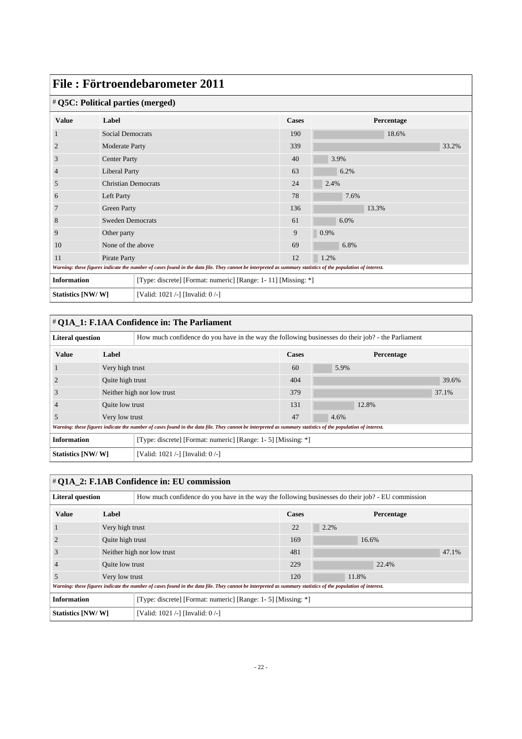# File : Förtroendebarometer 2011

## # Q5C: Political parties (merged)

| Value | Label | Cases | Percentage |
|---|---|---|---|
| 1 | Social Democrats | 190 | 18.6% |
| 2 | Moderate Party | 339 | 33.2% |
| 3 | Center Party | 40 | 3.9% |
| 4 | Liberal Party | 63 | 6.2% |
| 5 | Christian Democrats | 24 | 2.4% |
| 6 | Left Party | 78 | 7.6% |
| 7 | Green Party | 136 | 13.3% |
| 8 | Sweden Democrats | 61 | 6.0% |
| 9 | Other party | 9 | 0.9% |
| 10 | None of the above | 69 | 6.8% |
| 11 | Pirate Party | 12 | 1.2% |

*Warning: these figures indicate the number of cases found in the data file. They cannot be interpreted as summary statistics of the population of interest.*

| | |
|---|---|
| **Information** | [Type: discrete] [Format: numeric] [Range: 1- 11] [Missing: *] |
| **Statistics [NW/ W]** | [Valid: 1021 /-] [Invalid: 0 /-] |

## # Q1A_1: F.1AA Confidence in: The Parliament

| | |
|---|---|
| **Literal question** | How much confidence do you have in the way the following businesses do their job? - the Parliament |

| Value | Label | Cases | Percentage |
|---|---|---|---|
| 1 | Very high trust | 60 | 5.9% |
| 2 | Quite high trust | 404 | 39.6% |
| 3 | Neither high nor low trust | 379 | 37.1% |
| 4 | Quite low trust | 131 | 12.8% |
| 5 | Very low trust | 47 | 4.6% |

*Warning: these figures indicate the number of cases found in the data file. They cannot be interpreted as summary statistics of the population of interest.*

| | |
|---|---|
| **Information** | [Type: discrete] [Format: numeric] [Range: 1- 5] [Missing: *] |
| **Statistics [NW/ W]** | [Valid: 1021 /-] [Invalid: 0 /-] |

## # Q1A_2: F.1AB Confidence in: EU commission

| | |
|---|---|
| **Literal question** | How much confidence do you have in the way the following businesses do their job? - EU commission |

| Value | Label | Cases | Percentage |
|---|---|---|---|
| 1 | Very high trust | 22 | 2.2% |
| 2 | Quite high trust | 169 | 16.6% |
| 3 | Neither high nor low trust | 481 | 47.1% |
| 4 | Quite low trust | 229 | 22.4% |
| 5 | Very low trust | 120 | 11.8% |

*Warning: these figures indicate the number of cases found in the data file. They cannot be interpreted as summary statistics of the population of interest.*

| | |
|---|---|
| **Information** | [Type: discrete] [Format: numeric] [Range: 1- 5] [Missing: *] |
| **Statistics [NW/ W]** | [Valid: 1021 /-] [Invalid: 0 /-] |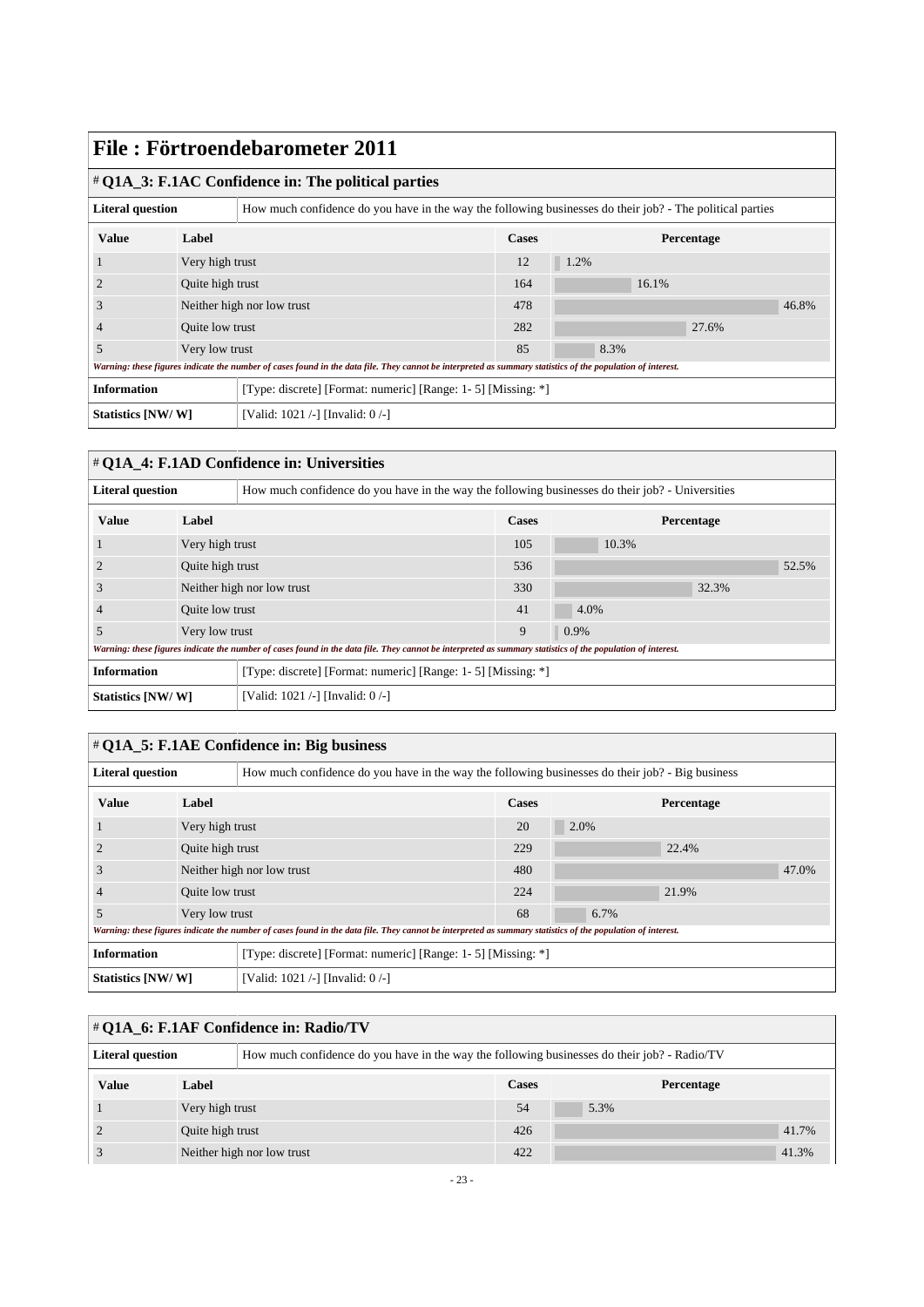# File : Förtroendebarometer 2011

## # Q1A_3: F.1AC Confidence in: The political parties

| Literal question | How much confidence do you have in the way the following businesses do their job? - The political parties |
|---|---|

| Value | Label | Cases | Percentage |
|---|---|---|---|
| 1 | Very high trust | 12 | 1.2% |
| 2 | Quite high trust | 164 | 16.1% |
| 3 | Neither high nor low trust | 478 | 46.8% |
| 4 | Quite low trust | 282 | 27.6% |
| 5 | Very low trust | 85 | 8.3% |

*Warning: these figures indicate the number of cases found in the data file. They cannot be interpreted as summary statistics of the population of interest.*

| Information | [Type: discrete] [Format: numeric] [Range: 1- 5] [Missing: *] |
|---|---|
| Statistics [NW/ W] | [Valid: 1021 /-] [Invalid: 0 /-] |

## # Q1A_4: F.1AD Confidence in: Universities

| Literal question | How much confidence do you have in the way the following businesses do their job? - Universities |
|---|---|

| Value | Label | Cases | Percentage |
|---|---|---|---|
| 1 | Very high trust | 105 | 10.3% |
| 2 | Quite high trust | 536 | 52.5% |
| 3 | Neither high nor low trust | 330 | 32.3% |
| 4 | Quite low trust | 41 | 4.0% |
| 5 | Very low trust | 9 | 0.9% |

*Warning: these figures indicate the number of cases found in the data file. They cannot be interpreted as summary statistics of the population of interest.*

| Information | [Type: discrete] [Format: numeric] [Range: 1- 5] [Missing: *] |
|---|---|
| Statistics [NW/ W] | [Valid: 1021 /-] [Invalid: 0 /-] |

## # Q1A_5: F.1AE Confidence in: Big business

| Literal question | How much confidence do you have in the way the following businesses do their job? - Big business |
|---|---|

| Value | Label | Cases | Percentage |
|---|---|---|---|
| 1 | Very high trust | 20 | 2.0% |
| 2 | Quite high trust | 229 | 22.4% |
| 3 | Neither high nor low trust | 480 | 47.0% |
| 4 | Quite low trust | 224 | 21.9% |
| 5 | Very low trust | 68 | 6.7% |

*Warning: these figures indicate the number of cases found in the data file. They cannot be interpreted as summary statistics of the population of interest.*

| Information | [Type: discrete] [Format: numeric] [Range: 1- 5] [Missing: *] |
|---|---|
| Statistics [NW/ W] | [Valid: 1021 /-] [Invalid: 0 /-] |

## # Q1A_6: F.1AF Confidence in: Radio/TV

| Literal question | How much confidence do you have in the way the following businesses do their job? - Radio/TV |
|---|---|

| Value | Label | Cases | Percentage |
|---|---|---|---|
| 1 | Very high trust | 54 | 5.3% |
| 2 | Quite high trust | 426 | 41.7% |
| 3 | Neither high nor low trust | 422 | 41.3% |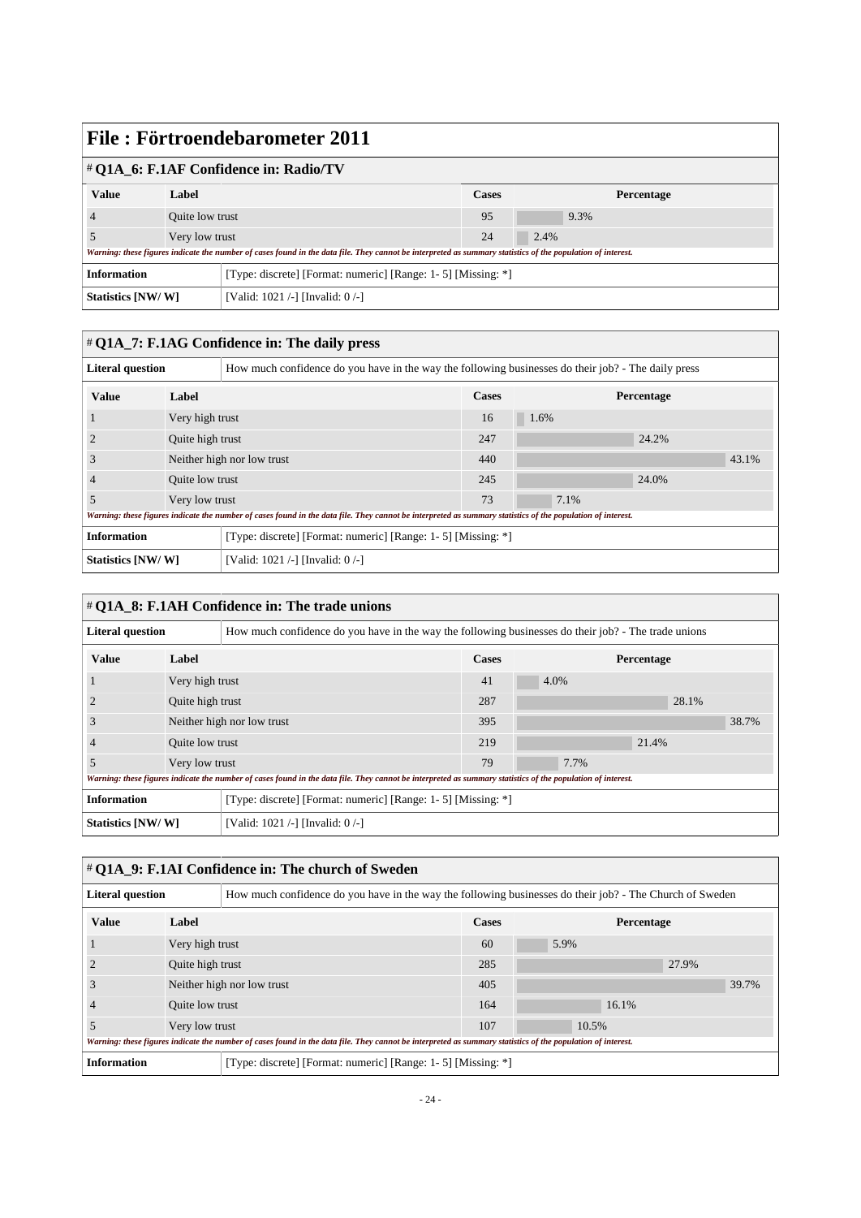# File : Förtroendebarometer 2011

## # Q1A_6: F.1AF Confidence in: Radio/TV

| Value | Label | Cases | Percentage |
|---|---|---|---|
| 4 | Quite low trust | 95 | 9.3% |
| 5 | Very low trust | 24 | 2.4% |

*Warning: these figures indicate the number of cases found in the data file. They cannot be interpreted as summary statistics of the population of interest.*

| | |
|---|---|
| **Information** | [Type: discrete] [Format: numeric] [Range: 1- 5] [Missing: *] |
| **Statistics [NW/ W]** | [Valid: 1021 /-] [Invalid: 0 /-] |

## # Q1A_7: F.1AG Confidence in: The daily press

| | |
|---|---|
| **Literal question** | How much confidence do you have in the way the following businesses do their job? - The daily press |

| Value | Label | Cases | Percentage |
|---|---|---|---|
| 1 | Very high trust | 16 | 1.6% |
| 2 | Quite high trust | 247 | 24.2% |
| 3 | Neither high nor low trust | 440 | 43.1% |
| 4 | Quite low trust | 245 | 24.0% |
| 5 | Very low trust | 73 | 7.1% |

*Warning: these figures indicate the number of cases found in the data file. They cannot be interpreted as summary statistics of the population of interest.*

| | |
|---|---|
| **Information** | [Type: discrete] [Format: numeric] [Range: 1- 5] [Missing: *] |
| **Statistics [NW/ W]** | [Valid: 1021 /-] [Invalid: 0 /-] |

## # Q1A_8: F.1AH Confidence in: The trade unions

| | |
|---|---|
| **Literal question** | How much confidence do you have in the way the following businesses do their job? - The trade unions |

| Value | Label | Cases | Percentage |
|---|---|---|---|
| 1 | Very high trust | 41 | 4.0% |
| 2 | Quite high trust | 287 | 28.1% |
| 3 | Neither high nor low trust | 395 | 38.7% |
| 4 | Quite low trust | 219 | 21.4% |
| 5 | Very low trust | 79 | 7.7% |

*Warning: these figures indicate the number of cases found in the data file. They cannot be interpreted as summary statistics of the population of interest.*

| | |
|---|---|
| **Information** | [Type: discrete] [Format: numeric] [Range: 1- 5] [Missing: *] |
| **Statistics [NW/ W]** | [Valid: 1021 /-] [Invalid: 0 /-] |

## # Q1A_9: F.1AI Confidence in: The church of Sweden

| | |
|---|---|
| **Literal question** | How much confidence do you have in the way the following businesses do their job? - The Church of Sweden |

| Value | Label | Cases | Percentage |
|---|---|---|---|
| 1 | Very high trust | 60 | 5.9% |
| 2 | Quite high trust | 285 | 27.9% |
| 3 | Neither high nor low trust | 405 | 39.7% |
| 4 | Quite low trust | 164 | 16.1% |
| 5 | Very low trust | 107 | 10.5% |

*Warning: these figures indicate the number of cases found in the data file. They cannot be interpreted as summary statistics of the population of interest.*

| | |
|---|---|
| **Information** | [Type: discrete] [Format: numeric] [Range: 1- 5] [Missing: *] |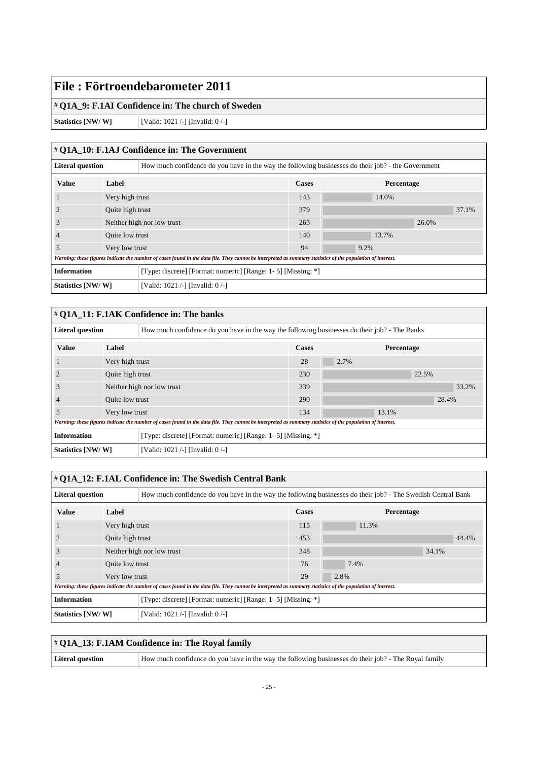# File : Förtroendebarometer 2011

## # Q1A_9: F.1AI Confidence in: The church of Sweden

| Statistics [NW/ W] | [Valid: 1021 /-] [Invalid: 0 /-] |
|---|---|

## # Q1A_10: F.1AJ Confidence in: The Government

| Literal question | How much confidence do you have in the way the following businesses do their job? - the Government |
|---|---|

| Value | Label | Cases | Percentage |
|---|---|---|---|
| 1 | Very high trust | 143 | 14.0% |
| 2 | Quite high trust | 379 | 37.1% |
| 3 | Neither high nor low trust | 265 | 26.0% |
| 4 | Quite low trust | 140 | 13.7% |
| 5 | Very low trust | 94 | 9.2% |

*Warning: these figures indicate the number of cases found in the data file. They cannot be interpreted as summary statistics of the population of interest.*

| Information | [Type: discrete] [Format: numeric] [Range: 1- 5] [Missing: *] |
|---|---|
| Statistics [NW/ W] | [Valid: 1021 /-] [Invalid: 0 /-] |

## # Q1A_11: F.1AK Confidence in: The banks

| Literal question | How much confidence do you have in the way the following businesses do their job? - The Banks |
|---|---|

| Value | Label | Cases | Percentage |
|---|---|---|---|
| 1 | Very high trust | 28 | 2.7% |
| 2 | Quite high trust | 230 | 22.5% |
| 3 | Neither high nor low trust | 339 | 33.2% |
| 4 | Quite low trust | 290 | 28.4% |
| 5 | Very low trust | 134 | 13.1% |

*Warning: these figures indicate the number of cases found in the data file. They cannot be interpreted as summary statistics of the population of interest.*

| Information | [Type: discrete] [Format: numeric] [Range: 1- 5] [Missing: *] |
|---|---|
| Statistics [NW/ W] | [Valid: 1021 /-] [Invalid: 0 /-] |

## # Q1A_12: F.1AL Confidence in: The Swedish Central Bank

| Literal question | How much confidence do you have in the way the following businesses do their job? - The Swedish Central Bank |
|---|---|

| Value | Label | Cases | Percentage |
|---|---|---|---|
| 1 | Very high trust | 115 | 11.3% |
| 2 | Quite high trust | 453 | 44.4% |
| 3 | Neither high nor low trust | 348 | 34.1% |
| 4 | Quite low trust | 76 | 7.4% |
| 5 | Very low trust | 29 | 2.8% |

*Warning: these figures indicate the number of cases found in the data file. They cannot be interpreted as summary statistics of the population of interest.*

| Information | [Type: discrete] [Format: numeric] [Range: 1- 5] [Missing: *] |
|---|---|
| Statistics [NW/ W] | [Valid: 1021 /-] [Invalid: 0 /-] |

## # Q1A_13: F.1AM Confidence in: The Royal family

| Literal question | How much confidence do you have in the way the following businesses do their job? - The Royal family |
|---|---|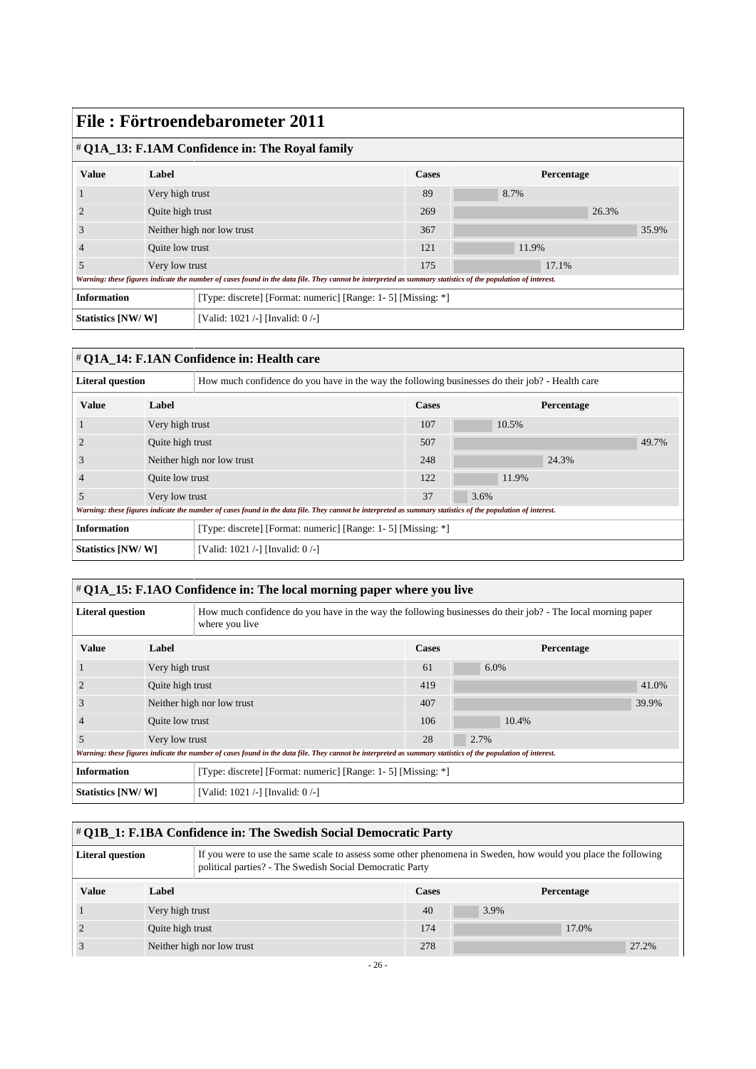# File : Förtroendebarometer 2011

## # Q1A_13: F.1AM Confidence in: The Royal family

| Value | Label | Cases | Percentage |
|---|---|---|---|
| 1 | Very high trust | 89 | 8.7% |
| 2 | Quite high trust | 269 | 26.3% |
| 3 | Neither high nor low trust | 367 | 35.9% |
| 4 | Quite low trust | 121 | 11.9% |
| 5 | Very low trust | 175 | 17.1% |

*Warning: these figures indicate the number of cases found in the data file. They cannot be interpreted as summary statistics of the population of interest.*

| | |
|---|---|
| **Information** | [Type: discrete] [Format: numeric] [Range: 1- 5] [Missing: *] |
| **Statistics [NW/ W]** | [Valid: 1021 /-] [Invalid: 0 /-] |

## # Q1A_14: F.1AN Confidence in: Health care

| | |
|---|---|
| **Literal question** | How much confidence do you have in the way the following businesses do their job? - Health care |

| Value | Label | Cases | Percentage |
|---|---|---|---|
| 1 | Very high trust | 107 | 10.5% |
| 2 | Quite high trust | 507 | 49.7% |
| 3 | Neither high nor low trust | 248 | 24.3% |
| 4 | Quite low trust | 122 | 11.9% |
| 5 | Very low trust | 37 | 3.6% |

*Warning: these figures indicate the number of cases found in the data file. They cannot be interpreted as summary statistics of the population of interest.*

| | |
|---|---|
| **Information** | [Type: discrete] [Format: numeric] [Range: 1- 5] [Missing: *] |
| **Statistics [NW/ W]** | [Valid: 1021 /-] [Invalid: 0 /-] |

## # Q1A_15: F.1AO Confidence in: The local morning paper where you live

| | |
|---|---|
| **Literal question** | How much confidence do you have in the way the following businesses do their job? - The local morning paper where you live |

| Value | Label | Cases | Percentage |
|---|---|---|---|
| 1 | Very high trust | 61 | 6.0% |
| 2 | Quite high trust | 419 | 41.0% |
| 3 | Neither high nor low trust | 407 | 39.9% |
| 4 | Quite low trust | 106 | 10.4% |
| 5 | Very low trust | 28 | 2.7% |

*Warning: these figures indicate the number of cases found in the data file. They cannot be interpreted as summary statistics of the population of interest.*

| | |
|---|---|
| **Information** | [Type: discrete] [Format: numeric] [Range: 1- 5] [Missing: *] |
| **Statistics [NW/ W]** | [Valid: 1021 /-] [Invalid: 0 /-] |

## # Q1B_1: F.1BA Confidence in: The Swedish Social Democratic Party

| | |
|---|---|
| **Literal question** | If you were to use the same scale to assess some other phenomena in Sweden, how would you place the following political parties? - The Swedish Social Democratic Party |

| Value | Label | Cases | Percentage |
|---|---|---|---|
| 1 | Very high trust | 40 | 3.9% |
| 2 | Quite high trust | 174 | 17.0% |
| 3 | Neither high nor low trust | 278 | 27.2% |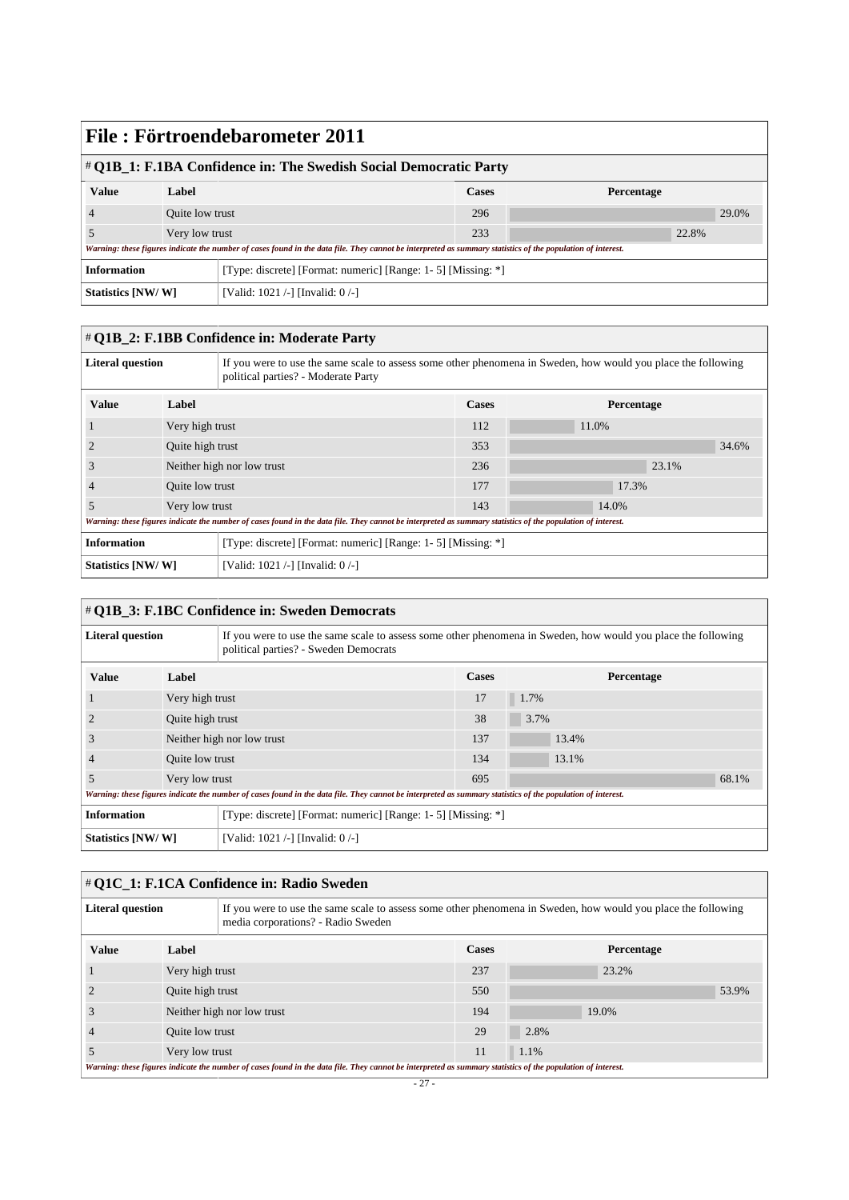# File : Förtroendebarometer 2011

## # Q1B_1: F.1BA Confidence in: The Swedish Social Democratic Party

| Value | Label | Cases | Percentage |
|---|---|---|---|
| 4 | Quite low trust | 296 | 29.0% |
| 5 | Very low trust | 233 | 22.8% |

*Warning: these figures indicate the number of cases found in the data file. They cannot be interpreted as summary statistics of the population of interest.*

| | |
|---|---|
| **Information** | [Type: discrete] [Format: numeric] [Range: 1- 5] [Missing: *] |
| **Statistics [NW/ W]** | [Valid: 1021 /-] [Invalid: 0 /-] |

## # Q1B_2: F.1BB Confidence in: Moderate Party

| | |
|---|---|
| **Literal question** | If you were to use the same scale to assess some other phenomena in Sweden, how would you place the following political parties? - Moderate Party |

| Value | Label | Cases | Percentage |
|---|---|---|---|
| 1 | Very high trust | 112 | 11.0% |
| 2 | Quite high trust | 353 | 34.6% |
| 3 | Neither high nor low trust | 236 | 23.1% |
| 4 | Quite low trust | 177 | 17.3% |
| 5 | Very low trust | 143 | 14.0% |

*Warning: these figures indicate the number of cases found in the data file. They cannot be interpreted as summary statistics of the population of interest.*

| | |
|---|---|
| **Information** | [Type: discrete] [Format: numeric] [Range: 1- 5] [Missing: *] |
| **Statistics [NW/ W]** | [Valid: 1021 /-] [Invalid: 0 /-] |

## # Q1B_3: F.1BC Confidence in: Sweden Democrats

| | |
|---|---|
| **Literal question** | If you were to use the same scale to assess some other phenomena in Sweden, how would you place the following political parties? - Sweden Democrats |

| Value | Label | Cases | Percentage |
|---|---|---|---|
| 1 | Very high trust | 17 | 1.7% |
| 2 | Quite high trust | 38 | 3.7% |
| 3 | Neither high nor low trust | 137 | 13.4% |
| 4 | Quite low trust | 134 | 13.1% |
| 5 | Very low trust | 695 | 68.1% |

*Warning: these figures indicate the number of cases found in the data file. They cannot be interpreted as summary statistics of the population of interest.*

| | |
|---|---|
| **Information** | [Type: discrete] [Format: numeric] [Range: 1- 5] [Missing: *] |
| **Statistics [NW/ W]** | [Valid: 1021 /-] [Invalid: 0 /-] |

## # Q1C_1: F.1CA Confidence in: Radio Sweden

| | |
|---|---|
| **Literal question** | If you were to use the same scale to assess some other phenomena in Sweden, how would you place the following media corporations? - Radio Sweden |

| Value | Label | Cases | Percentage |
|---|---|---|---|
| 1 | Very high trust | 237 | 23.2% |
| 2 | Quite high trust | 550 | 53.9% |
| 3 | Neither high nor low trust | 194 | 19.0% |
| 4 | Quite low trust | 29 | 2.8% |
| 5 | Very low trust | 11 | 1.1% |

*Warning: these figures indicate the number of cases found in the data file. They cannot be interpreted as summary statistics of the population of interest.*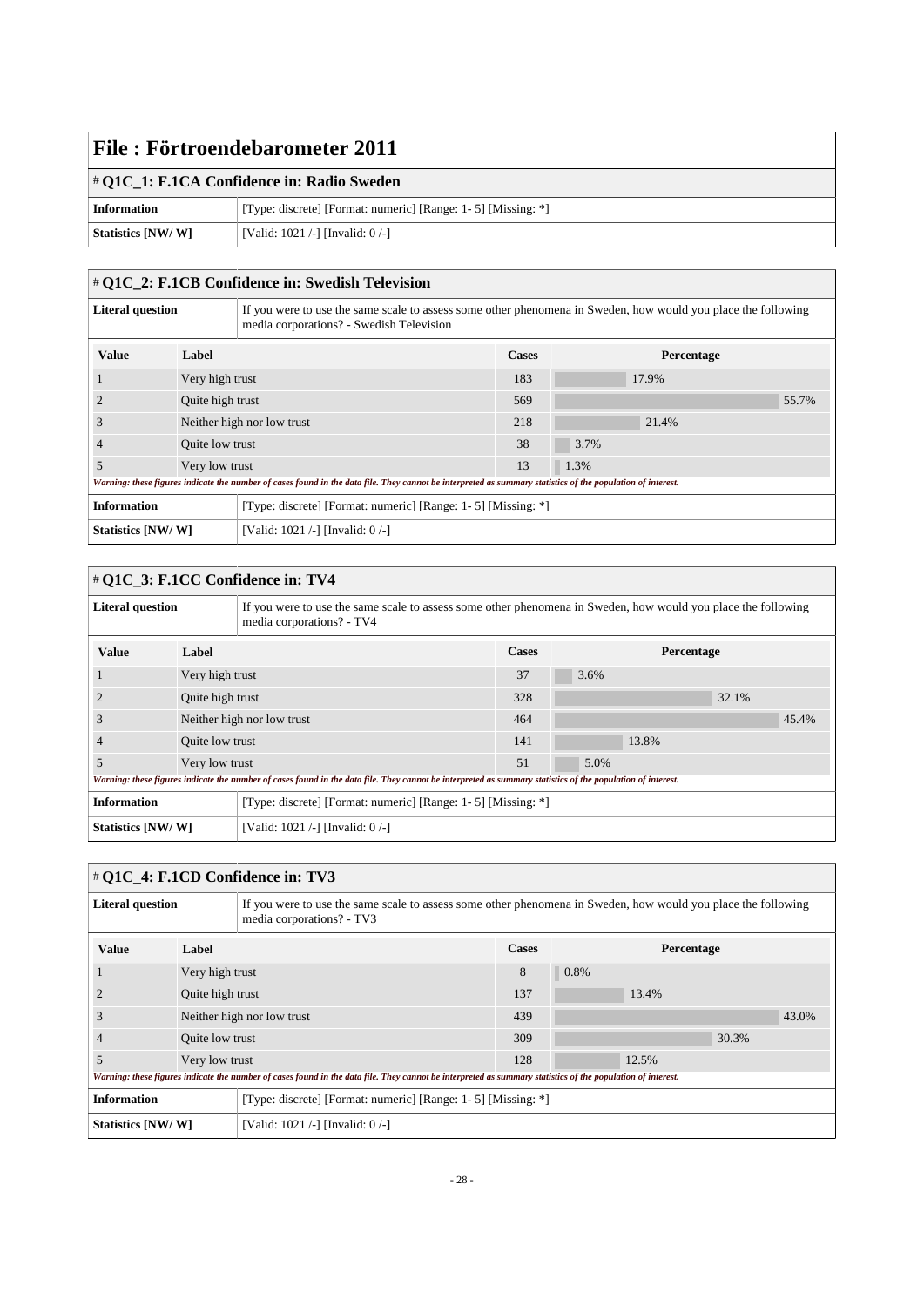# File : Förtroendebarometer 2011

## # Q1C_1: F.1CA Confidence in: Radio Sweden

| | |
|---|---|
| **Information** | [Type: discrete] [Format: numeric] [Range: 1- 5] [Missing: *] |
| **Statistics [NW/ W]** | [Valid: 1021 /-] [Invalid: 0 /-] |

## # Q1C_2: F.1CB Confidence in: Swedish Television

**Literal question**: If you were to use the same scale to assess some other phenomena in Sweden, how would you place the following media corporations? - Swedish Television

| Value | Label | Cases | Percentage |
|---|---|---|---|
| 1 | Very high trust | 183 | 17.9% |
| 2 | Quite high trust | 569 | 55.7% |
| 3 | Neither high nor low trust | 218 | 21.4% |
| 4 | Quite low trust | 38 | 3.7% |
| 5 | Very low trust | 13 | 1.3% |

*Warning: these figures indicate the number of cases found in the data file. They cannot be interpreted as summary statistics of the population of interest.*

| | |
|---|---|
| **Information** | [Type: discrete] [Format: numeric] [Range: 1- 5] [Missing: *] |
| **Statistics [NW/ W]** | [Valid: 1021 /-] [Invalid: 0 /-] |

## # Q1C_3: F.1CC Confidence in: TV4

**Literal question**: If you were to use the same scale to assess some other phenomena in Sweden, how would you place the following media corporations? - TV4

| Value | Label | Cases | Percentage |
|---|---|---|---|
| 1 | Very high trust | 37 | 3.6% |
| 2 | Quite high trust | 328 | 32.1% |
| 3 | Neither high nor low trust | 464 | 45.4% |
| 4 | Quite low trust | 141 | 13.8% |
| 5 | Very low trust | 51 | 5.0% |

*Warning: these figures indicate the number of cases found in the data file. They cannot be interpreted as summary statistics of the population of interest.*

| | |
|---|---|
| **Information** | [Type: discrete] [Format: numeric] [Range: 1- 5] [Missing: *] |
| **Statistics [NW/ W]** | [Valid: 1021 /-] [Invalid: 0 /-] |

## # Q1C_4: F.1CD Confidence in: TV3

**Literal question**: If you were to use the same scale to assess some other phenomena in Sweden, how would you place the following media corporations? - TV3

| Value | Label | Cases | Percentage |
|---|---|---|---|
| 1 | Very high trust | 8 | 0.8% |
| 2 | Quite high trust | 137 | 13.4% |
| 3 | Neither high nor low trust | 439 | 43.0% |
| 4 | Quite low trust | 309 | 30.3% |
| 5 | Very low trust | 128 | 12.5% |

*Warning: these figures indicate the number of cases found in the data file. They cannot be interpreted as summary statistics of the population of interest.*

| | |
|---|---|
| **Information** | [Type: discrete] [Format: numeric] [Range: 1- 5] [Missing: *] |
| **Statistics [NW/ W]** | [Valid: 1021 /-] [Invalid: 0 /-] |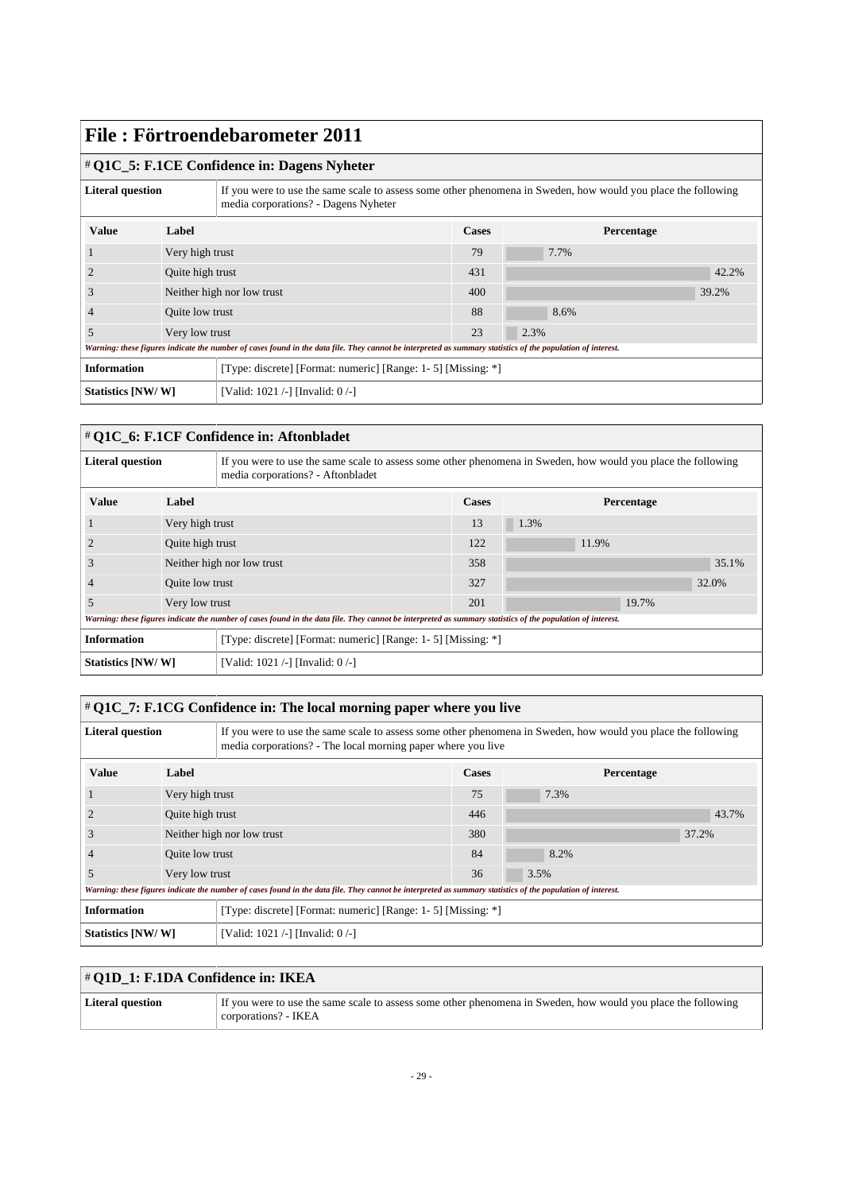# File : Förtroendebarometer 2011

## # Q1C_5: F.1CE Confidence in: Dagens Nyheter

| Literal question | If you were to use the same scale to assess some other phenomena in Sweden, how would you place the following media corporations? - Dagens Nyheter |
|---|---|

| Value | Label | Cases | Percentage |
|---|---|---|---|
| 1 | Very high trust | 79 | 7.7% |
| 2 | Quite high trust | 431 | 42.2% |
| 3 | Neither high nor low trust | 400 | 39.2% |
| 4 | Quite low trust | 88 | 8.6% |
| 5 | Very low trust | 23 | 2.3% |

*Warning: these figures indicate the number of cases found in the data file. They cannot be interpreted as summary statistics of the population of interest.*

| Information | [Type: discrete] [Format: numeric] [Range: 1- 5] [Missing: *] |
|---|---|
| Statistics [NW/ W] | [Valid: 1021 /-] [Invalid: 0 /-] |

## # Q1C_6: F.1CF Confidence in: Aftonbladet

| Literal question | If you were to use the same scale to assess some other phenomena in Sweden, how would you place the following media corporations? - Aftonbladet |
|---|---|

| Value | Label | Cases | Percentage |
|---|---|---|---|
| 1 | Very high trust | 13 | 1.3% |
| 2 | Quite high trust | 122 | 11.9% |
| 3 | Neither high nor low trust | 358 | 35.1% |
| 4 | Quite low trust | 327 | 32.0% |
| 5 | Very low trust | 201 | 19.7% |

*Warning: these figures indicate the number of cases found in the data file. They cannot be interpreted as summary statistics of the population of interest.*

| Information | [Type: discrete] [Format: numeric] [Range: 1- 5] [Missing: *] |
|---|---|
| Statistics [NW/ W] | [Valid: 1021 /-] [Invalid: 0 /-] |

## # Q1C_7: F.1CG Confidence in: The local morning paper where you live

| Literal question | If you were to use the same scale to assess some other phenomena in Sweden, how would you place the following media corporations? - The local morning paper where you live |
|---|---|

| Value | Label | Cases | Percentage |
|---|---|---|---|
| 1 | Very high trust | 75 | 7.3% |
| 2 | Quite high trust | 446 | 43.7% |
| 3 | Neither high nor low trust | 380 | 37.2% |
| 4 | Quite low trust | 84 | 8.2% |
| 5 | Very low trust | 36 | 3.5% |

*Warning: these figures indicate the number of cases found in the data file. They cannot be interpreted as summary statistics of the population of interest.*

| Information | [Type: discrete] [Format: numeric] [Range: 1- 5] [Missing: *] |
|---|---|
| Statistics [NW/ W] | [Valid: 1021 /-] [Invalid: 0 /-] |

## # Q1D_1: F.1DA Confidence in: IKEA

| Literal question | If you were to use the same scale to assess some other phenomena in Sweden, how would you place the following corporations? - IKEA |
|---|---|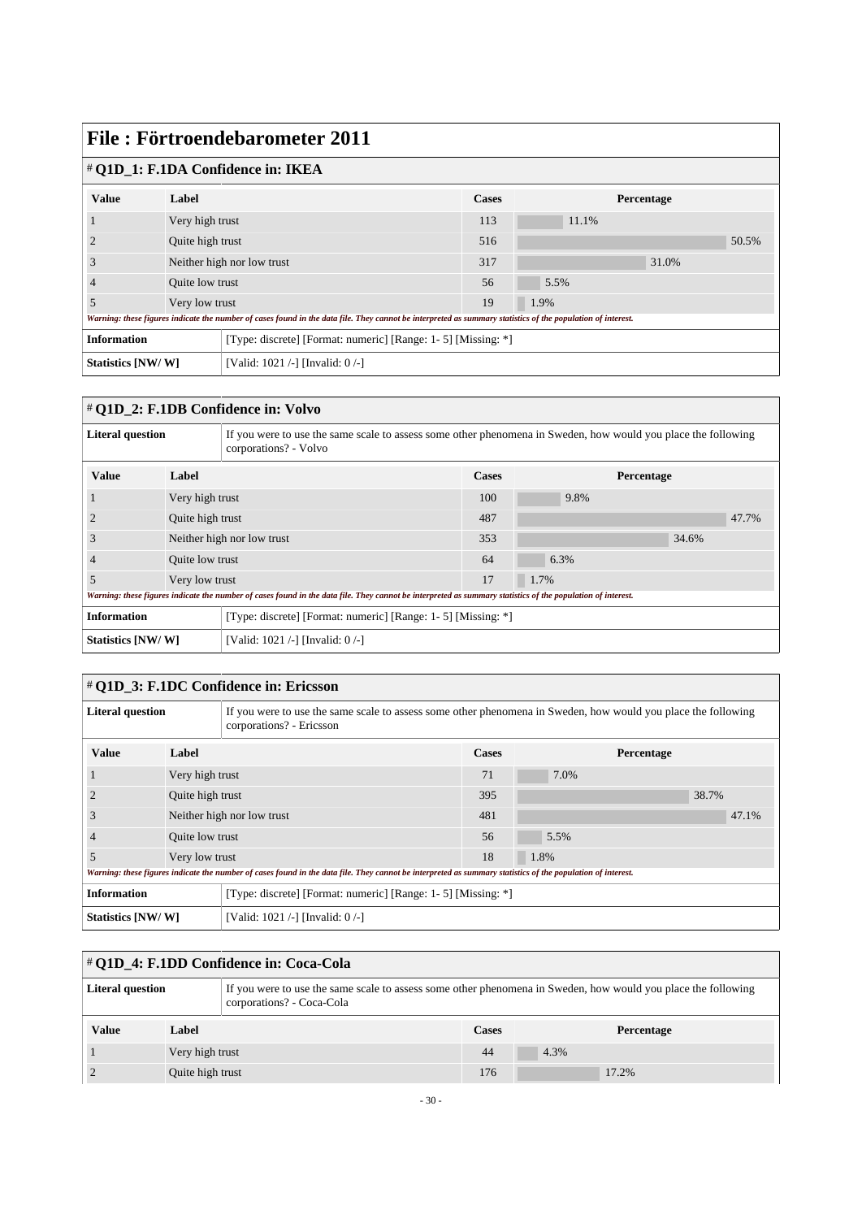# File : Förtroendebarometer 2011

## # Q1D_1: F.1DA Confidence in: IKEA

| Value | Label | Cases | Percentage |
|---|---|---|---|
| 1 | Very high trust | 113 | 11.1% |
| 2 | Quite high trust | 516 | 50.5% |
| 3 | Neither high nor low trust | 317 | 31.0% |
| 4 | Quite low trust | 56 | 5.5% |
| 5 | Very low trust | 19 | 1.9% |

*Warning: these figures indicate the number of cases found in the data file. They cannot be interpreted as summary statistics of the population of interest.*

| | |
|---|---|
| **Information** | [Type: discrete] [Format: numeric] [Range: 1- 5] [Missing: *] |
| **Statistics [NW/ W]** | [Valid: 1021 /-] [Invalid: 0 /-] |

## # Q1D_2: F.1DB Confidence in: Volvo

| | |
|---|---|
| **Literal question** | If you were to use the same scale to assess some other phenomena in Sweden, how would you place the following corporations? - Volvo |

| Value | Label | Cases | Percentage |
|---|---|---|---|
| 1 | Very high trust | 100 | 9.8% |
| 2 | Quite high trust | 487 | 47.7% |
| 3 | Neither high nor low trust | 353 | 34.6% |
| 4 | Quite low trust | 64 | 6.3% |
| 5 | Very low trust | 17 | 1.7% |

*Warning: these figures indicate the number of cases found in the data file. They cannot be interpreted as summary statistics of the population of interest.*

| | |
|---|---|
| **Information** | [Type: discrete] [Format: numeric] [Range: 1- 5] [Missing: *] |
| **Statistics [NW/ W]** | [Valid: 1021 /-] [Invalid: 0 /-] |

## # Q1D_3: F.1DC Confidence in: Ericsson

| | |
|---|---|
| **Literal question** | If you were to use the same scale to assess some other phenomena in Sweden, how would you place the following corporations? - Ericsson |

| Value | Label | Cases | Percentage |
|---|---|---|---|
| 1 | Very high trust | 71 | 7.0% |
| 2 | Quite high trust | 395 | 38.7% |
| 3 | Neither high nor low trust | 481 | 47.1% |
| 4 | Quite low trust | 56 | 5.5% |
| 5 | Very low trust | 18 | 1.8% |

*Warning: these figures indicate the number of cases found in the data file. They cannot be interpreted as summary statistics of the population of interest.*

| | |
|---|---|
| **Information** | [Type: discrete] [Format: numeric] [Range: 1- 5] [Missing: *] |
| **Statistics [NW/ W]** | [Valid: 1021 /-] [Invalid: 0 /-] |

## # Q1D_4: F.1DD Confidence in: Coca-Cola

| | |
|---|---|
| **Literal question** | If you were to use the same scale to assess some other phenomena in Sweden, how would you place the following corporations? - Coca-Cola |

| Value | Label | Cases | Percentage |
|---|---|---|---|
| 1 | Very high trust | 44 | 4.3% |
| 2 | Quite high trust | 176 | 17.2% |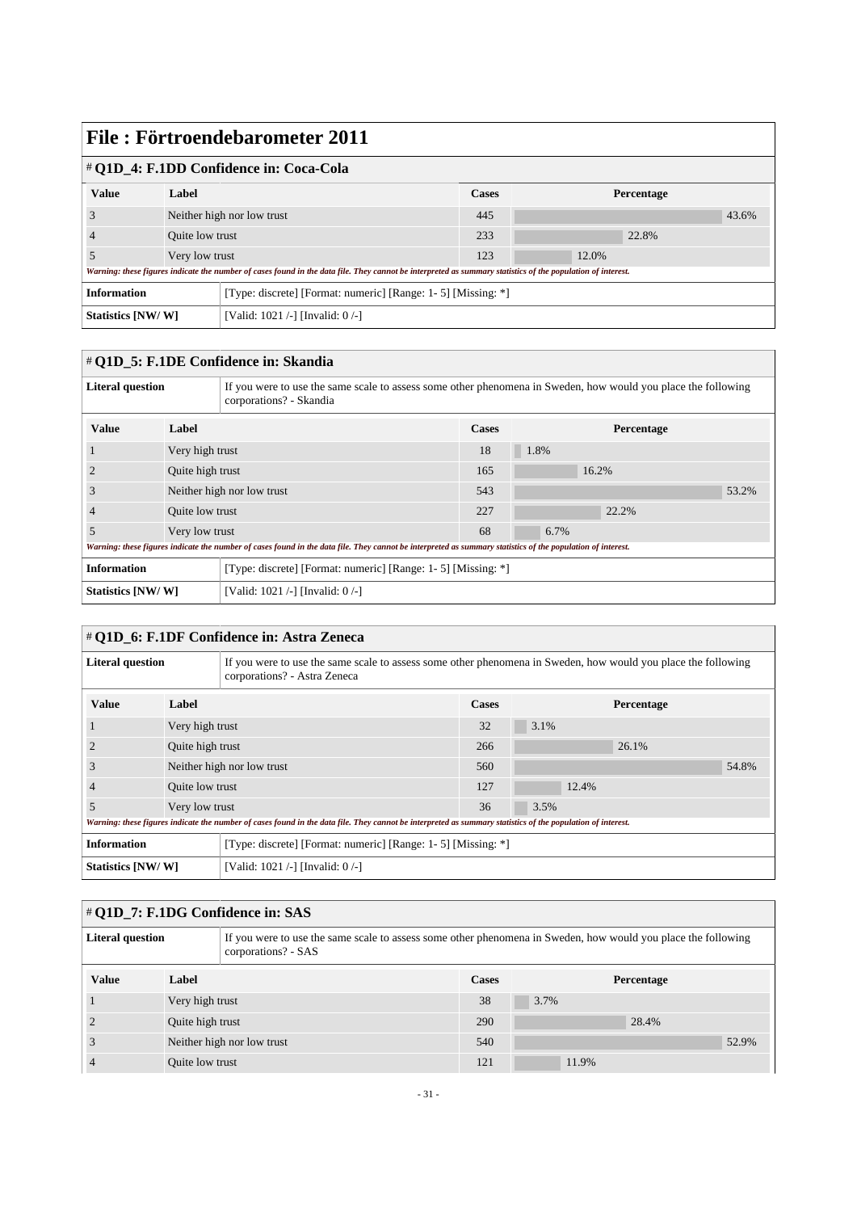# File : Förtroendebarometer 2011

## # Q1D_4: F.1DD Confidence in: Coca-Cola

| Value | Label | Cases | Percentage |
|---|---|---|---|
| 3 | Neither high nor low trust | 445 | 43.6% |
| 4 | Quite low trust | 233 | 22.8% |
| 5 | Very low trust | 123 | 12.0% |

*Warning: these figures indicate the number of cases found in the data file. They cannot be interpreted as summary statistics of the population of interest.*

| | |
|---|---|
| **Information** | [Type: discrete] [Format: numeric] [Range: 1- 5] [Missing: *] |
| **Statistics [NW/ W]** | [Valid: 1021 /-] [Invalid: 0 /-] |

## # Q1D_5: F.1DE Confidence in: Skandia

| | |
|---|---|
| **Literal question** | If you were to use the same scale to assess some other phenomena in Sweden, how would you place the following corporations? - Skandia |

| Value | Label | Cases | Percentage |
|---|---|---|---|
| 1 | Very high trust | 18 | 1.8% |
| 2 | Quite high trust | 165 | 16.2% |
| 3 | Neither high nor low trust | 543 | 53.2% |
| 4 | Quite low trust | 227 | 22.2% |
| 5 | Very low trust | 68 | 6.7% |

*Warning: these figures indicate the number of cases found in the data file. They cannot be interpreted as summary statistics of the population of interest.*

| | |
|---|---|
| **Information** | [Type: discrete] [Format: numeric] [Range: 1- 5] [Missing: *] |
| **Statistics [NW/ W]** | [Valid: 1021 /-] [Invalid: 0 /-] |

## # Q1D_6: F.1DF Confidence in: Astra Zeneca

| | |
|---|---|
| **Literal question** | If you were to use the same scale to assess some other phenomena in Sweden, how would you place the following corporations? - Astra Zeneca |

| Value | Label | Cases | Percentage |
|---|---|---|---|
| 1 | Very high trust | 32 | 3.1% |
| 2 | Quite high trust | 266 | 26.1% |
| 3 | Neither high nor low trust | 560 | 54.8% |
| 4 | Quite low trust | 127 | 12.4% |
| 5 | Very low trust | 36 | 3.5% |

*Warning: these figures indicate the number of cases found in the data file. They cannot be interpreted as summary statistics of the population of interest.*

| | |
|---|---|
| **Information** | [Type: discrete] [Format: numeric] [Range: 1- 5] [Missing: *] |
| **Statistics [NW/ W]** | [Valid: 1021 /-] [Invalid: 0 /-] |

## # Q1D_7: F.1DG Confidence in: SAS

| | |
|---|---|
| **Literal question** | If you were to use the same scale to assess some other phenomena in Sweden, how would you place the following corporations? - SAS |

| Value | Label | Cases | Percentage |
|---|---|---|---|
| 1 | Very high trust | 38 | 3.7% |
| 2 | Quite high trust | 290 | 28.4% |
| 3 | Neither high nor low trust | 540 | 52.9% |
| 4 | Quite low trust | 121 | 11.9% |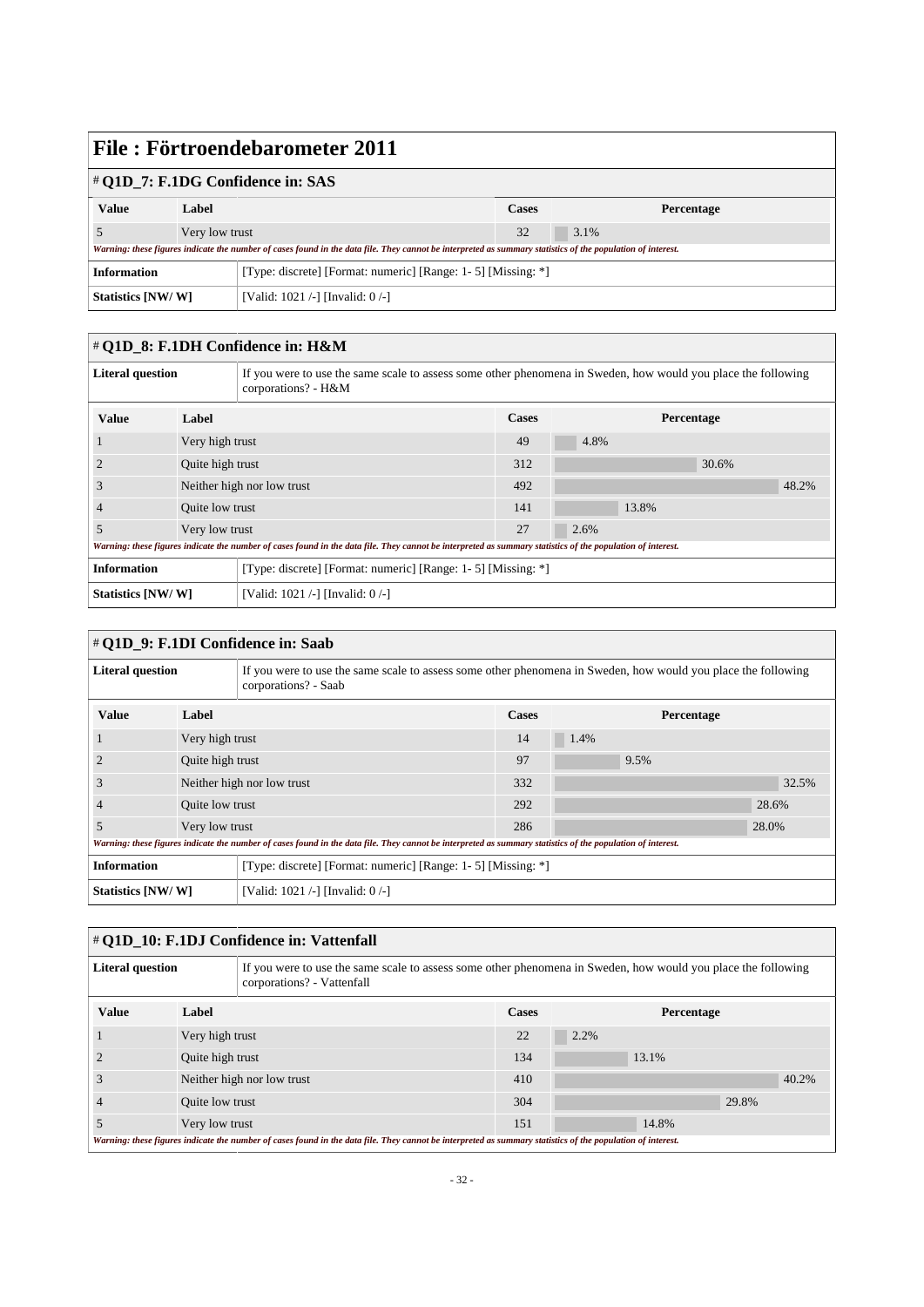# File : Förtroendebarometer 2011

## # Q1D_7: F.1DG Confidence in: SAS

| Value | Label | Cases | Percentage |
|---|---|---|---|
| 5 | Very low trust | 32 | 3.1% |

*Warning: these figures indicate the number of cases found in the data file. They cannot be interpreted as summary statistics of the population of interest.*

| | |
|---|---|
| **Information** | [Type: discrete] [Format: numeric] [Range: 1- 5] [Missing: *] |
| **Statistics [NW/ W]** | [Valid: 1021 /-] [Invalid: 0 /-] |

## # Q1D_8: F.1DH Confidence in: H&M

| | |
|---|---|
| **Literal question** | If you were to use the same scale to assess some other phenomena in Sweden, how would you place the following corporations? - H&M |

| Value | Label | Cases | Percentage |
|---|---|---|---|
| 1 | Very high trust | 49 | 4.8% |
| 2 | Quite high trust | 312 | 30.6% |
| 3 | Neither high nor low trust | 492 | 48.2% |
| 4 | Quite low trust | 141 | 13.8% |
| 5 | Very low trust | 27 | 2.6% |

*Warning: these figures indicate the number of cases found in the data file. They cannot be interpreted as summary statistics of the population of interest.*

| | |
|---|---|
| **Information** | [Type: discrete] [Format: numeric] [Range: 1- 5] [Missing: *] |
| **Statistics [NW/ W]** | [Valid: 1021 /-] [Invalid: 0 /-] |

## # Q1D_9: F.1DI Confidence in: Saab

| | |
|---|---|
| **Literal question** | If you were to use the same scale to assess some other phenomena in Sweden, how would you place the following corporations? - Saab |

| Value | Label | Cases | Percentage |
|---|---|---|---|
| 1 | Very high trust | 14 | 1.4% |
| 2 | Quite high trust | 97 | 9.5% |
| 3 | Neither high nor low trust | 332 | 32.5% |
| 4 | Quite low trust | 292 | 28.6% |
| 5 | Very low trust | 286 | 28.0% |

*Warning: these figures indicate the number of cases found in the data file. They cannot be interpreted as summary statistics of the population of interest.*

| | |
|---|---|
| **Information** | [Type: discrete] [Format: numeric] [Range: 1- 5] [Missing: *] |
| **Statistics [NW/ W]** | [Valid: 1021 /-] [Invalid: 0 /-] |

## # Q1D_10: F.1DJ Confidence in: Vattenfall

| | |
|---|---|
| **Literal question** | If you were to use the same scale to assess some other phenomena in Sweden, how would you place the following corporations? - Vattenfall |

| Value | Label | Cases | Percentage |
|---|---|---|---|
| 1 | Very high trust | 22 | 2.2% |
| 2 | Quite high trust | 134 | 13.1% |
| 3 | Neither high nor low trust | 410 | 40.2% |
| 4 | Quite low trust | 304 | 29.8% |
| 5 | Very low trust | 151 | 14.8% |

*Warning: these figures indicate the number of cases found in the data file. They cannot be interpreted as summary statistics of the population of interest.*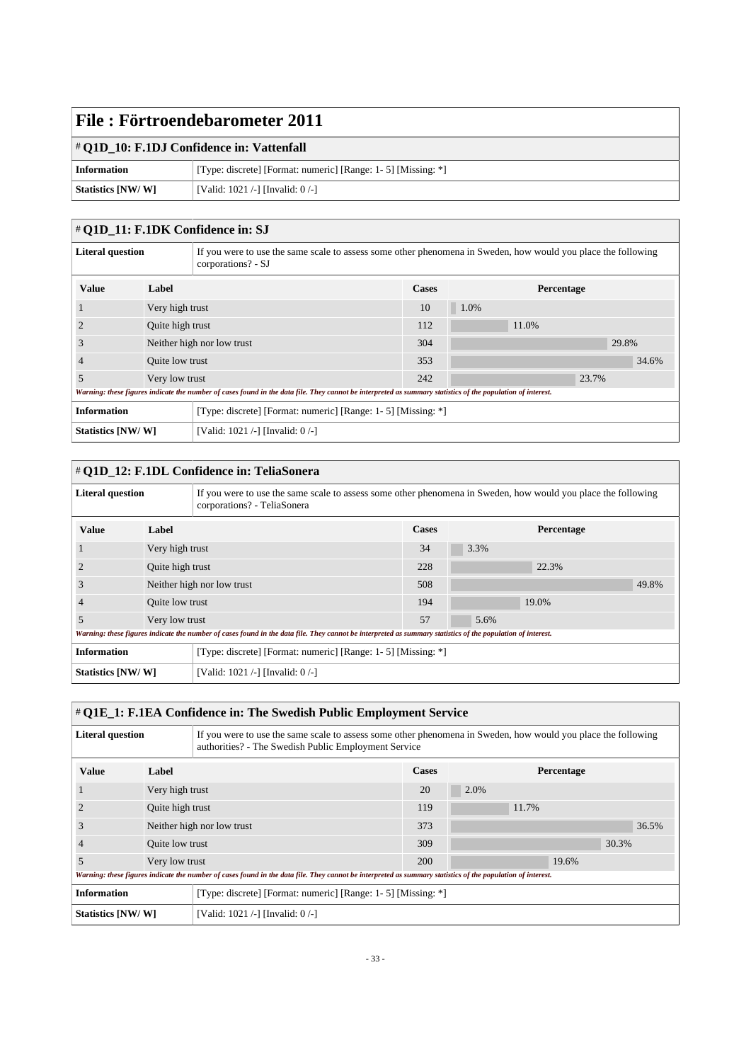# File : Förtroendebarometer 2011

## # Q1D_10: F.1DJ Confidence in: Vattenfall

| | |
|---|---|
| **Information** | [Type: discrete] [Format: numeric] [Range: 1- 5] [Missing: *] |
| **Statistics [NW/ W]** | [Valid: 1021 /-] [Invalid: 0 /-] |

## # Q1D_11: F.1DK Confidence in: SJ

**Literal question:** If you were to use the same scale to assess some other phenomena in Sweden, how would you place the following corporations? - SJ

| Value | Label | Cases | Percentage |
|---|---|---|---|
| 1 | Very high trust | 10 | 1.0% |
| 2 | Quite high trust | 112 | 11.0% |
| 3 | Neither high nor low trust | 304 | 29.8% |
| 4 | Quite low trust | 353 | 34.6% |
| 5 | Very low trust | 242 | 23.7% |

*Warning: these figures indicate the number of cases found in the data file. They cannot be interpreted as summary statistics of the population of interest.*

| | |
|---|---|
| **Information** | [Type: discrete] [Format: numeric] [Range: 1- 5] [Missing: *] |
| **Statistics [NW/ W]** | [Valid: 1021 /-] [Invalid: 0 /-] |

## # Q1D_12: F.1DL Confidence in: TeliaSonera

**Literal question:** If you were to use the same scale to assess some other phenomena in Sweden, how would you place the following corporations? - TeliaSonera

| Value | Label | Cases | Percentage |
|---|---|---|---|
| 1 | Very high trust | 34 | 3.3% |
| 2 | Quite high trust | 228 | 22.3% |
| 3 | Neither high nor low trust | 508 | 49.8% |
| 4 | Quite low trust | 194 | 19.0% |
| 5 | Very low trust | 57 | 5.6% |

*Warning: these figures indicate the number of cases found in the data file. They cannot be interpreted as summary statistics of the population of interest.*

| | |
|---|---|
| **Information** | [Type: discrete] [Format: numeric] [Range: 1- 5] [Missing: *] |
| **Statistics [NW/ W]** | [Valid: 1021 /-] [Invalid: 0 /-] |

## # Q1E_1: F.1EA Confidence in: The Swedish Public Employment Service

**Literal question:** If you were to use the same scale to assess some other phenomena in Sweden, how would you place the following authorities? - The Swedish Public Employment Service

| Value | Label | Cases | Percentage |
|---|---|---|---|
| 1 | Very high trust | 20 | 2.0% |
| 2 | Quite high trust | 119 | 11.7% |
| 3 | Neither high nor low trust | 373 | 36.5% |
| 4 | Quite low trust | 309 | 30.3% |
| 5 | Very low trust | 200 | 19.6% |

*Warning: these figures indicate the number of cases found in the data file. They cannot be interpreted as summary statistics of the population of interest.*

| | |
|---|---|
| **Information** | [Type: discrete] [Format: numeric] [Range: 1- 5] [Missing: *] |
| **Statistics [NW/ W]** | [Valid: 1021 /-] [Invalid: 0 /-] |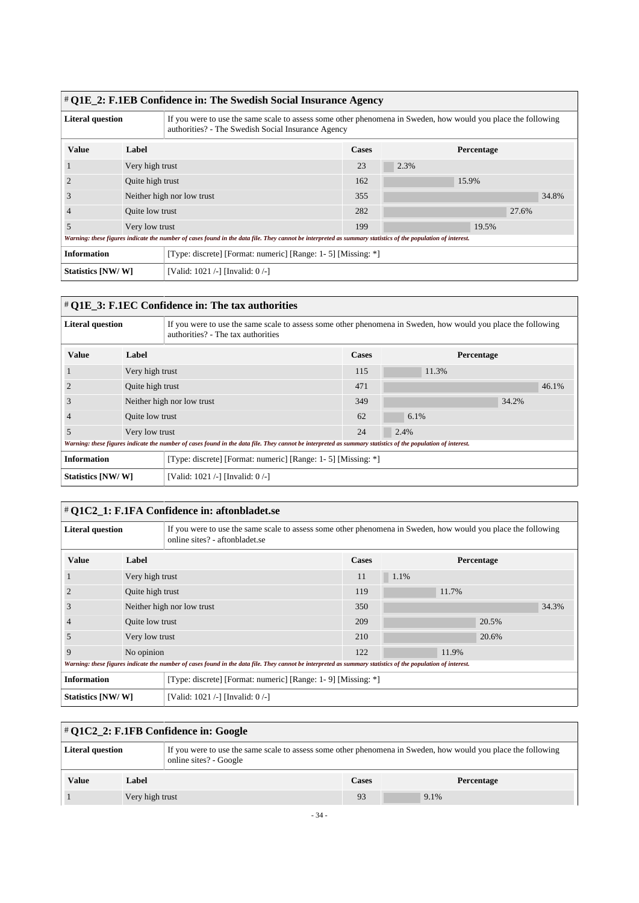## # Q1E_2: F.1EB Confidence in: The Swedish Social Insurance Agency

| Literal question | If you were to use the same scale to assess some other phenomena in Sweden, how would you place the following authorities? - The Swedish Social Insurance Agency |
|---|---|

| Value | Label | Cases | Percentage |
|---|---|---|---|
| 1 | Very high trust | 23 | 2.3% |
| 2 | Quite high trust | 162 | 15.9% |
| 3 | Neither high nor low trust | 355 | 34.8% |
| 4 | Quite low trust | 282 | 27.6% |
| 5 | Very low trust | 199 | 19.5% |

*Warning: these figures indicate the number of cases found in the data file. They cannot be interpreted as summary statistics of the population of interest.*

| Information | [Type: discrete] [Format: numeric] [Range: 1- 5] [Missing: *] |
|---|---|
| Statistics [NW/ W] | [Valid: 1021 /-] [Invalid: 0 /-] |

## # Q1E_3: F.1EC Confidence in: The tax authorities

| Literal question | If you were to use the same scale to assess some other phenomena in Sweden, how would you place the following authorities? - The tax authorities |
|---|---|

| Value | Label | Cases | Percentage |
|---|---|---|---|
| 1 | Very high trust | 115 | 11.3% |
| 2 | Quite high trust | 471 | 46.1% |
| 3 | Neither high nor low trust | 349 | 34.2% |
| 4 | Quite low trust | 62 | 6.1% |
| 5 | Very low trust | 24 | 2.4% |

*Warning: these figures indicate the number of cases found in the data file. They cannot be interpreted as summary statistics of the population of interest.*

| Information | [Type: discrete] [Format: numeric] [Range: 1- 5] [Missing: *] |
|---|---|
| Statistics [NW/ W] | [Valid: 1021 /-] [Invalid: 0 /-] |

## # Q1C2_1: F.1FA Confidence in: aftonbladet.se

| Literal question | If you were to use the same scale to assess some other phenomena in Sweden, how would you place the following online sites? - aftonbladet.se |
|---|---|

| Value | Label | Cases | Percentage |
|---|---|---|---|
| 1 | Very high trust | 11 | 1.1% |
| 2 | Quite high trust | 119 | 11.7% |
| 3 | Neither high nor low trust | 350 | 34.3% |
| 4 | Quite low trust | 209 | 20.5% |
| 5 | Very low trust | 210 | 20.6% |
| 9 | No opinion | 122 | 11.9% |

*Warning: these figures indicate the number of cases found in the data file. They cannot be interpreted as summary statistics of the population of interest.*

| Information | [Type: discrete] [Format: numeric] [Range: 1- 9] [Missing: *] |
|---|---|
| Statistics [NW/ W] | [Valid: 1021 /-] [Invalid: 0 /-] |

## # Q1C2_2: F.1FB Confidence in: Google

| Literal question | If you were to use the same scale to assess some other phenomena in Sweden, how would you place the following online sites? - Google |
|---|---|

| Value | Label | Cases | Percentage |
|---|---|---|---|
| 1 | Very high trust | 93 | 9.1% |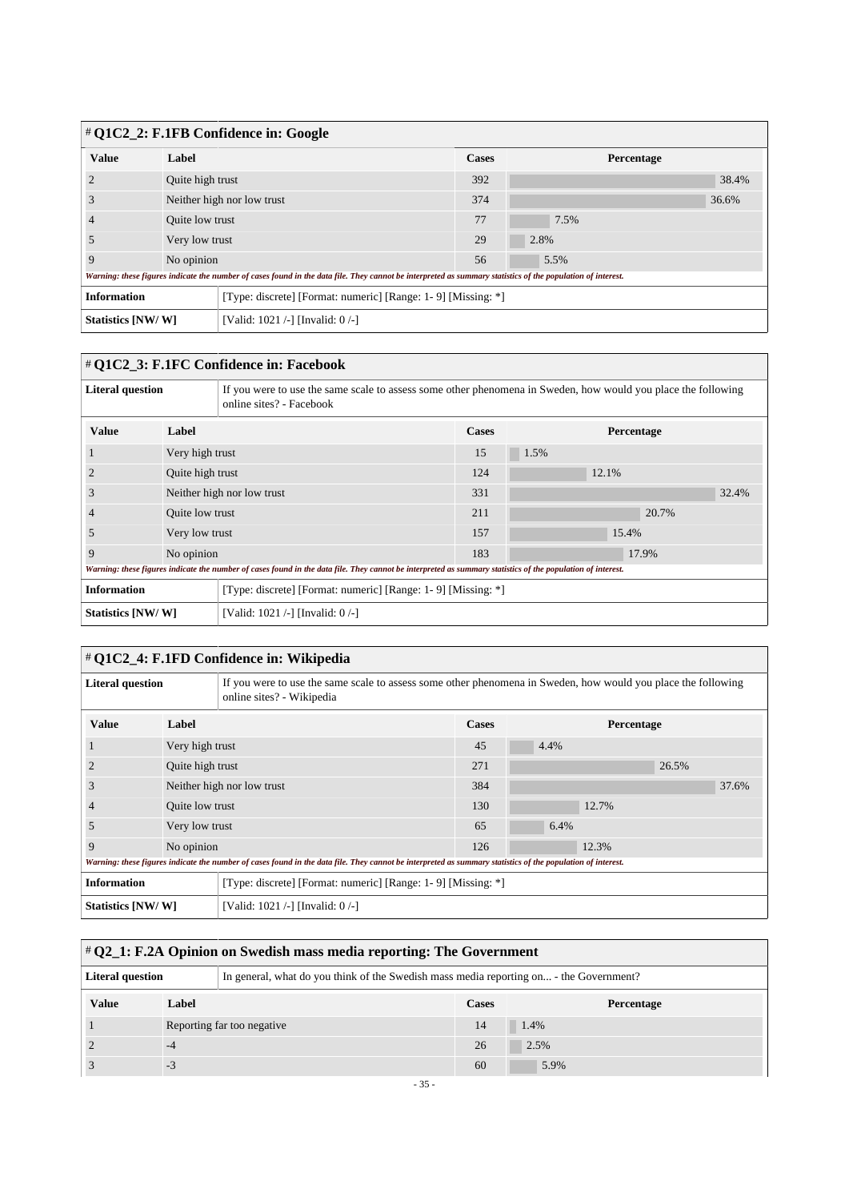## # Q1C2_2: F.1FB Confidence in: Google

| Value | Label | Cases | Percentage |
|---|---|---|---|
| 2 | Quite high trust | 392 | 38.4% |
| 3 | Neither high nor low trust | 374 | 36.6% |
| 4 | Quite low trust | 77 | 7.5% |
| 5 | Very low trust | 29 | 2.8% |
| 9 | No opinion | 56 | 5.5% |

*Warning: these figures indicate the number of cases found in the data file. They cannot be interpreted as summary statistics of the population of interest.*

| | |
|---|---|
| **Information** | [Type: discrete] [Format: numeric] [Range: 1- 9] [Missing: *] |
| **Statistics [NW/ W]** | [Valid: 1021 /-] [Invalid: 0 /-] |

## # Q1C2_3: F.1FC Confidence in: Facebook

| | |
|---|---|
| **Literal question** | If you were to use the same scale to assess some other phenomena in Sweden, how would you place the following online sites? - Facebook |

| Value | Label | Cases | Percentage |
|---|---|---|---|
| 1 | Very high trust | 15 | 1.5% |
| 2 | Quite high trust | 124 | 12.1% |
| 3 | Neither high nor low trust | 331 | 32.4% |
| 4 | Quite low trust | 211 | 20.7% |
| 5 | Very low trust | 157 | 15.4% |
| 9 | No opinion | 183 | 17.9% |

*Warning: these figures indicate the number of cases found in the data file. They cannot be interpreted as summary statistics of the population of interest.*

| | |
|---|---|
| **Information** | [Type: discrete] [Format: numeric] [Range: 1- 9] [Missing: *] |
| **Statistics [NW/ W]** | [Valid: 1021 /-] [Invalid: 0 /-] |

## # Q1C2_4: F.1FD Confidence in: Wikipedia

| | |
|---|---|
| **Literal question** | If you were to use the same scale to assess some other phenomena in Sweden, how would you place the following online sites? - Wikipedia |

| Value | Label | Cases | Percentage |
|---|---|---|---|
| 1 | Very high trust | 45 | 4.4% |
| 2 | Quite high trust | 271 | 26.5% |
| 3 | Neither high nor low trust | 384 | 37.6% |
| 4 | Quite low trust | 130 | 12.7% |
| 5 | Very low trust | 65 | 6.4% |
| 9 | No opinion | 126 | 12.3% |

*Warning: these figures indicate the number of cases found in the data file. They cannot be interpreted as summary statistics of the population of interest.*

| | |
|---|---|
| **Information** | [Type: discrete] [Format: numeric] [Range: 1- 9] [Missing: *] |
| **Statistics [NW/ W]** | [Valid: 1021 /-] [Invalid: 0 /-] |

## # Q2_1: F.2A Opinion on Swedish mass media reporting: The Government

| | |
|---|---|
| **Literal question** | In general, what do you think of the Swedish mass media reporting on... - the Government? |

| Value | Label | Cases | Percentage |
|---|---|---|---|
| 1 | Reporting far too negative | 14 | 1.4% |
| 2 | -4 | 26 | 2.5% |
| 3 | -3 | 60 | 5.9% |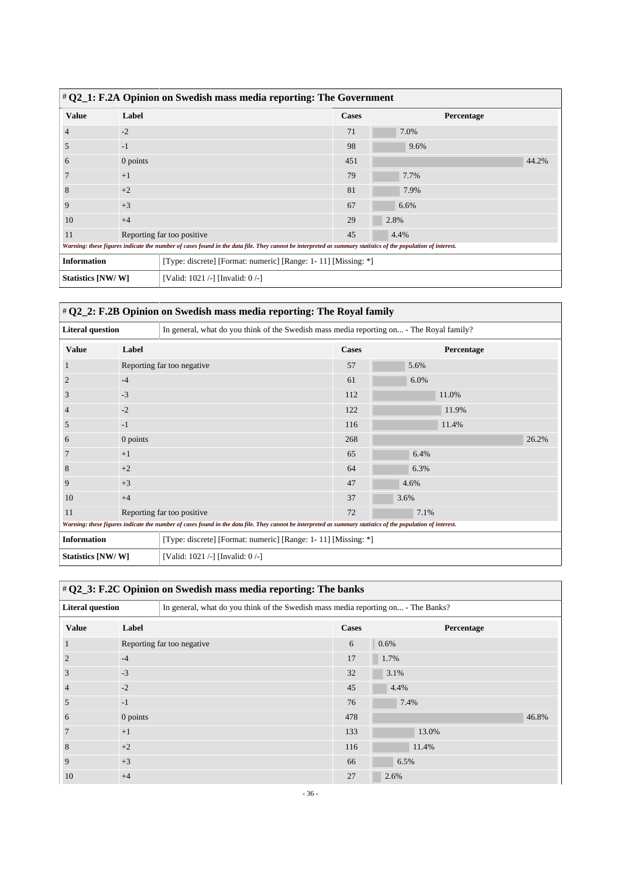## # Q2_1: F.2A Opinion on Swedish mass media reporting: The Government

| Value | Label | Cases | Percentage |
|---|---|---|---|
| 4 | -2 | 71 | 7.0% |
| 5 | -1 | 98 | 9.6% |
| 6 | 0 points | 451 | 44.2% |
| 7 | +1 | 79 | 7.7% |
| 8 | +2 | 81 | 7.9% |
| 9 | +3 | 67 | 6.6% |
| 10 | +4 | 29 | 2.8% |
| 11 | Reporting far too positive | 45 | 4.4% |

*Warning: these figures indicate the number of cases found in the data file. They cannot be interpreted as summary statistics of the population of interest.*

| | |
|---|---|
| **Information** | [Type: discrete] [Format: numeric] [Range: 1- 11] [Missing: *] |
| **Statistics [NW/ W]** | [Valid: 1021 /-] [Invalid: 0 /-] |

## # Q2_2: F.2B Opinion on Swedish mass media reporting: The Royal family

| | |
|---|---|
| **Literal question** | In general, what do you think of the Swedish mass media reporting on... - The Royal family? |

| Value | Label | Cases | Percentage |
|---|---|---|---|
| 1 | Reporting far too negative | 57 | 5.6% |
| 2 | -4 | 61 | 6.0% |
| 3 | -3 | 112 | 11.0% |
| 4 | -2 | 122 | 11.9% |
| 5 | -1 | 116 | 11.4% |
| 6 | 0 points | 268 | 26.2% |
| 7 | +1 | 65 | 6.4% |
| 8 | +2 | 64 | 6.3% |
| 9 | +3 | 47 | 4.6% |
| 10 | +4 | 37 | 3.6% |
| 11 | Reporting far too positive | 72 | 7.1% |

*Warning: these figures indicate the number of cases found in the data file. They cannot be interpreted as summary statistics of the population of interest.*

| | |
|---|---|
| **Information** | [Type: discrete] [Format: numeric] [Range: 1- 11] [Missing: *] |
| **Statistics [NW/ W]** | [Valid: 1021 /-] [Invalid: 0 /-] |

## # Q2_3: F.2C Opinion on Swedish mass media reporting: The banks

| | |
|---|---|
| **Literal question** | In general, what do you think of the Swedish mass media reporting on... - The Banks? |

| Value | Label | Cases | Percentage |
|---|---|---|---|
| 1 | Reporting far too negative | 6 | 0.6% |
| 2 | -4 | 17 | 1.7% |
| 3 | -3 | 32 | 3.1% |
| 4 | -2 | 45 | 4.4% |
| 5 | -1 | 76 | 7.4% |
| 6 | 0 points | 478 | 46.8% |
| 7 | +1 | 133 | 13.0% |
| 8 | +2 | 116 | 11.4% |
| 9 | +3 | 66 | 6.5% |
| 10 | +4 | 27 | 2.6% |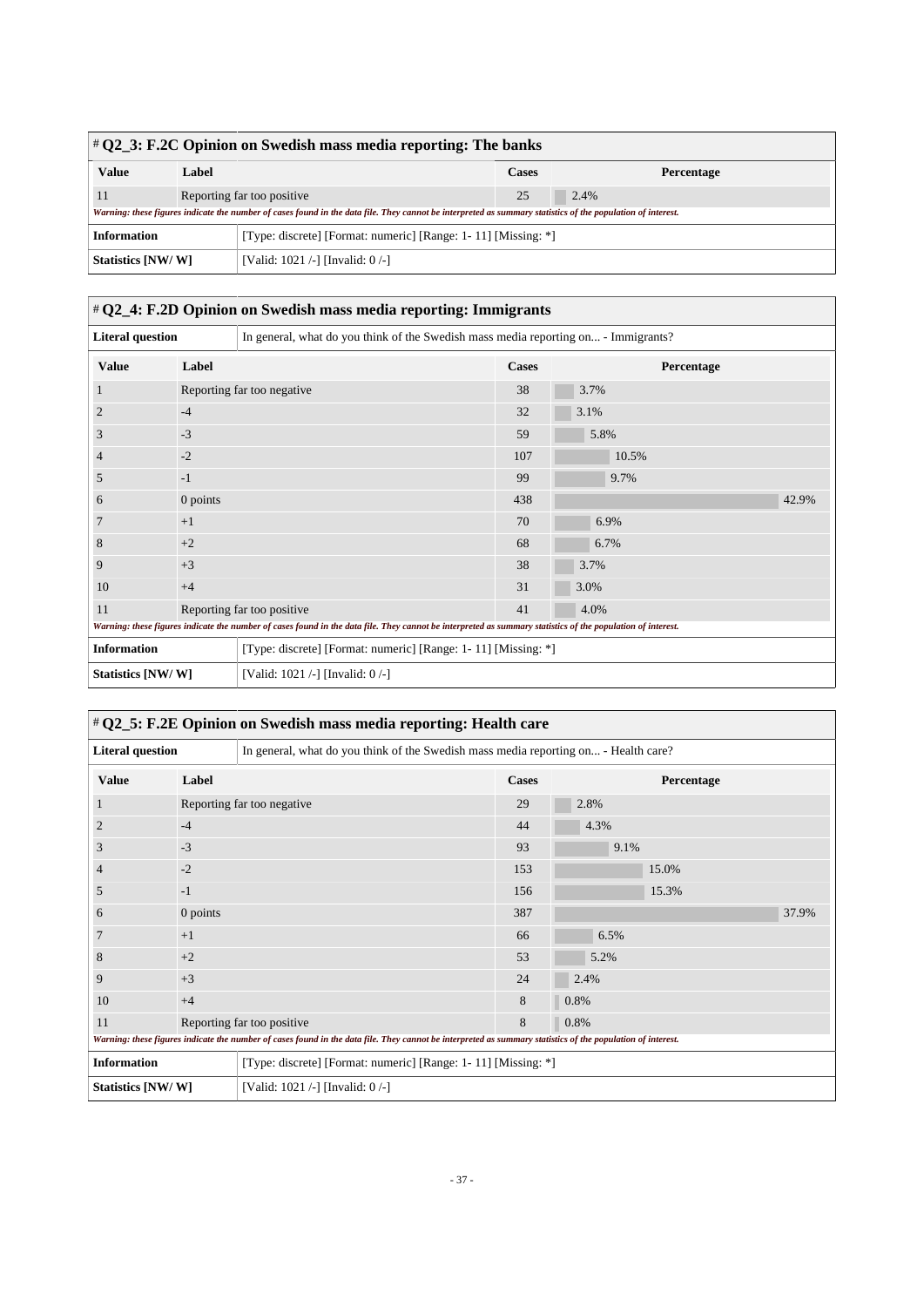## # Q2_3: F.2C Opinion on Swedish mass media reporting: The banks

| Value | Label | Cases | Percentage |
|---|---|---|---|
| 11 | Reporting far too positive | 25 | 2.4% |

*Warning: these figures indicate the number of cases found in the data file. They cannot be interpreted as summary statistics of the population of interest.*

| | |
|---|---|
| **Information** | [Type: discrete] [Format: numeric] [Range: 1- 11] [Missing: *] |
| **Statistics [NW/ W]** | [Valid: 1021 /-] [Invalid: 0 /-] |

## # Q2_4: F.2D Opinion on Swedish mass media reporting: Immigrants

| | |
|---|---|
| **Literal question** | In general, what do you think of the Swedish mass media reporting on... - Immigrants? |

| Value | Label | Cases | Percentage |
|---|---|---|---|
| 1 | Reporting far too negative | 38 | 3.7% |
| 2 | -4 | 32 | 3.1% |
| 3 | -3 | 59 | 5.8% |
| 4 | -2 | 107 | 10.5% |
| 5 | -1 | 99 | 9.7% |
| 6 | 0 points | 438 | 42.9% |
| 7 | +1 | 70 | 6.9% |
| 8 | +2 | 68 | 6.7% |
| 9 | +3 | 38 | 3.7% |
| 10 | +4 | 31 | 3.0% |
| 11 | Reporting far too positive | 41 | 4.0% |

*Warning: these figures indicate the number of cases found in the data file. They cannot be interpreted as summary statistics of the population of interest.*

| | |
|---|---|
| **Information** | [Type: discrete] [Format: numeric] [Range: 1- 11] [Missing: *] |
| **Statistics [NW/ W]** | [Valid: 1021 /-] [Invalid: 0 /-] |

## # Q2_5: F.2E Opinion on Swedish mass media reporting: Health care

| | |
|---|---|
| **Literal question** | In general, what do you think of the Swedish mass media reporting on... - Health care? |

| Value | Label | Cases | Percentage |
|---|---|---|---|
| 1 | Reporting far too negative | 29 | 2.8% |
| 2 | -4 | 44 | 4.3% |
| 3 | -3 | 93 | 9.1% |
| 4 | -2 | 153 | 15.0% |
| 5 | -1 | 156 | 15.3% |
| 6 | 0 points | 387 | 37.9% |
| 7 | +1 | 66 | 6.5% |
| 8 | +2 | 53 | 5.2% |
| 9 | +3 | 24 | 2.4% |
| 10 | +4 | 8 | 0.8% |
| 11 | Reporting far too positive | 8 | 0.8% |

*Warning: these figures indicate the number of cases found in the data file. They cannot be interpreted as summary statistics of the population of interest.*

| | |
|---|---|
| **Information** | [Type: discrete] [Format: numeric] [Range: 1- 11] [Missing: *] |
| **Statistics [NW/ W]** | [Valid: 1021 /-] [Invalid: 0 /-] |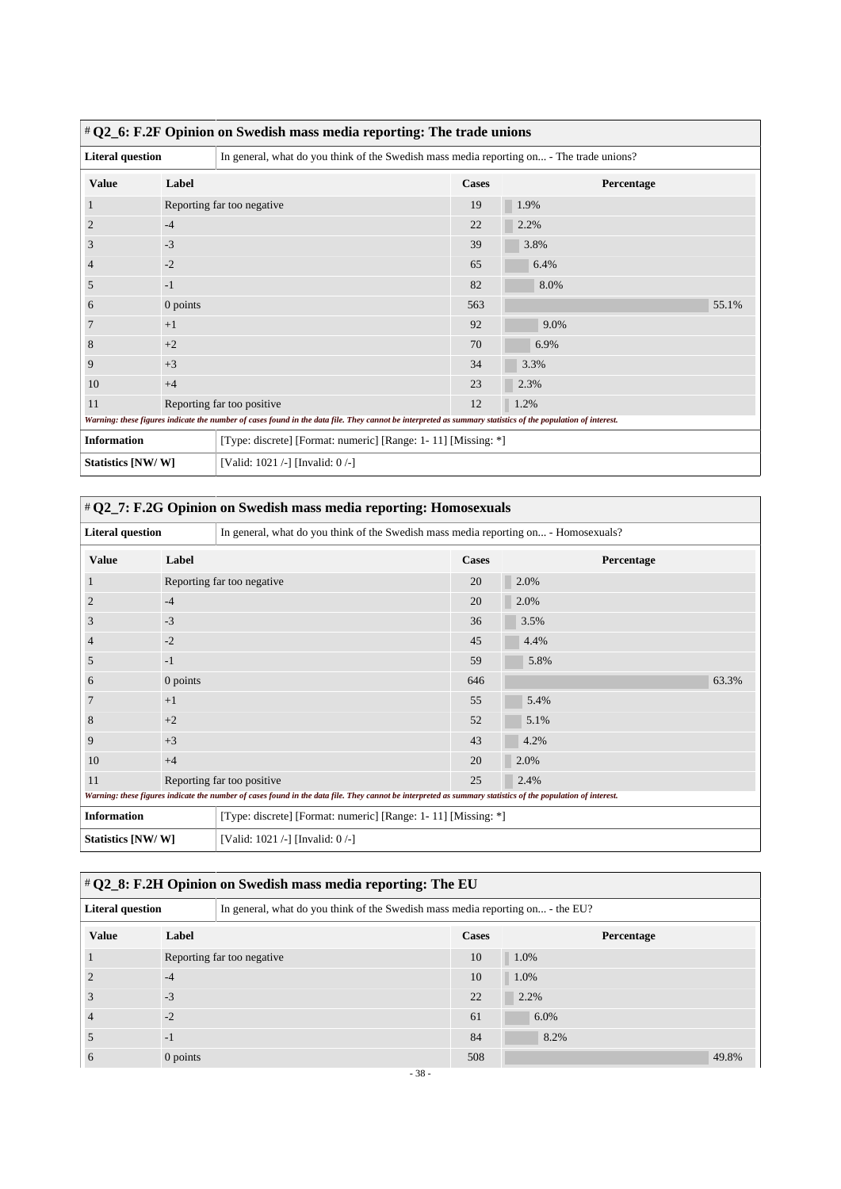# Q2_6: F.2F Opinion on Swedish mass media reporting: The trade unions

**Literal question:** In general, what do you think of the Swedish mass media reporting on... - The trade unions?

| Value | Label | Cases | Percentage |
|---|---|---|---|
| 1 | Reporting far too negative | 19 | 1.9% |
| 2 | -4 | 22 | 2.2% |
| 3 | -3 | 39 | 3.8% |
| 4 | -2 | 65 | 6.4% |
| 5 | -1 | 82 | 8.0% |
| 6 | 0 points | 563 | 55.1% |
| 7 | +1 | 92 | 9.0% |
| 8 | +2 | 70 | 6.9% |
| 9 | +3 | 34 | 3.3% |
| 10 | +4 | 23 | 2.3% |
| 11 | Reporting far too positive | 12 | 1.2% |

*Warning: these figures indicate the number of cases found in the data file. They cannot be interpreted as summary statistics of the population of interest.*

**Information:** [Type: discrete] [Format: numeric] [Range: 1- 11] [Missing: *]

**Statistics [NW/ W]:** [Valid: 1021 /-] [Invalid: 0 /-]

# Q2_7: F.2G Opinion on Swedish mass media reporting: Homosexuals

**Literal question:** In general, what do you think of the Swedish mass media reporting on... - Homosexuals?

| Value | Label | Cases | Percentage |
|---|---|---|---|
| 1 | Reporting far too negative | 20 | 2.0% |
| 2 | -4 | 20 | 2.0% |
| 3 | -3 | 36 | 3.5% |
| 4 | -2 | 45 | 4.4% |
| 5 | -1 | 59 | 5.8% |
| 6 | 0 points | 646 | 63.3% |
| 7 | +1 | 55 | 5.4% |
| 8 | +2 | 52 | 5.1% |
| 9 | +3 | 43 | 4.2% |
| 10 | +4 | 20 | 2.0% |
| 11 | Reporting far too positive | 25 | 2.4% |

*Warning: these figures indicate the number of cases found in the data file. They cannot be interpreted as summary statistics of the population of interest.*

**Information:** [Type: discrete] [Format: numeric] [Range: 1- 11] [Missing: *]

**Statistics [NW/ W]:** [Valid: 1021 /-] [Invalid: 0 /-]

# Q2_8: F.2H Opinion on Swedish mass media reporting: The EU

**Literal question:** In general, what do you think of the Swedish mass media reporting on... - the EU?

| Value | Label | Cases | Percentage |
|---|---|---|---|
| 1 | Reporting far too negative | 10 | 1.0% |
| 2 | -4 | 10 | 1.0% |
| 3 | -3 | 22 | 2.2% |
| 4 | -2 | 61 | 6.0% |
| 5 | -1 | 84 | 8.2% |
| 6 | 0 points | 508 | 49.8% |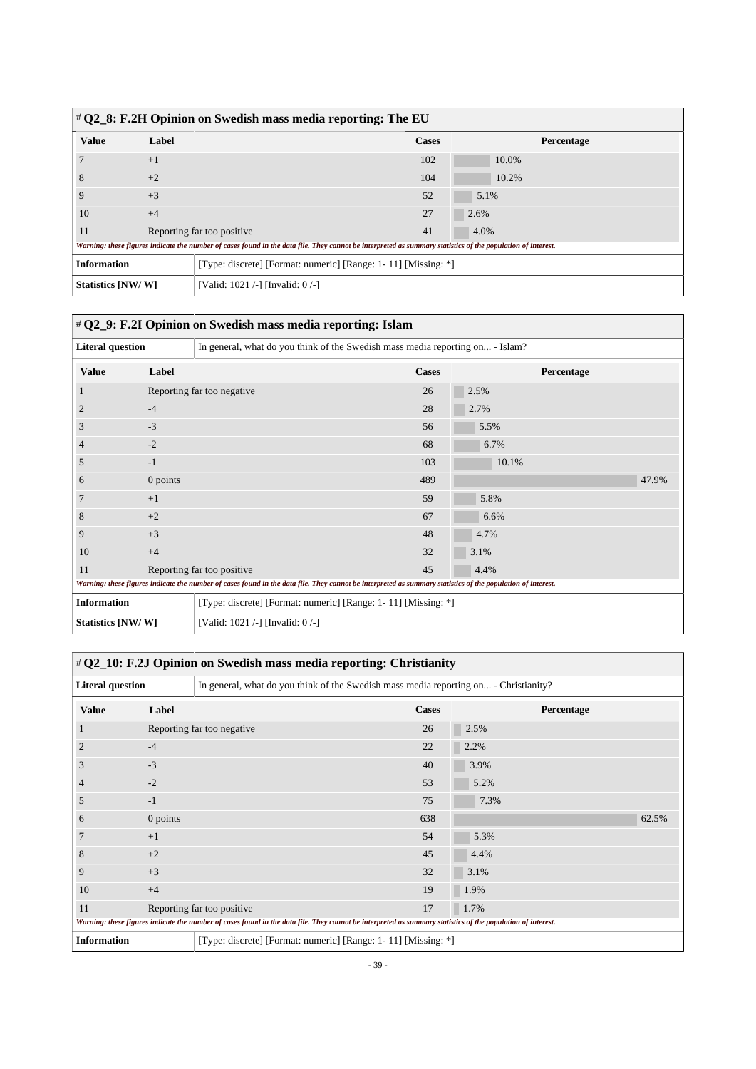## # Q2_8: F.2H Opinion on Swedish mass media reporting: The EU

| Value | Label | Cases | Percentage |
|---|---|---|---|
| 7 | +1 | 102 | 10.0% |
| 8 | +2 | 104 | 10.2% |
| 9 | +3 | 52 | 5.1% |
| 10 | +4 | 27 | 2.6% |
| 11 | Reporting far too positive | 41 | 4.0% |

*Warning: these figures indicate the number of cases found in the data file. They cannot be interpreted as summary statistics of the population of interest.*

| | |
|---|---|
| **Information** | [Type: discrete] [Format: numeric] [Range: 1- 11] [Missing: *] |
| **Statistics [NW/ W]** | [Valid: 1021 /-] [Invalid: 0 /-] |

## # Q2_9: F.2I Opinion on Swedish mass media reporting: Islam

| | |
|---|---|
| **Literal question** | In general, what do you think of the Swedish mass media reporting on... - Islam? |

| Value | Label | Cases | Percentage |
|---|---|---|---|
| 1 | Reporting far too negative | 26 | 2.5% |
| 2 | -4 | 28 | 2.7% |
| 3 | -3 | 56 | 5.5% |
| 4 | -2 | 68 | 6.7% |
| 5 | -1 | 103 | 10.1% |
| 6 | 0 points | 489 | 47.9% |
| 7 | +1 | 59 | 5.8% |
| 8 | +2 | 67 | 6.6% |
| 9 | +3 | 48 | 4.7% |
| 10 | +4 | 32 | 3.1% |
| 11 | Reporting far too positive | 45 | 4.4% |

*Warning: these figures indicate the number of cases found in the data file. They cannot be interpreted as summary statistics of the population of interest.*

| | |
|---|---|
| **Information** | [Type: discrete] [Format: numeric] [Range: 1- 11] [Missing: *] |
| **Statistics [NW/ W]** | [Valid: 1021 /-] [Invalid: 0 /-] |

## # Q2_10: F.2J Opinion on Swedish mass media reporting: Christianity

| | |
|---|---|
| **Literal question** | In general, what do you think of the Swedish mass media reporting on... - Christianity? |

| Value | Label | Cases | Percentage |
|---|---|---|---|
| 1 | Reporting far too negative | 26 | 2.5% |
| 2 | -4 | 22 | 2.2% |
| 3 | -3 | 40 | 3.9% |
| 4 | -2 | 53 | 5.2% |
| 5 | -1 | 75 | 7.3% |
| 6 | 0 points | 638 | 62.5% |
| 7 | +1 | 54 | 5.3% |
| 8 | +2 | 45 | 4.4% |
| 9 | +3 | 32 | 3.1% |
| 10 | +4 | 19 | 1.9% |
| 11 | Reporting far too positive | 17 | 1.7% |

*Warning: these figures indicate the number of cases found in the data file. They cannot be interpreted as summary statistics of the population of interest.*

| | |
|---|---|
| **Information** | [Type: discrete] [Format: numeric] [Range: 1- 11] [Missing: *] |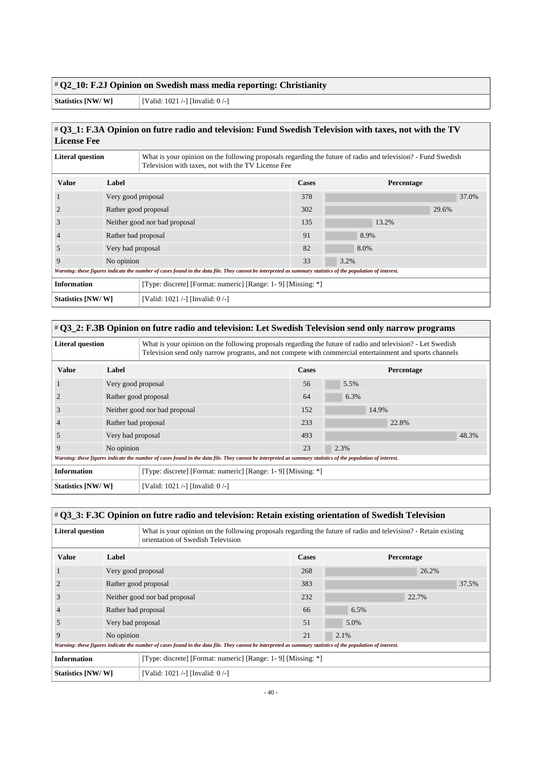## # Q2_10: F.2J Opinion on Swedish mass media reporting: Christianity

| | |
|---|---|
| **Statistics [NW/ W]** | [Valid: 1021 /-] [Invalid: 0 /-] |

## # Q3_1: F.3A Opinion on futre radio and television: Fund Swedish Television with taxes, not with the TV License Fee

| | |
|---|---|
| **Literal question** | What is your opinion on the following proposals regarding the future of radio and television? - Fund Swedish Television with taxes, not with the TV License Fee |

| Value | Label | Cases | Percentage |
|---|---|---|---|
| 1 | Very good proposal | 378 | 37.0% |
| 2 | Rather good proposal | 302 | 29.6% |
| 3 | Neither good nor bad proposal | 135 | 13.2% |
| 4 | Rather bad proposal | 91 | 8.9% |
| 5 | Very bad proposal | 82 | 8.0% |
| 9 | No opinion | 33 | 3.2% |

*Warning: these figures indicate the number of cases found in the data file. They cannot be interpreted as summary statistics of the population of interest.*

| | |
|---|---|
| **Information** | [Type: discrete] [Format: numeric] [Range: 1- 9] [Missing: *] |
| **Statistics [NW/ W]** | [Valid: 1021 /-] [Invalid: 0 /-] |

## # Q3_2: F.3B Opinion on futre radio and television: Let Swedish Television send only narrow programs

| | |
|---|---|
| **Literal question** | What is your opinion on the following proposals regarding the future of radio and television? - Let Swedish Television send only narrow programs, and not compete with commercial entertainment and sports channels |

| Value | Label | Cases | Percentage |
|---|---|---|---|
| 1 | Very good proposal | 56 | 5.5% |
| 2 | Rather good proposal | 64 | 6.3% |
| 3 | Neither good nor bad proposal | 152 | 14.9% |
| 4 | Rather bad proposal | 233 | 22.8% |
| 5 | Very bad proposal | 493 | 48.3% |
| 9 | No opinion | 23 | 2.3% |

*Warning: these figures indicate the number of cases found in the data file. They cannot be interpreted as summary statistics of the population of interest.*

| | |
|---|---|
| **Information** | [Type: discrete] [Format: numeric] [Range: 1- 9] [Missing: *] |
| **Statistics [NW/ W]** | [Valid: 1021 /-] [Invalid: 0 /-] |

## # Q3_3: F.3C Opinion on futre radio and television: Retain existing orientation of Swedish Television

| | |
|---|---|
| **Literal question** | What is your opinion on the following proposals regarding the future of radio and television? - Retain existing orientation of Swedish Television |

| Value | Label | Cases | Percentage |
|---|---|---|---|
| 1 | Very good proposal | 268 | 26.2% |
| 2 | Rather good proposal | 383 | 37.5% |
| 3 | Neither good nor bad proposal | 232 | 22.7% |
| 4 | Rather bad proposal | 66 | 6.5% |
| 5 | Very bad proposal | 51 | 5.0% |
| 9 | No opinion | 21 | 2.1% |

*Warning: these figures indicate the number of cases found in the data file. They cannot be interpreted as summary statistics of the population of interest.*

| | |
|---|---|
| **Information** | [Type: discrete] [Format: numeric] [Range: 1- 9] [Missing: *] |
| **Statistics [NW/ W]** | [Valid: 1021 /-] [Invalid: 0 /-] |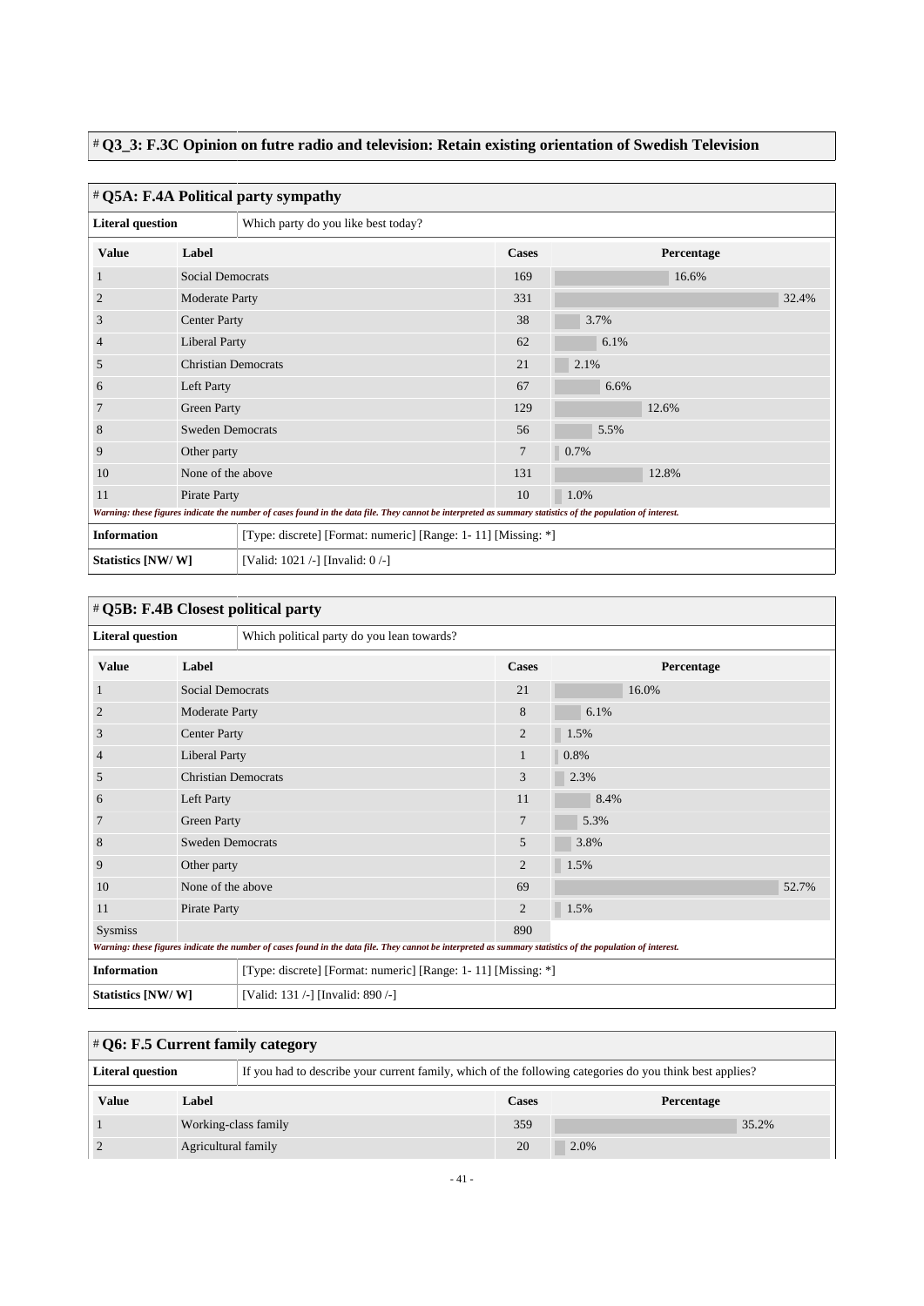## # Q3_3: F.3C Opinion on futre radio and television: Retain existing orientation of Swedish Television

## # Q5A: F.4A Political party sympathy

| Literal question | Which party do you like best today? |
|---|---|

| Value | Label | Cases | Percentage |
|---|---|---|---|
| 1 | Social Democrats | 169 | 16.6% |
| 2 | Moderate Party | 331 | 32.4% |
| 3 | Center Party | 38 | 3.7% |
| 4 | Liberal Party | 62 | 6.1% |
| 5 | Christian Democrats | 21 | 2.1% |
| 6 | Left Party | 67 | 6.6% |
| 7 | Green Party | 129 | 12.6% |
| 8 | Sweden Democrats | 56 | 5.5% |
| 9 | Other party | 7 | 0.7% |
| 10 | None of the above | 131 | 12.8% |
| 11 | Pirate Party | 10 | 1.0% |

*Warning: these figures indicate the number of cases found in the data file. They cannot be interpreted as summary statistics of the population of interest.*

| Information | [Type: discrete] [Format: numeric] [Range: 1- 11] [Missing: *] |
|---|---|
| Statistics [NW/ W] | [Valid: 1021 /-] [Invalid: 0 /-] |

## # Q5B: F.4B Closest political party

| Literal question | Which political party do you lean towards? |
|---|---|

| Value | Label | Cases | Percentage |
|---|---|---|---|
| 1 | Social Democrats | 21 | 16.0% |
| 2 | Moderate Party | 8 | 6.1% |
| 3 | Center Party | 2 | 1.5% |
| 4 | Liberal Party | 1 | 0.8% |
| 5 | Christian Democrats | 3 | 2.3% |
| 6 | Left Party | 11 | 8.4% |
| 7 | Green Party | 7 | 5.3% |
| 8 | Sweden Democrats | 5 | 3.8% |
| 9 | Other party | 2 | 1.5% |
| 10 | None of the above | 69 | 52.7% |
| 11 | Pirate Party | 2 | 1.5% |
| Sysmiss | | 890 | |

*Warning: these figures indicate the number of cases found in the data file. They cannot be interpreted as summary statistics of the population of interest.*

| Information | [Type: discrete] [Format: numeric] [Range: 1- 11] [Missing: *] |
|---|---|
| Statistics [NW/ W] | [Valid: 131 /-] [Invalid: 890 /-] |

## # Q6: F.5 Current family category

| Literal question | If you had to describe your current family, which of the following categories do you think best applies? |
|---|---|

| Value | Label | Cases | Percentage |
|---|---|---|---|
| 1 | Working-class family | 359 | 35.2% |
| 2 | Agricultural family | 20 | 2.0% |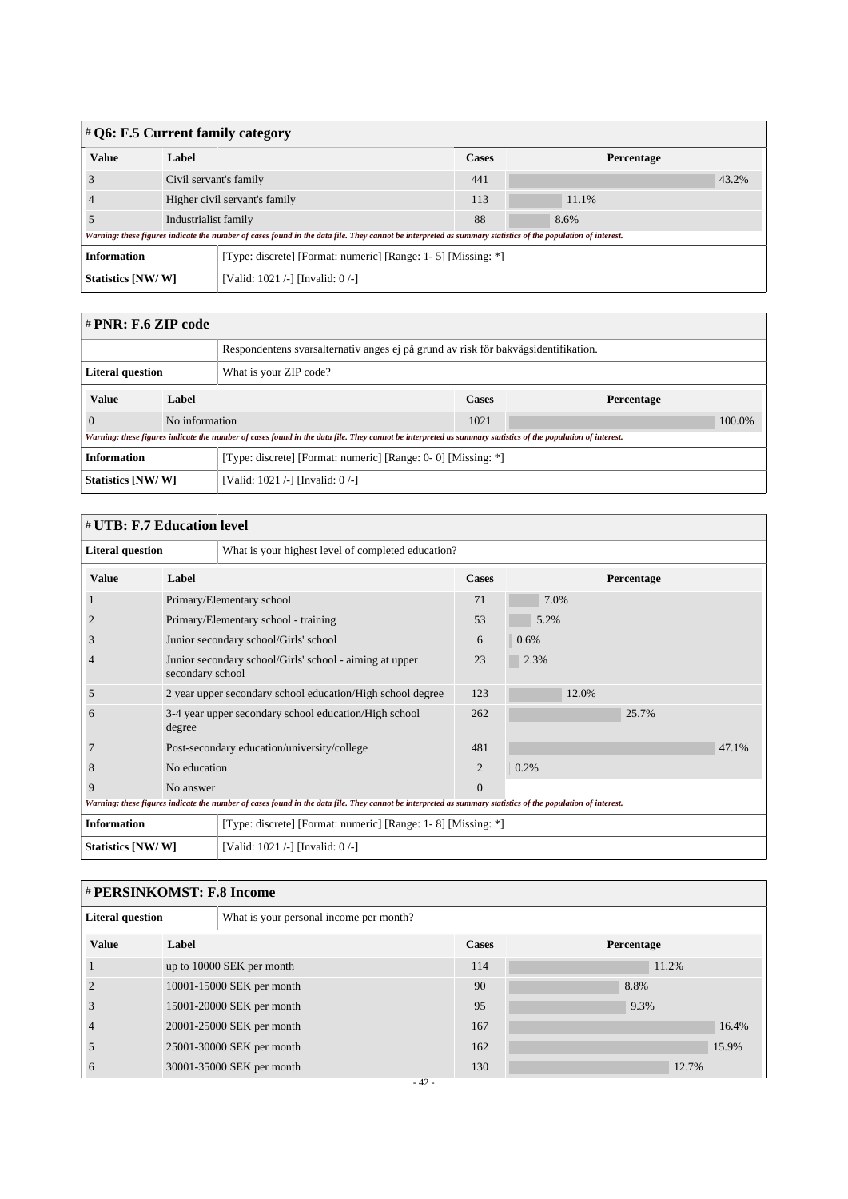# Q6: F.5 Current family category

| Value | Label | Cases | Percentage |
|---|---|---|---|
| 3 | Civil servant's family | 441 | 43.2% |
| 4 | Higher civil servant's family | 113 | 11.1% |
| 5 | Industrialist family | 88 | 8.6% |

*Warning: these figures indicate the number of cases found in the data file. They cannot be interpreted as summary statistics of the population of interest.*

| | |
|---|---|
| **Information** | [Type: discrete] [Format: numeric] [Range: 1- 5] [Missing: *] |
| **Statistics [NW/ W]** | [Valid: 1021 /-] [Invalid: 0 /-] |

# PNR: F.6 ZIP code

| | |
|---|---|
| | Respondentens svarsalternativ anges ej på grund av risk för bakvägsidentifikation. |
| **Literal question** | What is your ZIP code? |

| Value | Label | Cases | Percentage |
|---|---|---|---|
| 0 | No information | 1021 | 100.0% |

*Warning: these figures indicate the number of cases found in the data file. They cannot be interpreted as summary statistics of the population of interest.*

| | |
|---|---|
| **Information** | [Type: discrete] [Format: numeric] [Range: 0- 0] [Missing: *] |
| **Statistics [NW/ W]** | [Valid: 1021 /-] [Invalid: 0 /-] |

# UTB: F.7 Education level

| | |
|---|---|
| **Literal question** | What is your highest level of completed education? |

| Value | Label | Cases | Percentage |
|---|---|---|---|
| 1 | Primary/Elementary school | 71 | 7.0% |
| 2 | Primary/Elementary school - training | 53 | 5.2% |
| 3 | Junior secondary school/Girls' school | 6 | 0.6% |
| 4 | Junior secondary school/Girls' school - aiming at upper secondary school | 23 | 2.3% |
| 5 | 2 year upper secondary school education/High school degree | 123 | 12.0% |
| 6 | 3-4 year upper secondary school education/High school degree | 262 | 25.7% |
| 7 | Post-secondary education/university/college | 481 | 47.1% |
| 8 | No education | 2 | 0.2% |
| 9 | No answer | 0 | |

*Warning: these figures indicate the number of cases found in the data file. They cannot be interpreted as summary statistics of the population of interest.*

| | |
|---|---|
| **Information** | [Type: discrete] [Format: numeric] [Range: 1- 8] [Missing: *] |
| **Statistics [NW/ W]** | [Valid: 1021 /-] [Invalid: 0 /-] |

# PERSINKOMST: F.8 Income

| | |
|---|---|
| **Literal question** | What is your personal income per month? |

| Value | Label | Cases | Percentage |
|---|---|---|---|
| 1 | up to 10000 SEK per month | 114 | 11.2% |
| 2 | 10001-15000 SEK per month | 90 | 8.8% |
| 3 | 15001-20000 SEK per month | 95 | 9.3% |
| 4 | 20001-25000 SEK per month | 167 | 16.4% |
| 5 | 25001-30000 SEK per month | 162 | 15.9% |
| 6 | 30001-35000 SEK per month | 130 | 12.7% |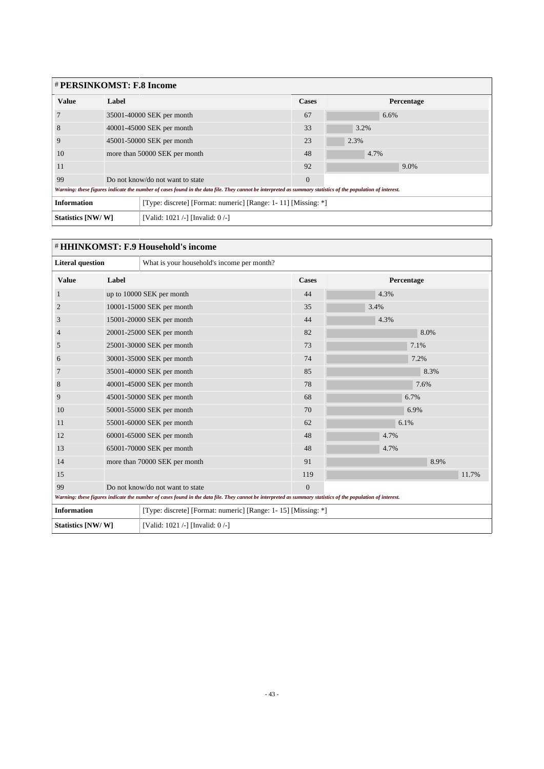# # PERSINKOMST: F.8 Income

| Value | Label | Cases | Percentage |
|---|---|---|---|
| 7 | 35001-40000 SEK per month | 67 | 6.6% |
| 8 | 40001-45000 SEK per month | 33 | 3.2% |
| 9 | 45001-50000 SEK per month | 23 | 2.3% |
| 10 | more than 50000 SEK per month | 48 | 4.7% |
| 11 | | 92 | 9.0% |
| 99 | Do not know/do not want to state | 0 | |

*Warning: these figures indicate the number of cases found in the data file. They cannot be interpreted as summary statistics of the population of interest.*

| | |
|---|---|
| **Information** | [Type: discrete] [Format: numeric] [Range: 1- 11] [Missing: *] |
| **Statistics [NW/ W]** | [Valid: 1021 /-] [Invalid: 0 /-] |

# # HHINKOMST: F.9 Household's income

| | |
|---|---|
| **Literal question** | What is your household's income per month? |

| Value | Label | Cases | Percentage |
|---|---|---|---|
| 1 | up to 10000 SEK per month | 44 | 4.3% |
| 2 | 10001-15000 SEK per month | 35 | 3.4% |
| 3 | 15001-20000 SEK per month | 44 | 4.3% |
| 4 | 20001-25000 SEK per month | 82 | 8.0% |
| 5 | 25001-30000 SEK per month | 73 | 7.1% |
| 6 | 30001-35000 SEK per month | 74 | 7.2% |
| 7 | 35001-40000 SEK per month | 85 | 8.3% |
| 8 | 40001-45000 SEK per month | 78 | 7.6% |
| 9 | 45001-50000 SEK per month | 68 | 6.7% |
| 10 | 50001-55000 SEK per month | 70 | 6.9% |
| 11 | 55001-60000 SEK per month | 62 | 6.1% |
| 12 | 60001-65000 SEK per month | 48 | 4.7% |
| 13 | 65001-70000 SEK per month | 48 | 4.7% |
| 14 | more than 70000 SEK per month | 91 | 8.9% |
| 15 | | 119 | 11.7% |
| 99 | Do not know/do not want to state | 0 | |

*Warning: these figures indicate the number of cases found in the data file. They cannot be interpreted as summary statistics of the population of interest.*

| | |
|---|---|
| **Information** | [Type: discrete] [Format: numeric] [Range: 1- 15] [Missing: *] |
| **Statistics [NW/ W]** | [Valid: 1021 /-] [Invalid: 0 /-] |